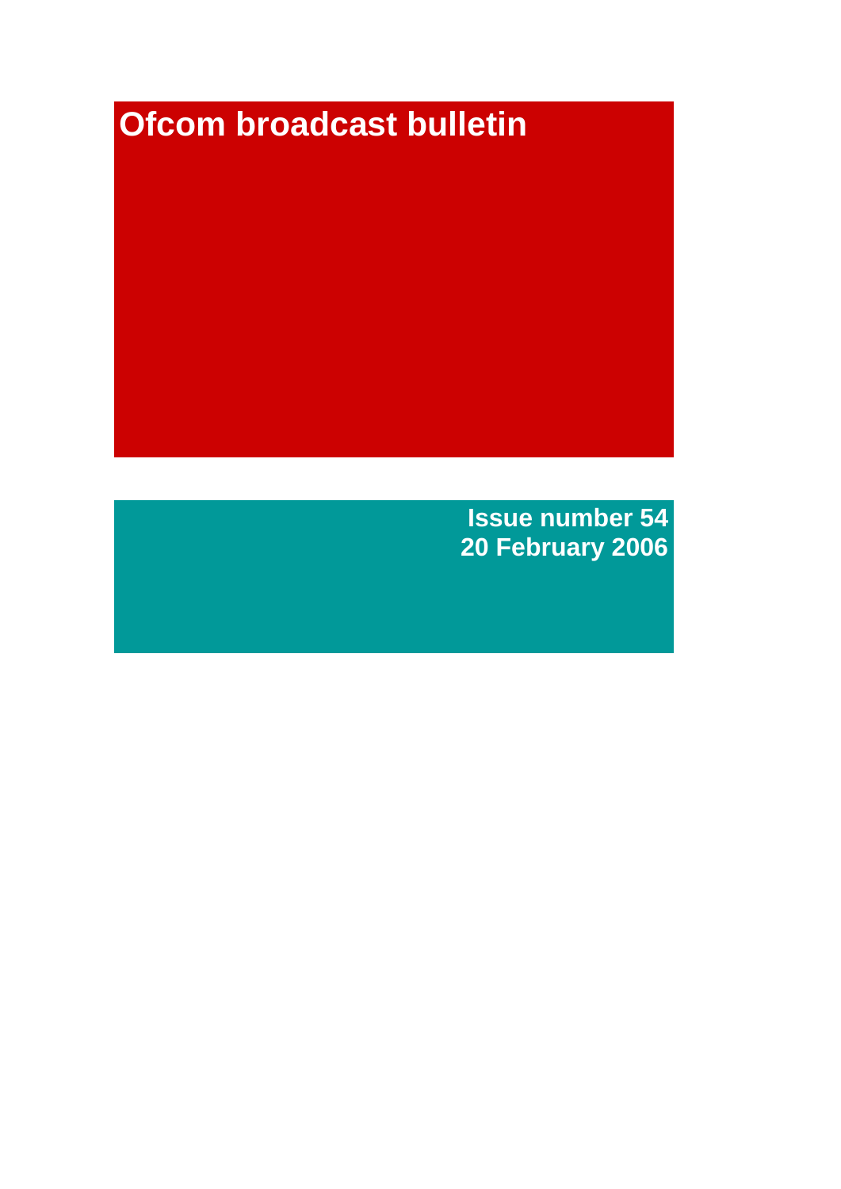# Ofcom broadcast bulletin

**Issue number 54**
**20 February 2006**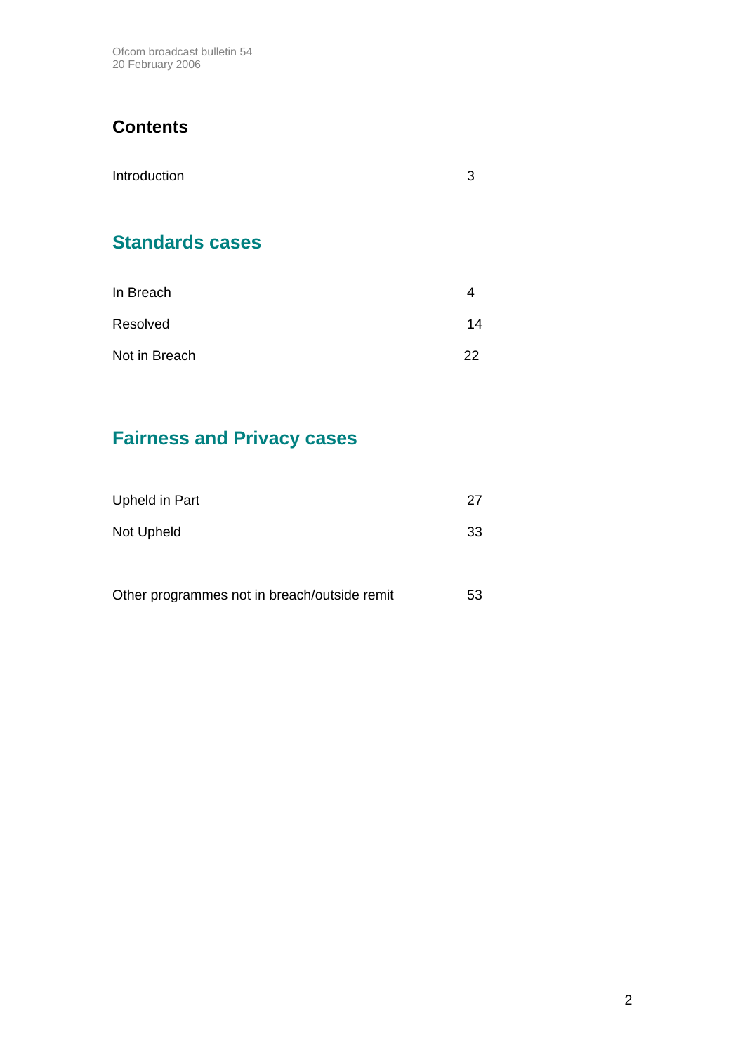## Contents

| | |
|---|---|
| Introduction | 3 |

## Standards cases

| | |
|---|---|
| In Breach | 4 |
| Resolved | 14 |
| Not in Breach | 22 |

## Fairness and Privacy cases

| | |
|---|---|
| Upheld in Part | 27 |
| Not Upheld | 33 |

| | |
|---|---|
| Other programmes not in breach/outside remit | 53 |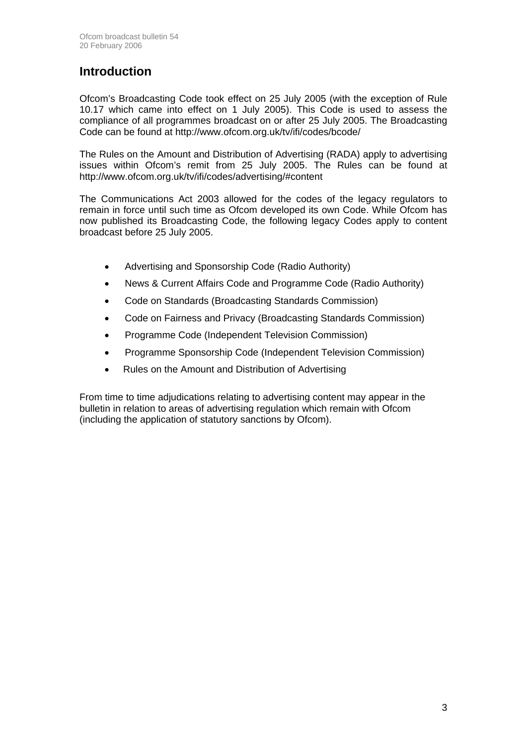# Introduction

Ofcom's Broadcasting Code took effect on 25 July 2005 (with the exception of Rule 10.17 which came into effect on 1 July 2005). This Code is used to assess the compliance of all programmes broadcast on or after 25 July 2005. The Broadcasting Code can be found at http://www.ofcom.org.uk/tv/ifi/codes/bcode/

The Rules on the Amount and Distribution of Advertising (RADA) apply to advertising issues within Ofcom's remit from 25 July 2005. The Rules can be found at http://www.ofcom.org.uk/tv/ifi/codes/advertising/#content

The Communications Act 2003 allowed for the codes of the legacy regulators to remain in force until such time as Ofcom developed its own Code. While Ofcom has now published its Broadcasting Code, the following legacy Codes apply to content broadcast before 25 July 2005.

- Advertising and Sponsorship Code (Radio Authority)
- News & Current Affairs Code and Programme Code (Radio Authority)
- Code on Standards (Broadcasting Standards Commission)
- Code on Fairness and Privacy (Broadcasting Standards Commission)
- Programme Code (Independent Television Commission)
- Programme Sponsorship Code (Independent Television Commission)
- Rules on the Amount and Distribution of Advertising

From time to time adjudications relating to advertising content may appear in the bulletin in relation to areas of advertising regulation which remain with Ofcom (including the application of statutory sanctions by Ofcom).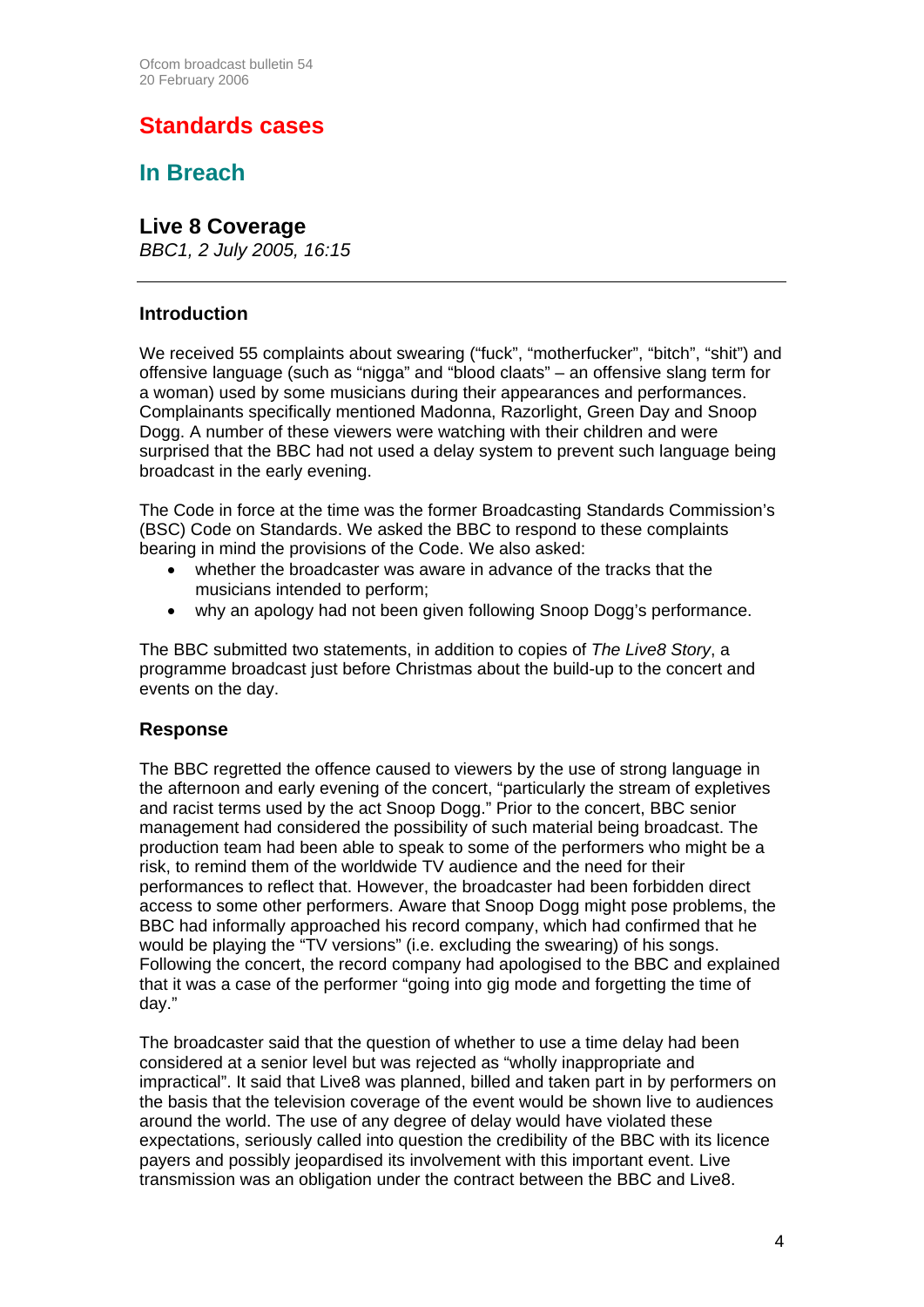## Standards cases

### In Breach

#### Live 8 Coverage

*BBC1, 2 July 2005, 16:15*

---

**Introduction**

We received 55 complaints about swearing ("fuck", "motherfucker", "bitch", "shit") and offensive language (such as "nigga" and "blood claats" – an offensive slang term for a woman) used by some musicians during their appearances and performances. Complainants specifically mentioned Madonna, Razorlight, Green Day and Snoop Dogg. A number of these viewers were watching with their children and were surprised that the BBC had not used a delay system to prevent such language being broadcast in the early evening.

The Code in force at the time was the former Broadcasting Standards Commission's (BSC) Code on Standards. We asked the BBC to respond to these complaints bearing in mind the provisions of the Code. We also asked:

- whether the broadcaster was aware in advance of the tracks that the musicians intended to perform;
- why an apology had not been given following Snoop Dogg's performance.

The BBC submitted two statements, in addition to copies of *The Live8 Story*, a programme broadcast just before Christmas about the build-up to the concert and events on the day.

**Response**

The BBC regretted the offence caused to viewers by the use of strong language in the afternoon and early evening of the concert, "particularly the stream of expletives and racist terms used by the act Snoop Dogg." Prior to the concert, BBC senior management had considered the possibility of such material being broadcast. The production team had been able to speak to some of the performers who might be a risk, to remind them of the worldwide TV audience and the need for their performances to reflect that. However, the broadcaster had been forbidden direct access to some other performers. Aware that Snoop Dogg might pose problems, the BBC had informally approached his record company, which had confirmed that he would be playing the "TV versions" (i.e. excluding the swearing) of his songs. Following the concert, the record company had apologised to the BBC and explained that it was a case of the performer "going into gig mode and forgetting the time of day."

The broadcaster said that the question of whether to use a time delay had been considered at a senior level but was rejected as "wholly inappropriate and impractical". It said that Live8 was planned, billed and taken part in by performers on the basis that the television coverage of the event would be shown live to audiences around the world. The use of any degree of delay would have violated these expectations, seriously called into question the credibility of the BBC with its licence payers and possibly jeopardised its involvement with this important event. Live transmission was an obligation under the contract between the BBC and Live8.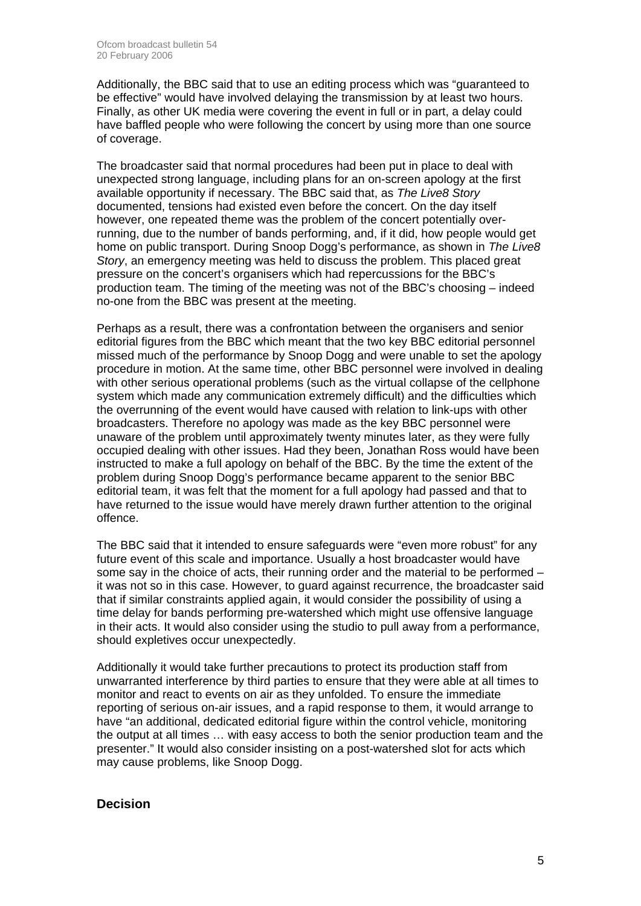Additionally, the BBC said that to use an editing process which was "guaranteed to be effective" would have involved delaying the transmission by at least two hours. Finally, as other UK media were covering the event in full or in part, a delay could have baffled people who were following the concert by using more than one source of coverage.

The broadcaster said that normal procedures had been put in place to deal with unexpected strong language, including plans for an on-screen apology at the first available opportunity if necessary. The BBC said that, as *The Live8 Story* documented, tensions had existed even before the concert. On the day itself however, one repeated theme was the problem of the concert potentially over-running, due to the number of bands performing, and, if it did, how people would get home on public transport. During Snoop Dogg's performance, as shown in *The Live8 Story*, an emergency meeting was held to discuss the problem. This placed great pressure on the concert's organisers which had repercussions for the BBC's production team. The timing of the meeting was not of the BBC's choosing – indeed no-one from the BBC was present at the meeting.

Perhaps as a result, there was a confrontation between the organisers and senior editorial figures from the BBC which meant that the two key BBC editorial personnel missed much of the performance by Snoop Dogg and were unable to set the apology procedure in motion. At the same time, other BBC personnel were involved in dealing with other serious operational problems (such as the virtual collapse of the cellphone system which made any communication extremely difficult) and the difficulties which the overrunning of the event would have caused with relation to link-ups with other broadcasters. Therefore no apology was made as the key BBC personnel were unaware of the problem until approximately twenty minutes later, as they were fully occupied dealing with other issues. Had they been, Jonathan Ross would have been instructed to make a full apology on behalf of the BBC. By the time the extent of the problem during Snoop Dogg's performance became apparent to the senior BBC editorial team, it was felt that the moment for a full apology had passed and that to have returned to the issue would have merely drawn further attention to the original offence.

The BBC said that it intended to ensure safeguards were "even more robust" for any future event of this scale and importance. Usually a host broadcaster would have some say in the choice of acts, their running order and the material to be performed – it was not so in this case. However, to guard against recurrence, the broadcaster said that if similar constraints applied again, it would consider the possibility of using a time delay for bands performing pre-watershed which might use offensive language in their acts. It would also consider using the studio to pull away from a performance, should expletives occur unexpectedly.

Additionally it would take further precautions to protect its production staff from unwarranted interference by third parties to ensure that they were able at all times to monitor and react to events on air as they unfolded. To ensure the immediate reporting of serious on-air issues, and a rapid response to them, it would arrange to have "an additional, dedicated editorial figure within the control vehicle, monitoring the output at all times … with easy access to both the senior production team and the presenter." It would also consider insisting on a post-watershed slot for acts which may cause problems, like Snoop Dogg.

## Decision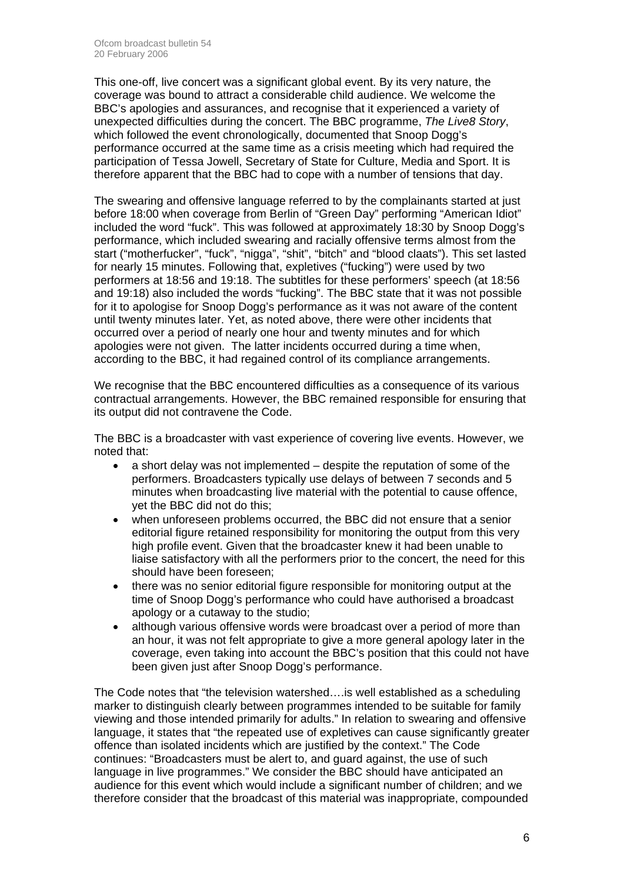This one-off, live concert was a significant global event. By its very nature, the coverage was bound to attract a considerable child audience. We welcome the BBC's apologies and assurances, and recognise that it experienced a variety of unexpected difficulties during the concert. The BBC programme, *The Live8 Story*, which followed the event chronologically, documented that Snoop Dogg's performance occurred at the same time as a crisis meeting which had required the participation of Tessa Jowell, Secretary of State for Culture, Media and Sport. It is therefore apparent that the BBC had to cope with a number of tensions that day.

The swearing and offensive language referred to by the complainants started at just before 18:00 when coverage from Berlin of "Green Day" performing "American Idiot" included the word "fuck". This was followed at approximately 18:30 by Snoop Dogg's performance, which included swearing and racially offensive terms almost from the start ("motherfucker", "fuck", "nigga", "shit", "bitch" and "blood claats"). This set lasted for nearly 15 minutes. Following that, expletives ("fucking") were used by two performers at 18:56 and 19:18. The subtitles for these performers' speech (at 18:56 and 19:18) also included the words "fucking". The BBC state that it was not possible for it to apologise for Snoop Dogg's performance as it was not aware of the content until twenty minutes later. Yet, as noted above, there were other incidents that occurred over a period of nearly one hour and twenty minutes and for which apologies were not given. The latter incidents occurred during a time when, according to the BBC, it had regained control of its compliance arrangements.

We recognise that the BBC encountered difficulties as a consequence of its various contractual arrangements. However, the BBC remained responsible for ensuring that its output did not contravene the Code.

The BBC is a broadcaster with vast experience of covering live events. However, we noted that:

- a short delay was not implemented – despite the reputation of some of the performers. Broadcasters typically use delays of between 7 seconds and 5 minutes when broadcasting live material with the potential to cause offence, yet the BBC did not do this;
- when unforeseen problems occurred, the BBC did not ensure that a senior editorial figure retained responsibility for monitoring the output from this very high profile event. Given that the broadcaster knew it had been unable to liaise satisfactory with all the performers prior to the concert, the need for this should have been foreseen;
- there was no senior editorial figure responsible for monitoring output at the time of Snoop Dogg's performance who could have authorised a broadcast apology or a cutaway to the studio;
- although various offensive words were broadcast over a period of more than an hour, it was not felt appropriate to give a more general apology later in the coverage, even taking into account the BBC's position that this could not have been given just after Snoop Dogg's performance.

The Code notes that "the television watershed….is well established as a scheduling marker to distinguish clearly between programmes intended to be suitable for family viewing and those intended primarily for adults." In relation to swearing and offensive language, it states that "the repeated use of expletives can cause significantly greater offence than isolated incidents which are justified by the context." The Code continues: "Broadcasters must be alert to, and guard against, the use of such language in live programmes." We consider the BBC should have anticipated an audience for this event which would include a significant number of children; and we therefore consider that the broadcast of this material was inappropriate, compounded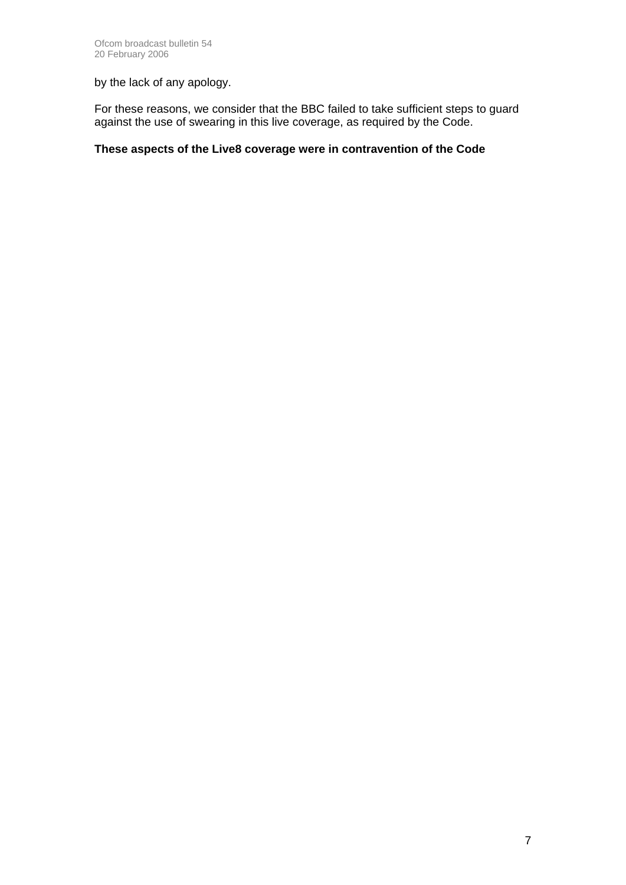by the lack of any apology.

For these reasons, we consider that the BBC failed to take sufficient steps to guard against the use of swearing in this live coverage, as required by the Code.

**These aspects of the Live8 coverage were in contravention of the Code**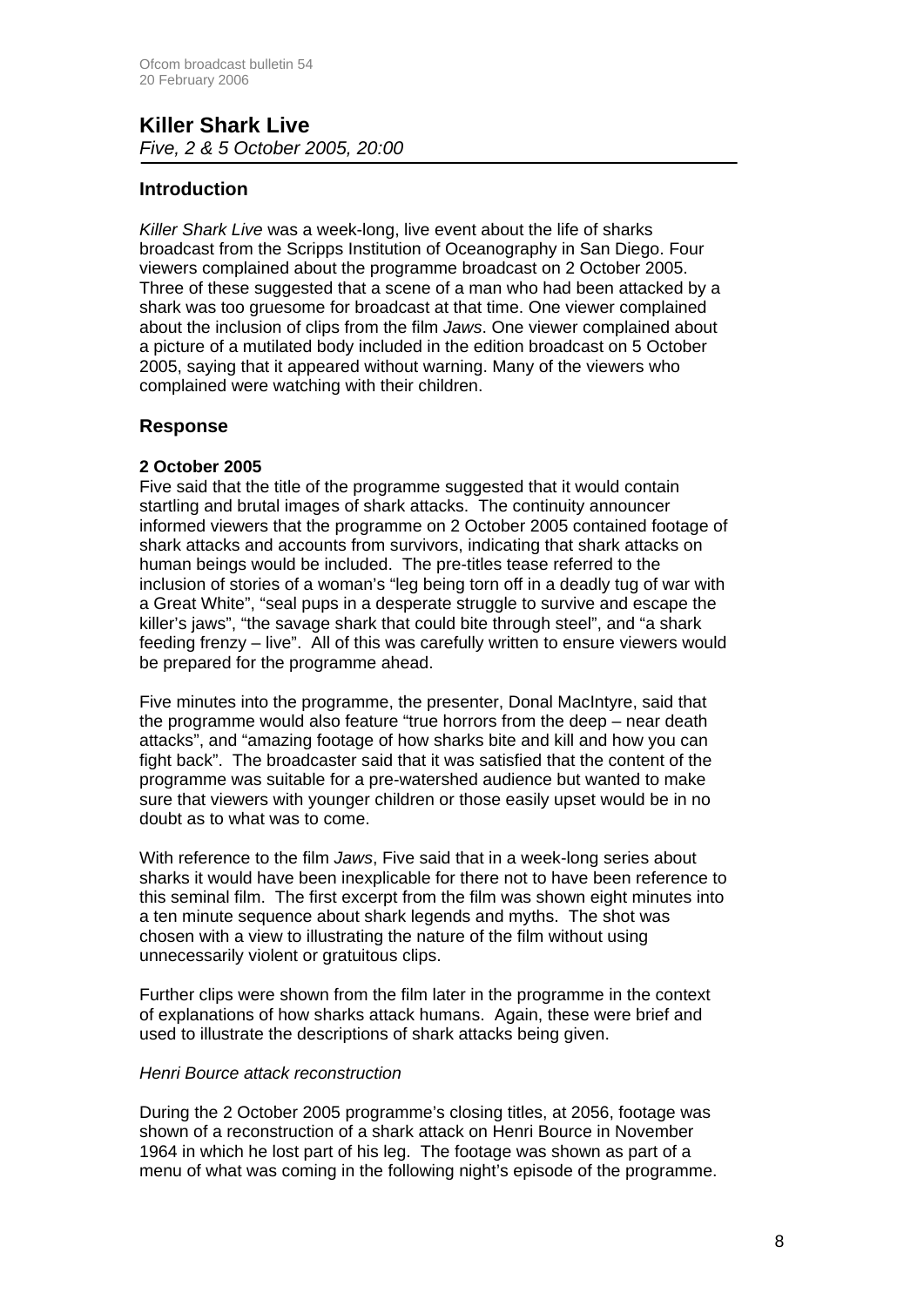## Killer Shark Live

*Five, 2 & 5 October 2005, 20:00*

### Introduction

*Killer Shark Live* was a week-long, live event about the life of sharks broadcast from the Scripps Institution of Oceanography in San Diego. Four viewers complained about the programme broadcast on 2 October 2005. Three of these suggested that a scene of a man who had been attacked by a shark was too gruesome for broadcast at that time. One viewer complained about the inclusion of clips from the film *Jaws*. One viewer complained about a picture of a mutilated body included in the edition broadcast on 5 October 2005, saying that it appeared without warning. Many of the viewers who complained were watching with their children.

### Response

**2 October 2005**

Five said that the title of the programme suggested that it would contain startling and brutal images of shark attacks. The continuity announcer informed viewers that the programme on 2 October 2005 contained footage of shark attacks and accounts from survivors, indicating that shark attacks on human beings would be included. The pre-titles tease referred to the inclusion of stories of a woman's "leg being torn off in a deadly tug of war with a Great White", "seal pups in a desperate struggle to survive and escape the killer's jaws", "the savage shark that could bite through steel", and "a shark feeding frenzy – live". All of this was carefully written to ensure viewers would be prepared for the programme ahead.

Five minutes into the programme, the presenter, Donal MacIntyre, said that the programme would also feature "true horrors from the deep – near death attacks", and "amazing footage of how sharks bite and kill and how you can fight back". The broadcaster said that it was satisfied that the content of the programme was suitable for a pre-watershed audience but wanted to make sure that viewers with younger children or those easily upset would be in no doubt as to what was to come.

With reference to the film *Jaws*, Five said that in a week-long series about sharks it would have been inexplicable for there not to have been reference to this seminal film. The first excerpt from the film was shown eight minutes into a ten minute sequence about shark legends and myths. The shot was chosen with a view to illustrating the nature of the film without using unnecessarily violent or gratuitous clips.

Further clips were shown from the film later in the programme in the context of explanations of how sharks attack humans. Again, these were brief and used to illustrate the descriptions of shark attacks being given.

*Henri Bource attack reconstruction*

During the 2 October 2005 programme's closing titles, at 2056, footage was shown of a reconstruction of a shark attack on Henri Bource in November 1964 in which he lost part of his leg. The footage was shown as part of a menu of what was coming in the following night's episode of the programme.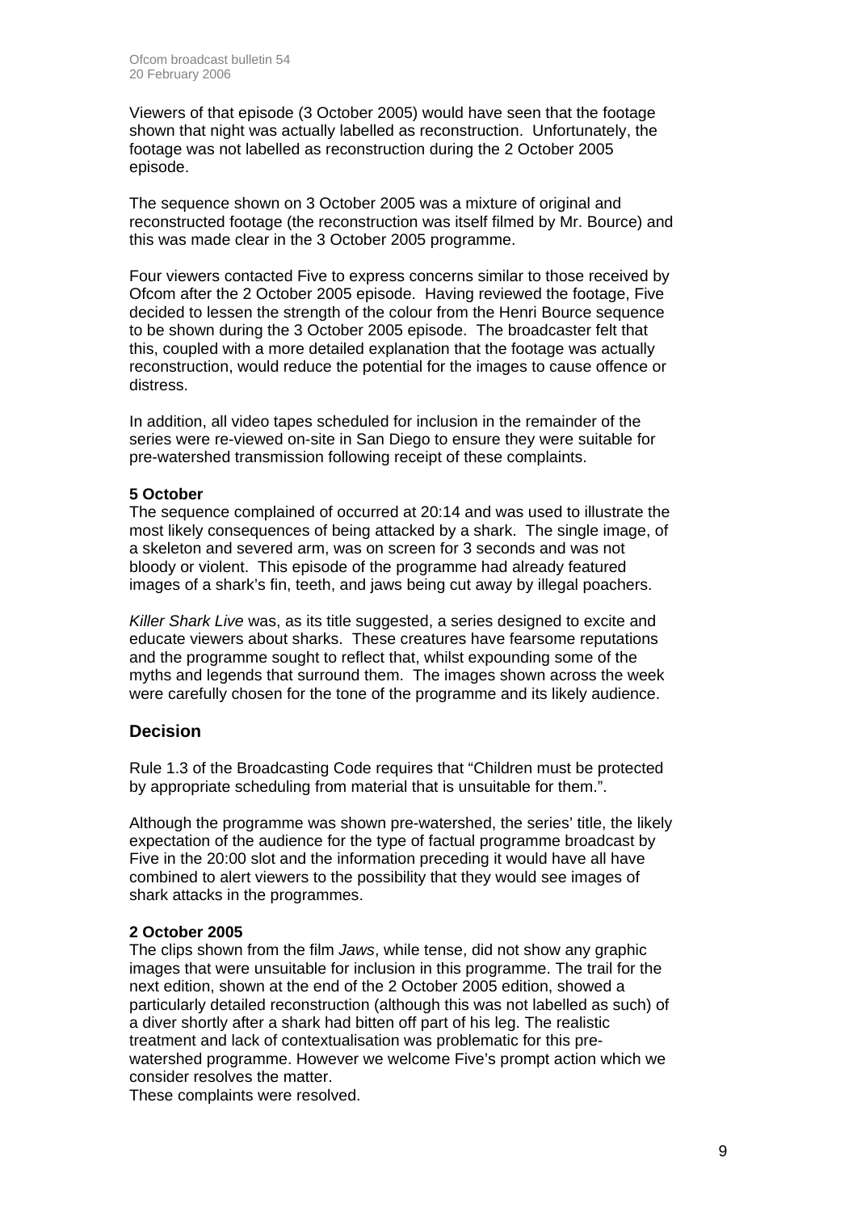Viewers of that episode (3 October 2005) would have seen that the footage shown that night was actually labelled as reconstruction. Unfortunately, the footage was not labelled as reconstruction during the 2 October 2005 episode.

The sequence shown on 3 October 2005 was a mixture of original and reconstructed footage (the reconstruction was itself filmed by Mr. Bource) and this was made clear in the 3 October 2005 programme.

Four viewers contacted Five to express concerns similar to those received by Ofcom after the 2 October 2005 episode. Having reviewed the footage, Five decided to lessen the strength of the colour from the Henri Bource sequence to be shown during the 3 October 2005 episode. The broadcaster felt that this, coupled with a more detailed explanation that the footage was actually reconstruction, would reduce the potential for the images to cause offence or distress.

In addition, all video tapes scheduled for inclusion in the remainder of the series were re-viewed on-site in San Diego to ensure they were suitable for pre-watershed transmission following receipt of these complaints.

**5 October**

The sequence complained of occurred at 20:14 and was used to illustrate the most likely consequences of being attacked by a shark. The single image, of a skeleton and severed arm, was on screen for 3 seconds and was not bloody or violent. This episode of the programme had already featured images of a shark's fin, teeth, and jaws being cut away by illegal poachers.

*Killer Shark Live* was, as its title suggested, a series designed to excite and educate viewers about sharks. These creatures have fearsome reputations and the programme sought to reflect that, whilst expounding some of the myths and legends that surround them. The images shown across the week were carefully chosen for the tone of the programme and its likely audience.

## Decision

Rule 1.3 of the Broadcasting Code requires that "Children must be protected by appropriate scheduling from material that is unsuitable for them.".

Although the programme was shown pre-watershed, the series' title, the likely expectation of the audience for the type of factual programme broadcast by Five in the 20:00 slot and the information preceding it would have all have combined to alert viewers to the possibility that they would see images of shark attacks in the programmes.

**2 October 2005**

The clips shown from the film *Jaws*, while tense, did not show any graphic images that were unsuitable for inclusion in this programme. The trail for the next edition, shown at the end of the 2 October 2005 edition, showed a particularly detailed reconstruction (although this was not labelled as such) of a diver shortly after a shark had bitten off part of his leg. The realistic treatment and lack of contextualisation was problematic for this pre-watershed programme. However we welcome Five's prompt action which we consider resolves the matter.

These complaints were resolved.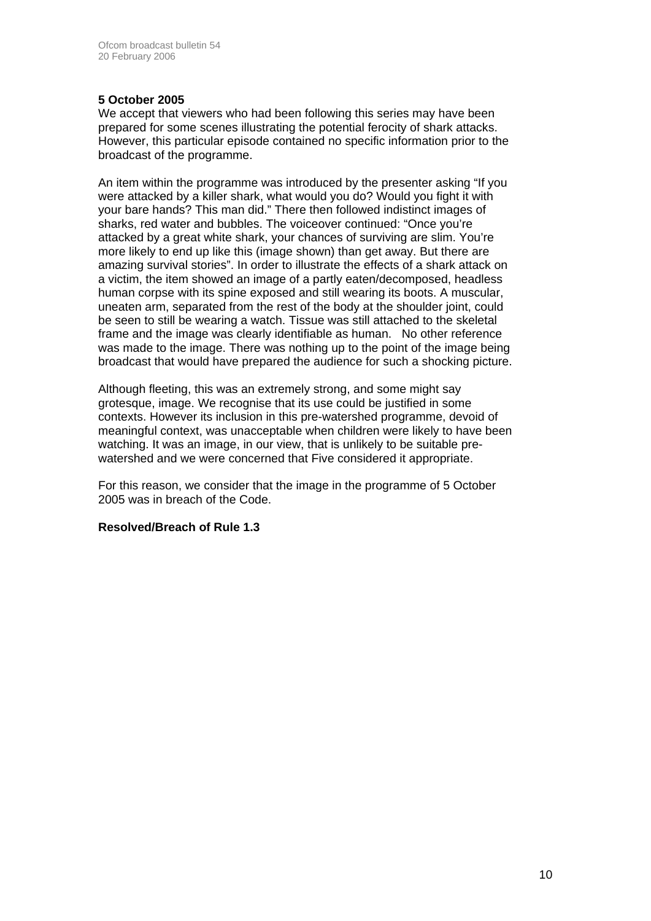**5 October 2005**
We accept that viewers who had been following this series may have been prepared for some scenes illustrating the potential ferocity of shark attacks. However, this particular episode contained no specific information prior to the broadcast of the programme.

An item within the programme was introduced by the presenter asking "If you were attacked by a killer shark, what would you do? Would you fight it with your bare hands? This man did." There then followed indistinct images of sharks, red water and bubbles. The voiceover continued: "Once you're attacked by a great white shark, your chances of surviving are slim. You're more likely to end up like this (image shown) than get away. But there are amazing survival stories". In order to illustrate the effects of a shark attack on a victim, the item showed an image of a partly eaten/decomposed, headless human corpse with its spine exposed and still wearing its boots. A muscular, uneaten arm, separated from the rest of the body at the shoulder joint, could be seen to still be wearing a watch. Tissue was still attached to the skeletal frame and the image was clearly identifiable as human. No other reference was made to the image. There was nothing up to the point of the image being broadcast that would have prepared the audience for such a shocking picture.

Although fleeting, this was an extremely strong, and some might say grotesque, image. We recognise that its use could be justified in some contexts. However its inclusion in this pre-watershed programme, devoid of meaningful context, was unacceptable when children were likely to have been watching. It was an image, in our view, that is unlikely to be suitable pre-watershed and we were concerned that Five considered it appropriate.

For this reason, we consider that the image in the programme of 5 October 2005 was in breach of the Code.

**Resolved/Breach of Rule 1.3**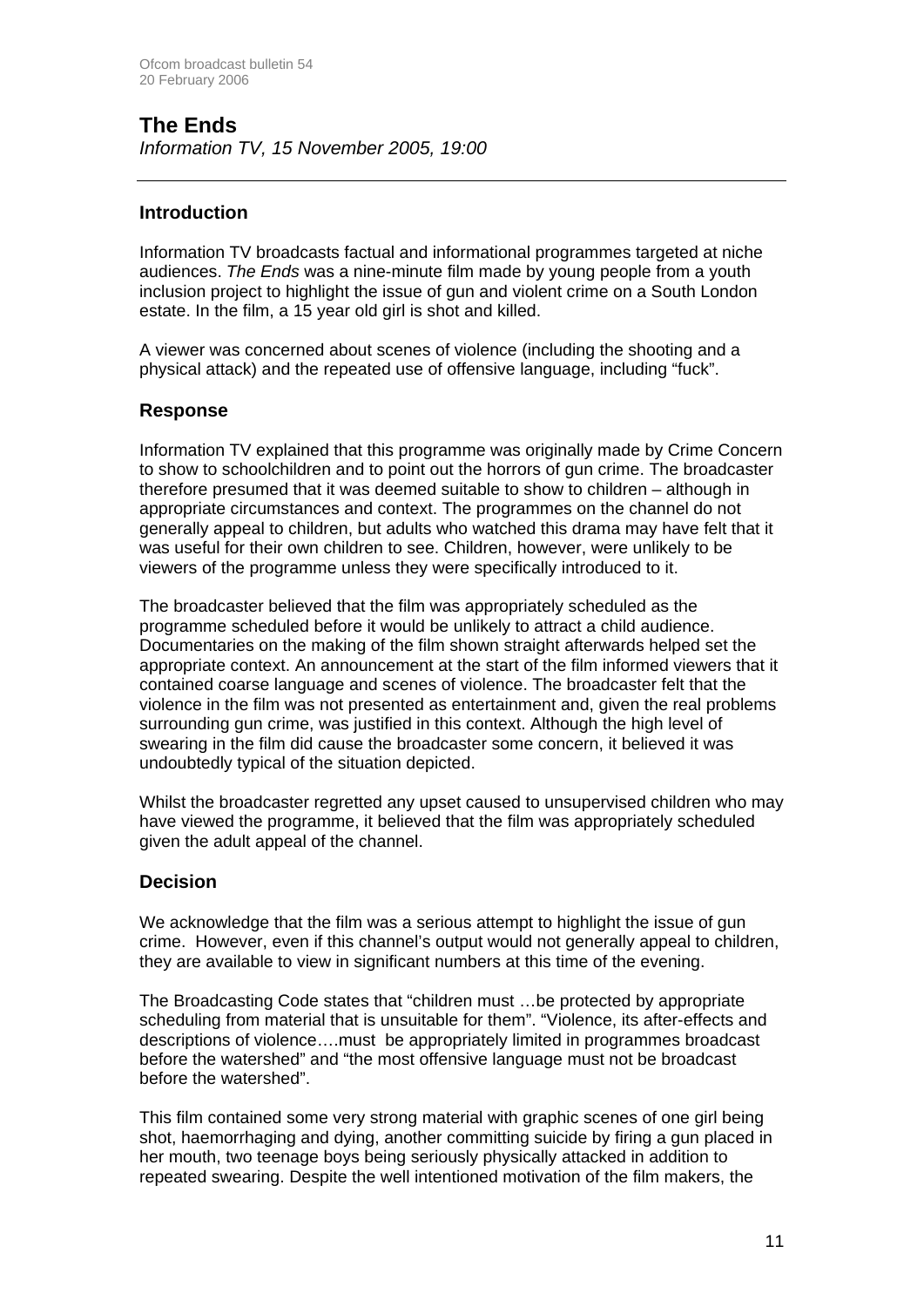## The Ends

*Information TV, 15 November 2005, 19:00*

---

### Introduction

Information TV broadcasts factual and informational programmes targeted at niche audiences. *The Ends* was a nine-minute film made by young people from a youth inclusion project to highlight the issue of gun and violent crime on a South London estate. In the film, a 15 year old girl is shot and killed.

A viewer was concerned about scenes of violence (including the shooting and a physical attack) and the repeated use of offensive language, including "fuck".

### Response

Information TV explained that this programme was originally made by Crime Concern to show to schoolchildren and to point out the horrors of gun crime. The broadcaster therefore presumed that it was deemed suitable to show to children – although in appropriate circumstances and context. The programmes on the channel do not generally appeal to children, but adults who watched this drama may have felt that it was useful for their own children to see. Children, however, were unlikely to be viewers of the programme unless they were specifically introduced to it.

The broadcaster believed that the film was appropriately scheduled as the programme scheduled before it would be unlikely to attract a child audience. Documentaries on the making of the film shown straight afterwards helped set the appropriate context. An announcement at the start of the film informed viewers that it contained coarse language and scenes of violence. The broadcaster felt that the violence in the film was not presented as entertainment and, given the real problems surrounding gun crime, was justified in this context. Although the high level of swearing in the film did cause the broadcaster some concern, it believed it was undoubtedly typical of the situation depicted.

Whilst the broadcaster regretted any upset caused to unsupervised children who may have viewed the programme, it believed that the film was appropriately scheduled given the adult appeal of the channel.

### Decision

We acknowledge that the film was a serious attempt to highlight the issue of gun crime. However, even if this channel's output would not generally appeal to children, they are available to view in significant numbers at this time of the evening.

The Broadcasting Code states that "children must …be protected by appropriate scheduling from material that is unsuitable for them". "Violence, its after-effects and descriptions of violence….must be appropriately limited in programmes broadcast before the watershed" and "the most offensive language must not be broadcast before the watershed".

This film contained some very strong material with graphic scenes of one girl being shot, haemorrhaging and dying, another committing suicide by firing a gun placed in her mouth, two teenage boys being seriously physically attacked in addition to repeated swearing. Despite the well intentioned motivation of the film makers, the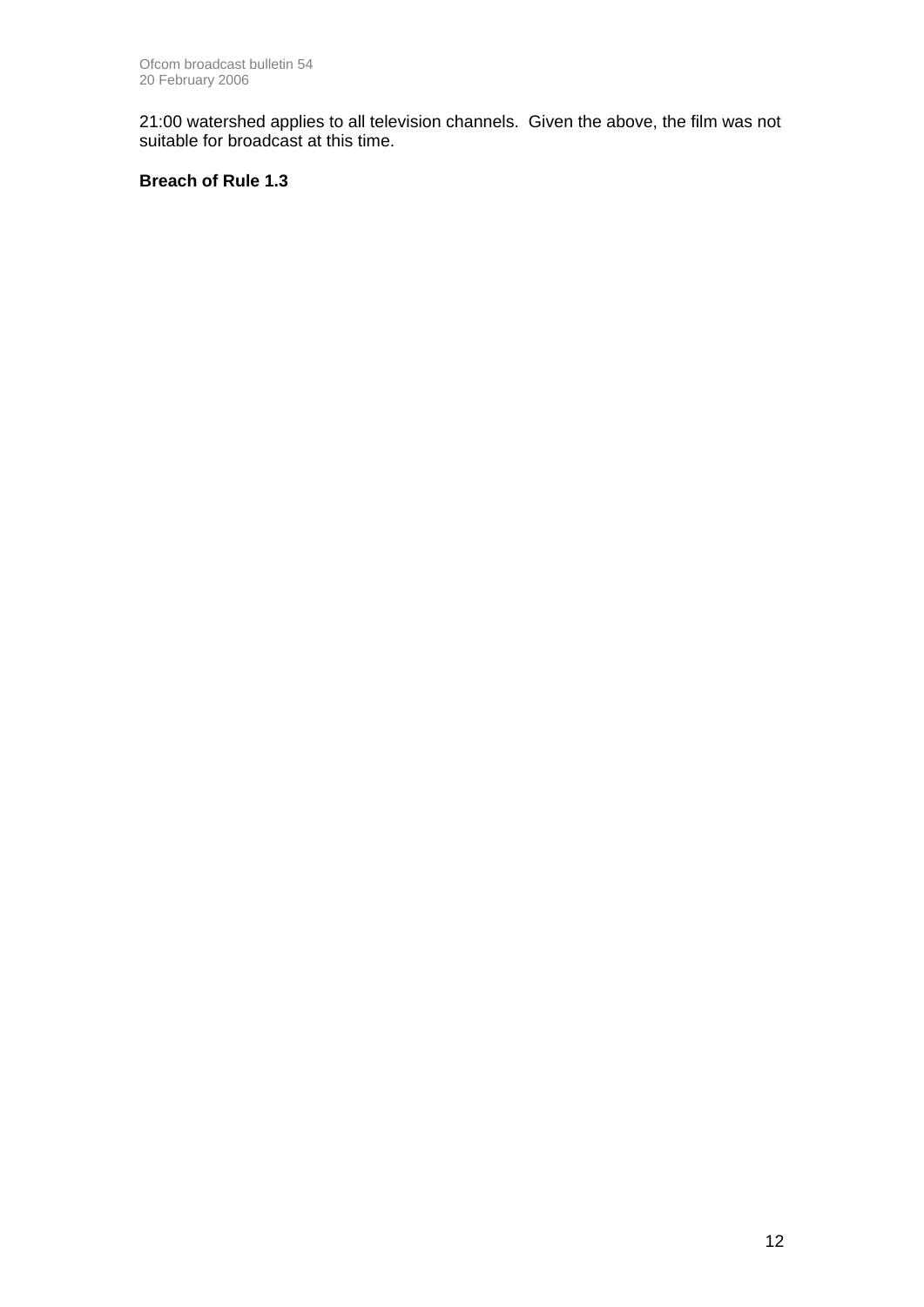21:00 watershed applies to all television channels. Given the above, the film was not suitable for broadcast at this time.

**Breach of Rule 1.3**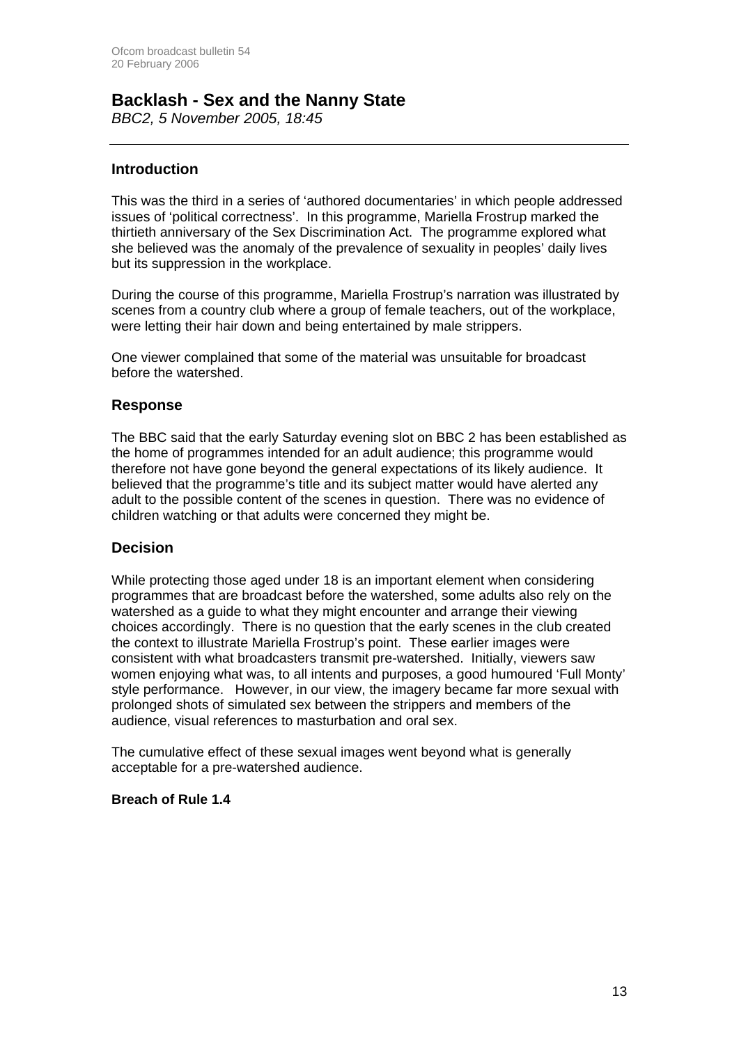## Backlash - Sex and the Nanny State

*BBC2, 5 November 2005, 18:45*

### Introduction

This was the third in a series of 'authored documentaries' in which people addressed issues of 'political correctness'. In this programme, Mariella Frostrup marked the thirtieth anniversary of the Sex Discrimination Act. The programme explored what she believed was the anomaly of the prevalence of sexuality in peoples' daily lives but its suppression in the workplace.

During the course of this programme, Mariella Frostrup's narration was illustrated by scenes from a country club where a group of female teachers, out of the workplace, were letting their hair down and being entertained by male strippers.

One viewer complained that some of the material was unsuitable for broadcast before the watershed.

### Response

The BBC said that the early Saturday evening slot on BBC 2 has been established as the home of programmes intended for an adult audience; this programme would therefore not have gone beyond the general expectations of its likely audience. It believed that the programme's title and its subject matter would have alerted any adult to the possible content of the scenes in question. There was no evidence of children watching or that adults were concerned they might be.

### Decision

While protecting those aged under 18 is an important element when considering programmes that are broadcast before the watershed, some adults also rely on the watershed as a guide to what they might encounter and arrange their viewing choices accordingly. There is no question that the early scenes in the club created the context to illustrate Mariella Frostrup's point. These earlier images were consistent with what broadcasters transmit pre-watershed. Initially, viewers saw women enjoying what was, to all intents and purposes, a good humoured 'Full Monty' style performance. However, in our view, the imagery became far more sexual with prolonged shots of simulated sex between the strippers and members of the audience, visual references to masturbation and oral sex.

The cumulative effect of these sexual images went beyond what is generally acceptable for a pre-watershed audience.

**Breach of Rule 1.4**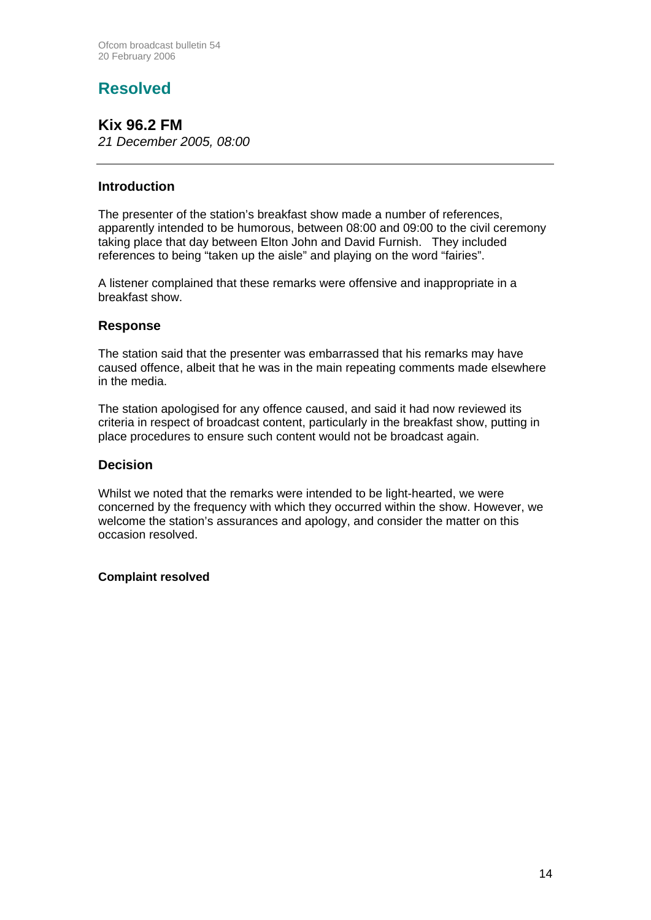# Resolved

## Kix 96.2 FM

*21 December 2005, 08:00*

### Introduction

The presenter of the station's breakfast show made a number of references, apparently intended to be humorous, between 08:00 and 09:00 to the civil ceremony taking place that day between Elton John and David Furnish. They included references to being "taken up the aisle" and playing on the word "fairies".

A listener complained that these remarks were offensive and inappropriate in a breakfast show.

### Response

The station said that the presenter was embarrassed that his remarks may have caused offence, albeit that he was in the main repeating comments made elsewhere in the media.

The station apologised for any offence caused, and said it had now reviewed its criteria in respect of broadcast content, particularly in the breakfast show, putting in place procedures to ensure such content would not be broadcast again.

### Decision

Whilst we noted that the remarks were intended to be light-hearted, we were concerned by the frequency with which they occurred within the show. However, we welcome the station's assurances and apology, and consider the matter on this occasion resolved.

**Complaint resolved**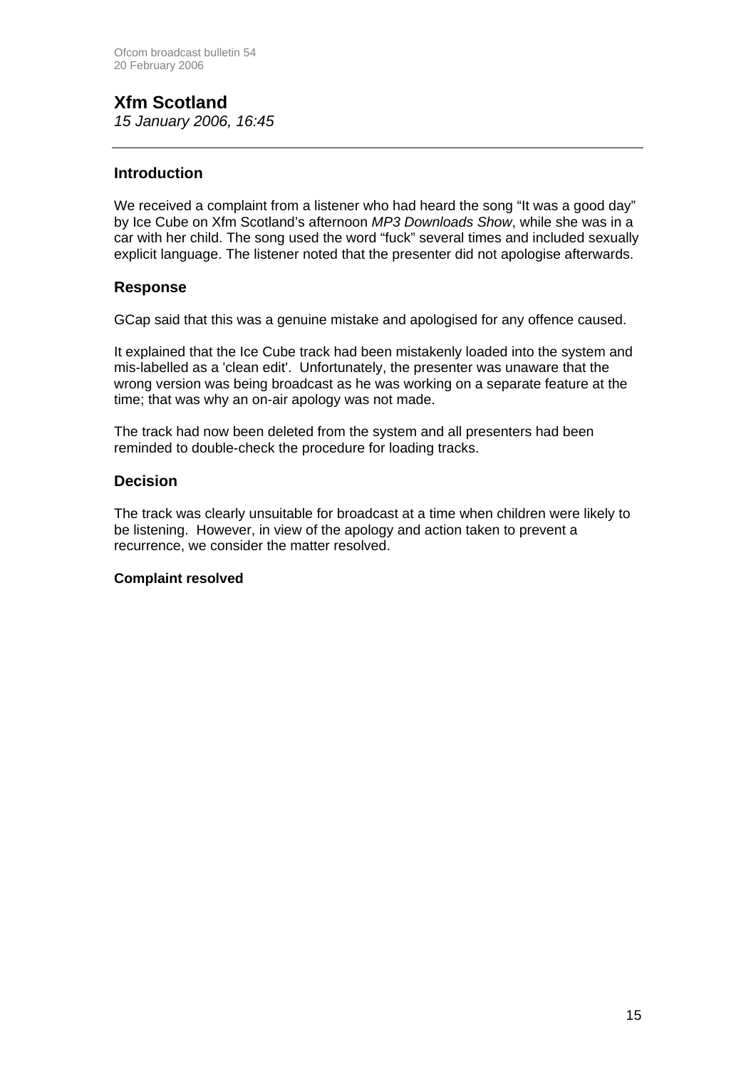## Xfm Scotland

*15 January 2006, 16:45*

---

### Introduction

We received a complaint from a listener who had heard the song "It was a good day" by Ice Cube on Xfm Scotland's afternoon *MP3 Downloads Show*, while she was in a car with her child. The song used the word "fuck" several times and included sexually explicit language. The listener noted that the presenter did not apologise afterwards.

### Response

GCap said that this was a genuine mistake and apologised for any offence caused.

It explained that the Ice Cube track had been mistakenly loaded into the system and mis-labelled as a 'clean edit'. Unfortunately, the presenter was unaware that the wrong version was being broadcast as he was working on a separate feature at the time; that was why an on-air apology was not made.

The track had now been deleted from the system and all presenters had been reminded to double-check the procedure for loading tracks.

### Decision

The track was clearly unsuitable for broadcast at a time when children were likely to be listening. However, in view of the apology and action taken to prevent a recurrence, we consider the matter resolved.

**Complaint resolved**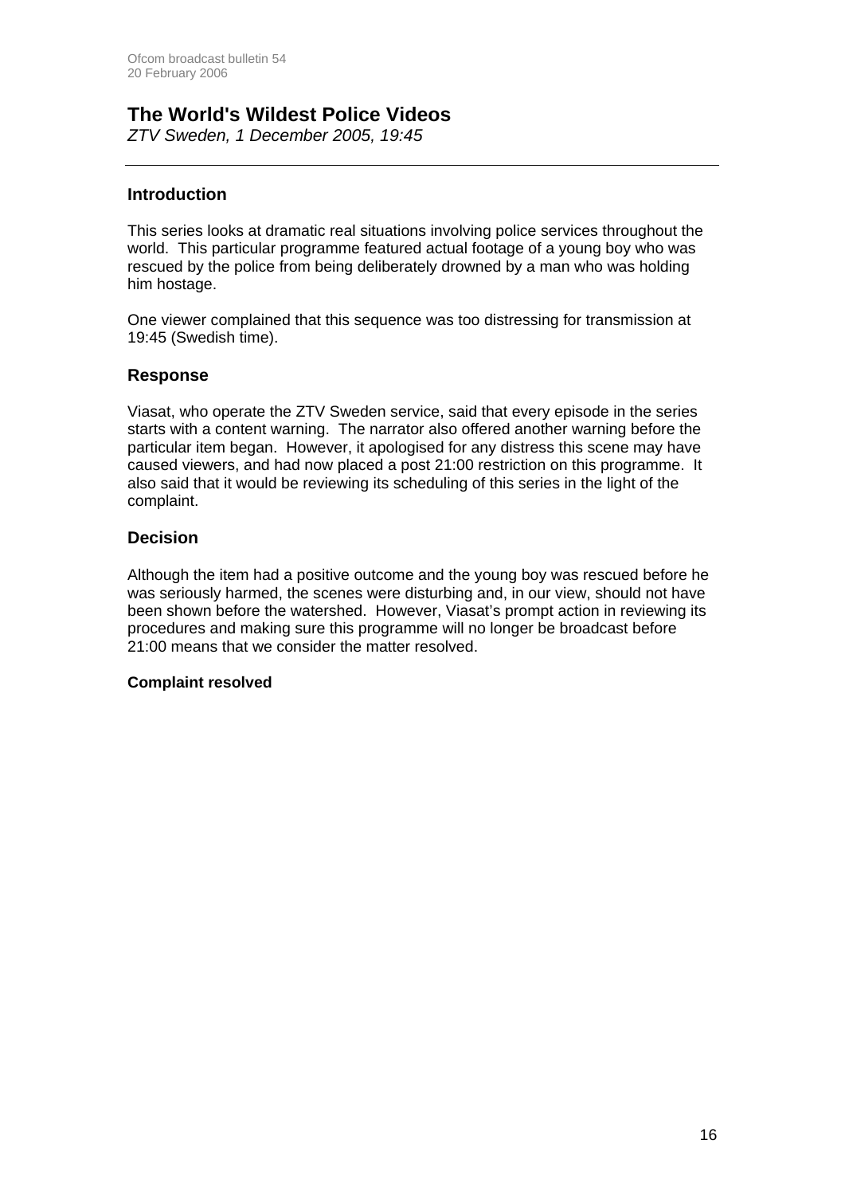## The World's Wildest Police Videos

*ZTV Sweden, 1 December 2005, 19:45*

---

### Introduction

This series looks at dramatic real situations involving police services throughout the world. This particular programme featured actual footage of a young boy who was rescued by the police from being deliberately drowned by a man who was holding him hostage.

One viewer complained that this sequence was too distressing for transmission at 19:45 (Swedish time).

### Response

Viasat, who operate the ZTV Sweden service, said that every episode in the series starts with a content warning. The narrator also offered another warning before the particular item began. However, it apologised for any distress this scene may have caused viewers, and had now placed a post 21:00 restriction on this programme. It also said that it would be reviewing its scheduling of this series in the light of the complaint.

### Decision

Although the item had a positive outcome and the young boy was rescued before he was seriously harmed, the scenes were disturbing and, in our view, should not have been shown before the watershed. However, Viasat's prompt action in reviewing its procedures and making sure this programme will no longer be broadcast before 21:00 means that we consider the matter resolved.

**Complaint resolved**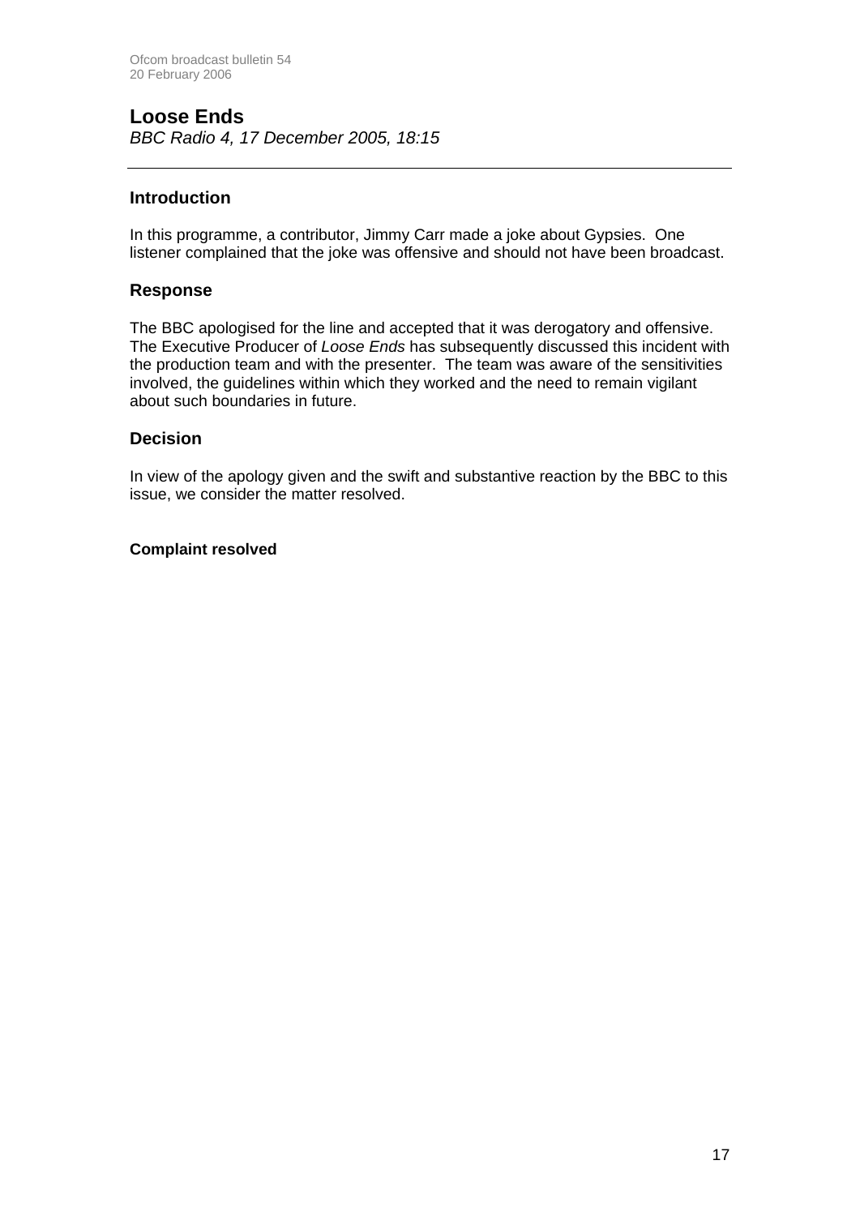## Loose Ends

*BBC Radio 4, 17 December 2005, 18:15*

---

### Introduction

In this programme, a contributor, Jimmy Carr made a joke about Gypsies. One listener complained that the joke was offensive and should not have been broadcast.

### Response

The BBC apologised for the line and accepted that it was derogatory and offensive. The Executive Producer of *Loose Ends* has subsequently discussed this incident with the production team and with the presenter. The team was aware of the sensitivities involved, the guidelines within which they worked and the need to remain vigilant about such boundaries in future.

### Decision

In view of the apology given and the swift and substantive reaction by the BBC to this issue, we consider the matter resolved.

**Complaint resolved**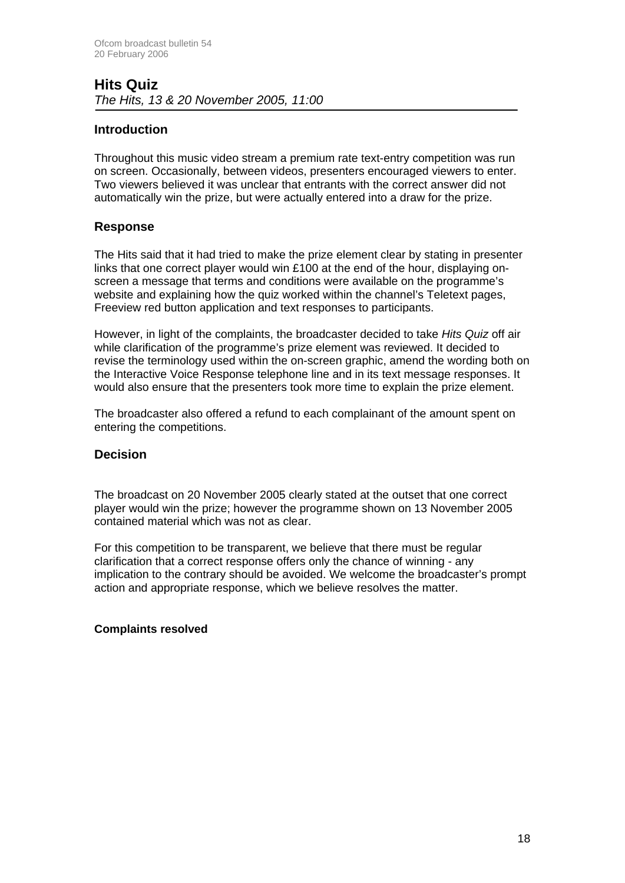## Hits Quiz

*The Hits, 13 & 20 November 2005, 11:00*

### Introduction

Throughout this music video stream a premium rate text-entry competition was run on screen. Occasionally, between videos, presenters encouraged viewers to enter. Two viewers believed it was unclear that entrants with the correct answer did not automatically win the prize, but were actually entered into a draw for the prize.

### Response

The Hits said that it had tried to make the prize element clear by stating in presenter links that one correct player would win £100 at the end of the hour, displaying on-screen a message that terms and conditions were available on the programme's website and explaining how the quiz worked within the channel's Teletext pages, Freeview red button application and text responses to participants.

However, in light of the complaints, the broadcaster decided to take *Hits Quiz* off air while clarification of the programme's prize element was reviewed. It decided to revise the terminology used within the on-screen graphic, amend the wording both on the Interactive Voice Response telephone line and in its text message responses. It would also ensure that the presenters took more time to explain the prize element.

The broadcaster also offered a refund to each complainant of the amount spent on entering the competitions.

### Decision

The broadcast on 20 November 2005 clearly stated at the outset that one correct player would win the prize; however the programme shown on 13 November 2005 contained material which was not as clear.

For this competition to be transparent, we believe that there must be regular clarification that a correct response offers only the chance of winning - any implication to the contrary should be avoided. We welcome the broadcaster's prompt action and appropriate response, which we believe resolves the matter.

**Complaints resolved**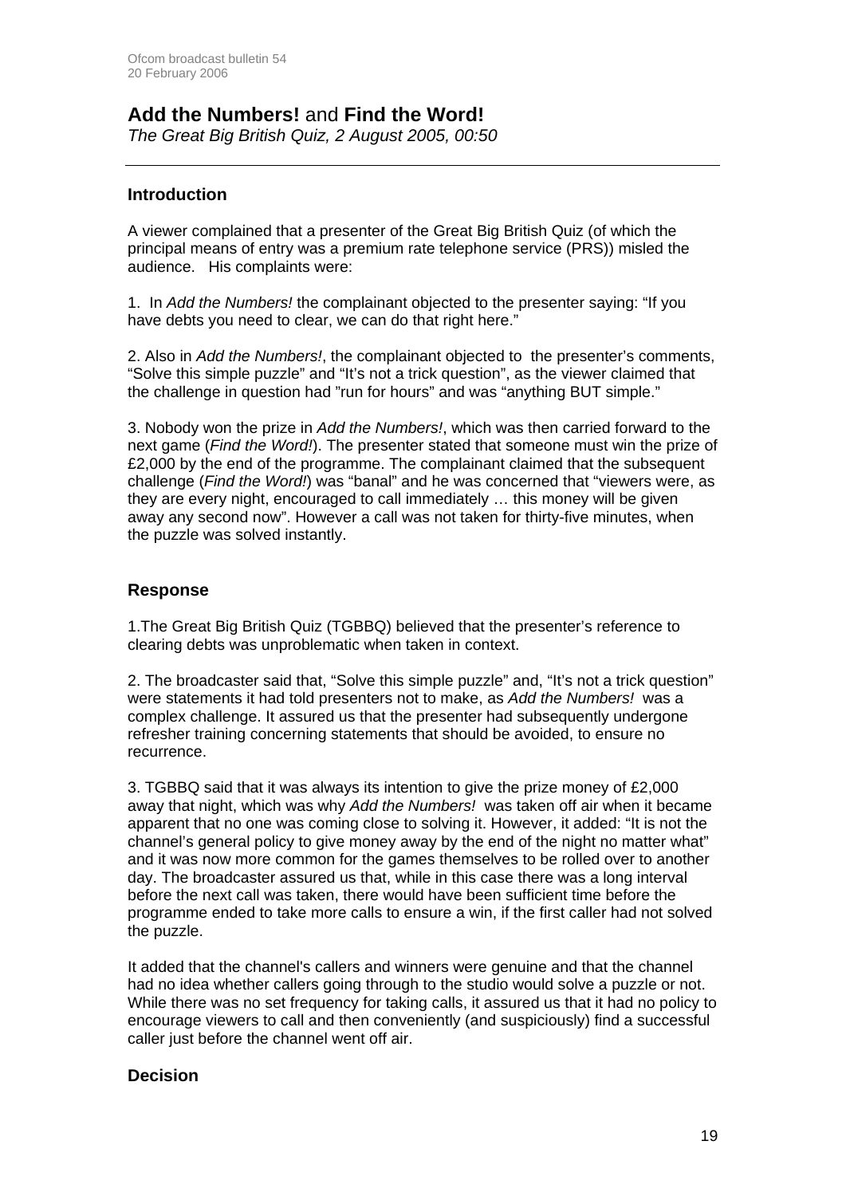## **Add the Numbers!** and **Find the Word!**

*The Great Big British Quiz, 2 August 2005, 00:50*

---

### Introduction

A viewer complained that a presenter of the Great Big British Quiz (of which the principal means of entry was a premium rate telephone service (PRS)) misled the audience. His complaints were:

1. In *Add the Numbers!* the complainant objected to the presenter saying: "If you have debts you need to clear, we can do that right here."

2. Also in *Add the Numbers!*, the complainant objected to the presenter's comments, "Solve this simple puzzle" and "It's not a trick question", as the viewer claimed that the challenge in question had "run for hours" and was "anything BUT simple."

3. Nobody won the prize in *Add the Numbers!*, which was then carried forward to the next game (*Find the Word!*). The presenter stated that someone must win the prize of £2,000 by the end of the programme. The complainant claimed that the subsequent challenge (*Find the Word!*) was "banal" and he was concerned that "viewers were, as they are every night, encouraged to call immediately … this money will be given away any second now". However a call was not taken for thirty-five minutes, when the puzzle was solved instantly.

### Response

1.The Great Big British Quiz (TGBBQ) believed that the presenter's reference to clearing debts was unproblematic when taken in context.

2. The broadcaster said that, "Solve this simple puzzle" and, "It's not a trick question" were statements it had told presenters not to make, as *Add the Numbers!* was a complex challenge. It assured us that the presenter had subsequently undergone refresher training concerning statements that should be avoided, to ensure no recurrence.

3. TGBBQ said that it was always its intention to give the prize money of £2,000 away that night, which was why *Add the Numbers!* was taken off air when it became apparent that no one was coming close to solving it. However, it added: "It is not the channel's general policy to give money away by the end of the night no matter what" and it was now more common for the games themselves to be rolled over to another day. The broadcaster assured us that, while in this case there was a long interval before the next call was taken, there would have been sufficient time before the programme ended to take more calls to ensure a win, if the first caller had not solved the puzzle.

It added that the channel's callers and winners were genuine and that the channel had no idea whether callers going through to the studio would solve a puzzle or not. While there was no set frequency for taking calls, it assured us that it had no policy to encourage viewers to call and then conveniently (and suspiciously) find a successful caller just before the channel went off air.

### Decision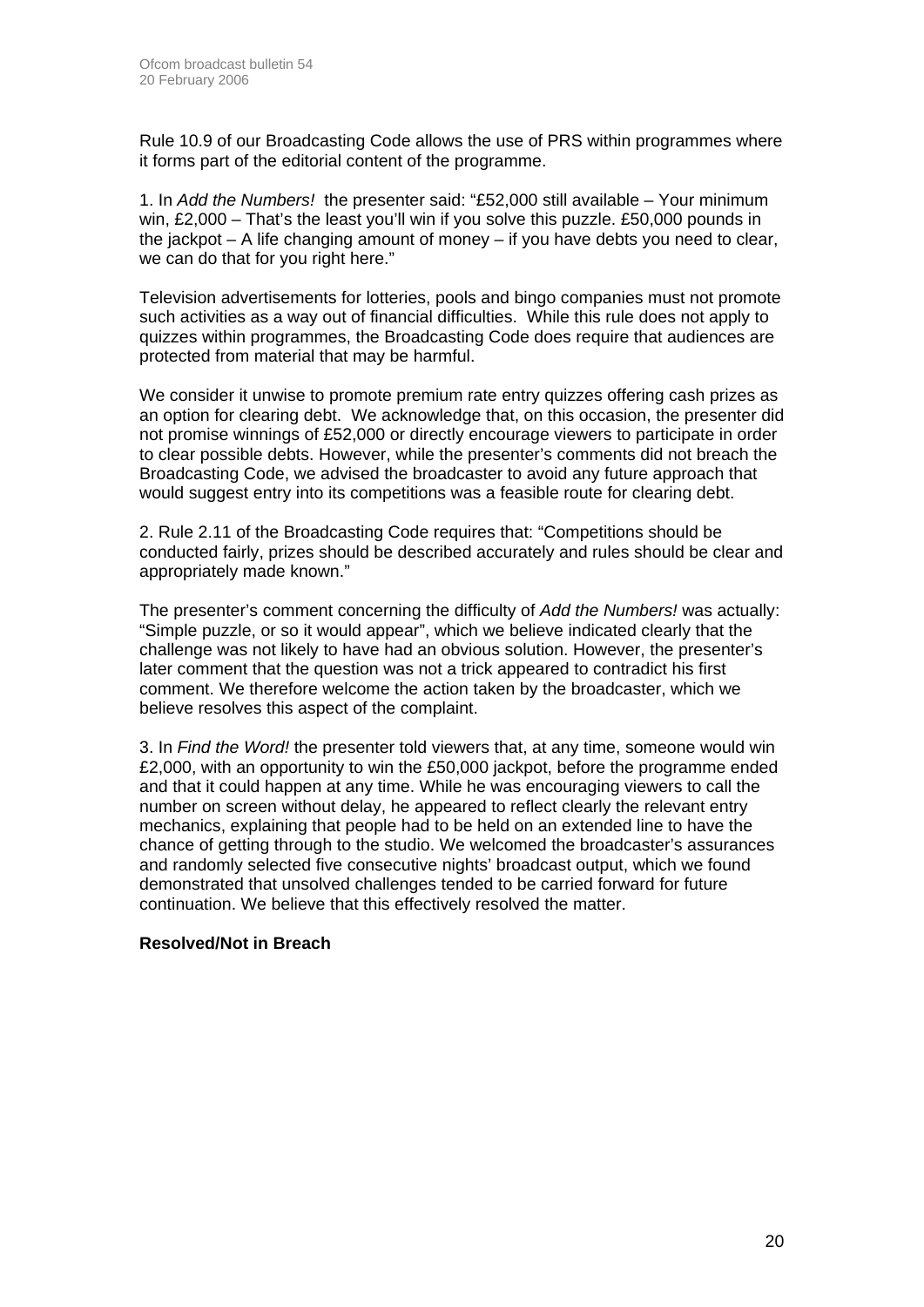Rule 10.9 of our Broadcasting Code allows the use of PRS within programmes where it forms part of the editorial content of the programme.

1. In *Add the Numbers!* the presenter said: "£52,000 still available – Your minimum win, £2,000 – That's the least you'll win if you solve this puzzle. £50,000 pounds in the jackpot – A life changing amount of money – if you have debts you need to clear, we can do that for you right here."

Television advertisements for lotteries, pools and bingo companies must not promote such activities as a way out of financial difficulties. While this rule does not apply to quizzes within programmes, the Broadcasting Code does require that audiences are protected from material that may be harmful.

We consider it unwise to promote premium rate entry quizzes offering cash prizes as an option for clearing debt. We acknowledge that, on this occasion, the presenter did not promise winnings of £52,000 or directly encourage viewers to participate in order to clear possible debts. However, while the presenter's comments did not breach the Broadcasting Code, we advised the broadcaster to avoid any future approach that would suggest entry into its competitions was a feasible route for clearing debt.

2. Rule 2.11 of the Broadcasting Code requires that: "Competitions should be conducted fairly, prizes should be described accurately and rules should be clear and appropriately made known."

The presenter's comment concerning the difficulty of *Add the Numbers!* was actually: "Simple puzzle, or so it would appear", which we believe indicated clearly that the challenge was not likely to have had an obvious solution. However, the presenter's later comment that the question was not a trick appeared to contradict his first comment. We therefore welcome the action taken by the broadcaster, which we believe resolves this aspect of the complaint.

3. In *Find the Word!* the presenter told viewers that, at any time, someone would win £2,000, with an opportunity to win the £50,000 jackpot, before the programme ended and that it could happen at any time. While he was encouraging viewers to call the number on screen without delay, he appeared to reflect clearly the relevant entry mechanics, explaining that people had to be held on an extended line to have the chance of getting through to the studio. We welcomed the broadcaster's assurances and randomly selected five consecutive nights' broadcast output, which we found demonstrated that unsolved challenges tended to be carried forward for future continuation. We believe that this effectively resolved the matter.

**Resolved/Not in Breach**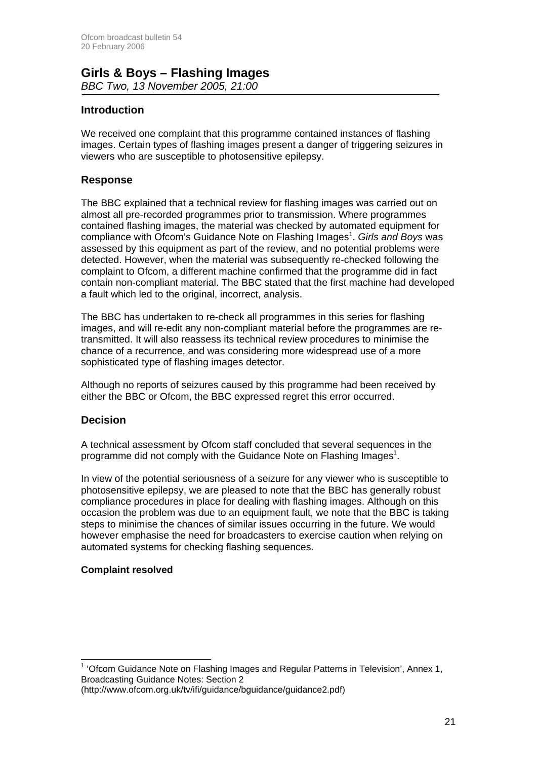## Girls & Boys – Flashing Images

*BBC Two, 13 November 2005, 21:00*

### Introduction

We received one complaint that this programme contained instances of flashing images. Certain types of flashing images present a danger of triggering seizures in viewers who are susceptible to photosensitive epilepsy.

### Response

The BBC explained that a technical review for flashing images was carried out on almost all pre-recorded programmes prior to transmission. Where programmes contained flashing images, the material was checked by automated equipment for compliance with Ofcom's Guidance Note on Flashing Images[1]. *Girls and Boys* was assessed by this equipment as part of the review, and no potential problems were detected. However, when the material was subsequently re-checked following the complaint to Ofcom, a different machine confirmed that the programme did in fact contain non-compliant material. The BBC stated that the first machine had developed a fault which led to the original, incorrect, analysis.

The BBC has undertaken to re-check all programmes in this series for flashing images, and will re-edit any non-compliant material before the programmes are re-transmitted. It will also reassess its technical review procedures to minimise the chance of a recurrence, and was considering more widespread use of a more sophisticated type of flashing images detector.

Although no reports of seizures caused by this programme had been received by either the BBC or Ofcom, the BBC expressed regret this error occurred.

### Decision

A technical assessment by Ofcom staff concluded that several sequences in the programme did not comply with the Guidance Note on Flashing Images[1].

In view of the potential seriousness of a seizure for any viewer who is susceptible to photosensitive epilepsy, we are pleased to note that the BBC has generally robust compliance procedures in place for dealing with flashing images. Although on this occasion the problem was due to an equipment fault, we note that the BBC is taking steps to minimise the chances of similar issues occurring in the future. We would however emphasise the need for broadcasters to exercise caution when relying on automated systems for checking flashing sequences.

**Complaint resolved**

---

[1] 'Ofcom Guidance Note on Flashing Images and Regular Patterns in Television', Annex 1, Broadcasting Guidance Notes: Section 2 (http://www.ofcom.org.uk/tv/ifi/guidance/bguidance/guidance2.pdf)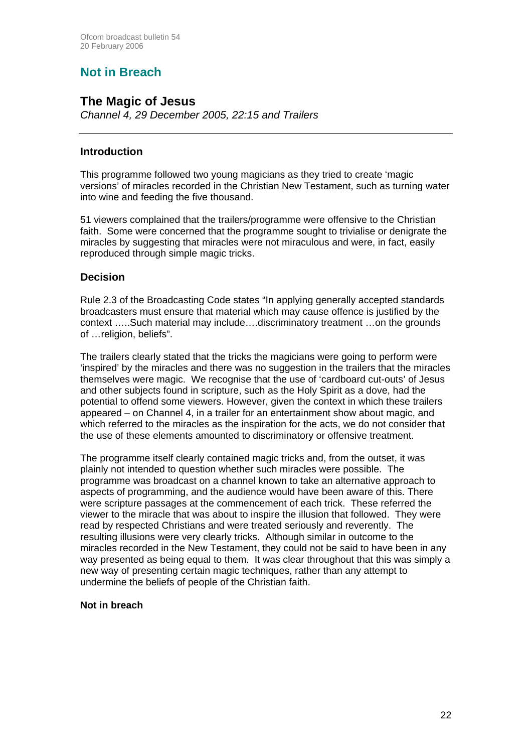## Not in Breach

## The Magic of Jesus

*Channel 4, 29 December 2005, 22:15 and Trailers*

---

### Introduction

This programme followed two young magicians as they tried to create 'magic versions' of miracles recorded in the Christian New Testament, such as turning water into wine and feeding the five thousand.

51 viewers complained that the trailers/programme were offensive to the Christian faith. Some were concerned that the programme sought to trivialise or denigrate the miracles by suggesting that miracles were not miraculous and were, in fact, easily reproduced through simple magic tricks.

### Decision

Rule 2.3 of the Broadcasting Code states "In applying generally accepted standards broadcasters must ensure that material which may cause offence is justified by the context …..Such material may include….discriminatory treatment …on the grounds of …religion, beliefs".

The trailers clearly stated that the tricks the magicians were going to perform were 'inspired' by the miracles and there was no suggestion in the trailers that the miracles themselves were magic. We recognise that the use of 'cardboard cut-outs' of Jesus and other subjects found in scripture, such as the Holy Spirit as a dove, had the potential to offend some viewers. However, given the context in which these trailers appeared – on Channel 4, in a trailer for an entertainment show about magic, and which referred to the miracles as the inspiration for the acts, we do not consider that the use of these elements amounted to discriminatory or offensive treatment.

The programme itself clearly contained magic tricks and, from the outset, it was plainly not intended to question whether such miracles were possible. The programme was broadcast on a channel known to take an alternative approach to aspects of programming, and the audience would have been aware of this. There were scripture passages at the commencement of each trick. These referred the viewer to the miracle that was about to inspire the illusion that followed. They were read by respected Christians and were treated seriously and reverently. The resulting illusions were very clearly tricks. Although similar in outcome to the miracles recorded in the New Testament, they could not be said to have been in any way presented as being equal to them. It was clear throughout that this was simply a new way of presenting certain magic techniques, rather than any attempt to undermine the beliefs of people of the Christian faith.

**Not in breach**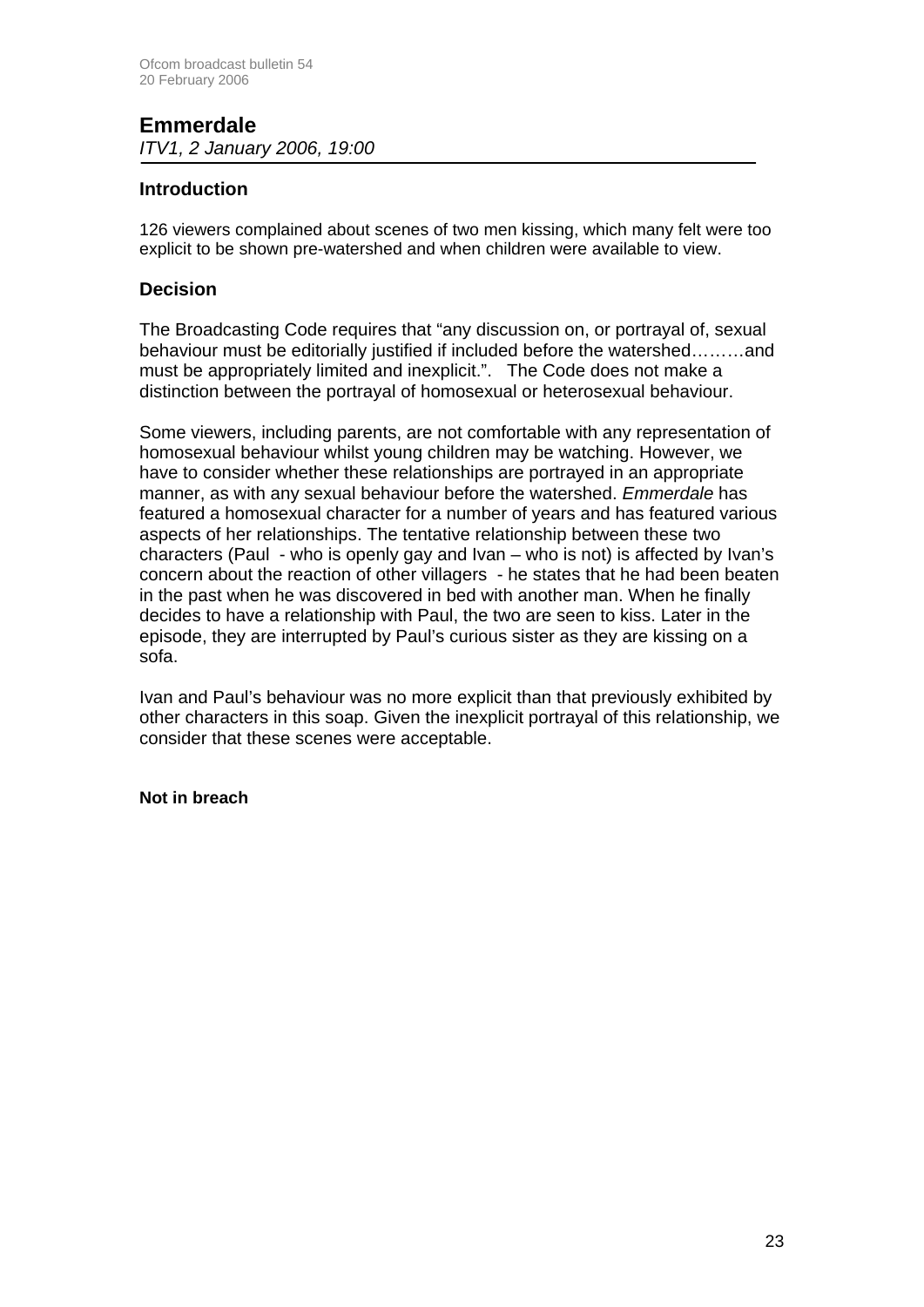## Emmerdale

*ITV1, 2 January 2006, 19:00*

### Introduction

126 viewers complained about scenes of two men kissing, which many felt were too explicit to be shown pre-watershed and when children were available to view.

### Decision

The Broadcasting Code requires that "any discussion on, or portrayal of, sexual behaviour must be editorially justified if included before the watershed………and must be appropriately limited and inexplicit.". The Code does not make a distinction between the portrayal of homosexual or heterosexual behaviour.

Some viewers, including parents, are not comfortable with any representation of homosexual behaviour whilst young children may be watching. However, we have to consider whether these relationships are portrayed in an appropriate manner, as with any sexual behaviour before the watershed. *Emmerdale* has featured a homosexual character for a number of years and has featured various aspects of her relationships. The tentative relationship between these two characters (Paul - who is openly gay and Ivan – who is not) is affected by Ivan's concern about the reaction of other villagers - he states that he had been beaten in the past when he was discovered in bed with another man. When he finally decides to have a relationship with Paul, the two are seen to kiss. Later in the episode, they are interrupted by Paul's curious sister as they are kissing on a sofa.

Ivan and Paul's behaviour was no more explicit than that previously exhibited by other characters in this soap. Given the inexplicit portrayal of this relationship, we consider that these scenes were acceptable.

**Not in breach**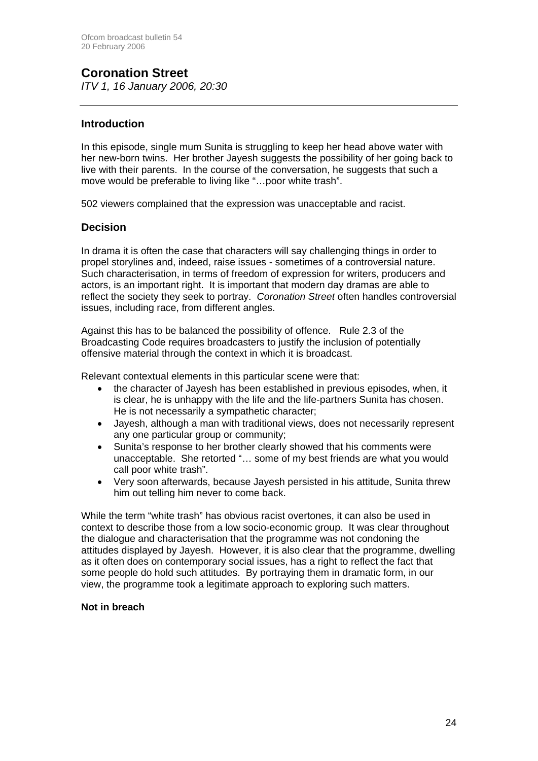## Coronation Street

*ITV 1, 16 January 2006, 20:30*

---

### Introduction

In this episode, single mum Sunita is struggling to keep her head above water with her new-born twins. Her brother Jayesh suggests the possibility of her going back to live with their parents. In the course of the conversation, he suggests that such a move would be preferable to living like "…poor white trash".

502 viewers complained that the expression was unacceptable and racist.

### Decision

In drama it is often the case that characters will say challenging things in order to propel storylines and, indeed, raise issues - sometimes of a controversial nature. Such characterisation, in terms of freedom of expression for writers, producers and actors, is an important right. It is important that modern day dramas are able to reflect the society they seek to portray. *Coronation Street* often handles controversial issues, including race, from different angles.

Against this has to be balanced the possibility of offence. Rule 2.3 of the Broadcasting Code requires broadcasters to justify the inclusion of potentially offensive material through the context in which it is broadcast.

Relevant contextual elements in this particular scene were that:

- the character of Jayesh has been established in previous episodes, when, it is clear, he is unhappy with the life and the life-partners Sunita has chosen. He is not necessarily a sympathetic character;
- Jayesh, although a man with traditional views, does not necessarily represent any one particular group or community;
- Sunita's response to her brother clearly showed that his comments were unacceptable. She retorted "… some of my best friends are what you would call poor white trash".
- Very soon afterwards, because Jayesh persisted in his attitude, Sunita threw him out telling him never to come back.

While the term "white trash" has obvious racist overtones, it can also be used in context to describe those from a low socio-economic group. It was clear throughout the dialogue and characterisation that the programme was not condoning the attitudes displayed by Jayesh. However, it is also clear that the programme, dwelling as it often does on contemporary social issues, has a right to reflect the fact that some people do hold such attitudes. By portraying them in dramatic form, in our view, the programme took a legitimate approach to exploring such matters.

**Not in breach**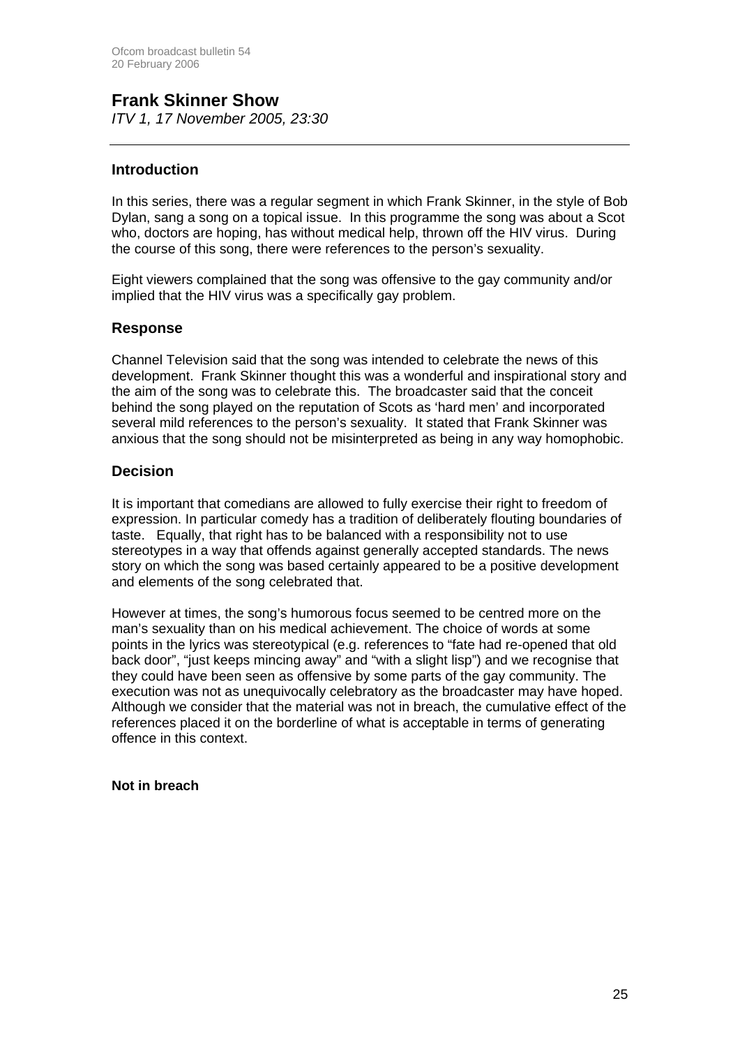## Frank Skinner Show

*ITV 1, 17 November 2005, 23:30*

---

### Introduction

In this series, there was a regular segment in which Frank Skinner, in the style of Bob Dylan, sang a song on a topical issue. In this programme the song was about a Scot who, doctors are hoping, has without medical help, thrown off the HIV virus. During the course of this song, there were references to the person's sexuality.

Eight viewers complained that the song was offensive to the gay community and/or implied that the HIV virus was a specifically gay problem.

### Response

Channel Television said that the song was intended to celebrate the news of this development. Frank Skinner thought this was a wonderful and inspirational story and the aim of the song was to celebrate this. The broadcaster said that the conceit behind the song played on the reputation of Scots as 'hard men' and incorporated several mild references to the person's sexuality. It stated that Frank Skinner was anxious that the song should not be misinterpreted as being in any way homophobic.

### Decision

It is important that comedians are allowed to fully exercise their right to freedom of expression. In particular comedy has a tradition of deliberately flouting boundaries of taste. Equally, that right has to be balanced with a responsibility not to use stereotypes in a way that offends against generally accepted standards. The news story on which the song was based certainly appeared to be a positive development and elements of the song celebrated that.

However at times, the song's humorous focus seemed to be centred more on the man's sexuality than on his medical achievement. The choice of words at some points in the lyrics was stereotypical (e.g. references to "fate had re-opened that old back door", "just keeps mincing away" and "with a slight lisp") and we recognise that they could have been seen as offensive by some parts of the gay community. The execution was not as unequivocally celebratory as the broadcaster may have hoped. Although we consider that the material was not in breach, the cumulative effect of the references placed it on the borderline of what is acceptable in terms of generating offence in this context.

**Not in breach**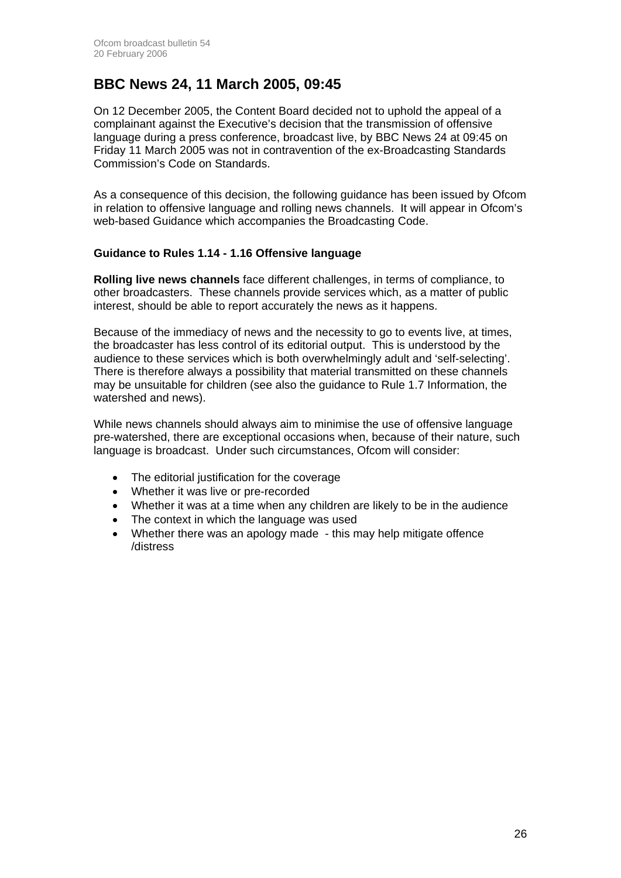## BBC News 24, 11 March 2005, 09:45

On 12 December 2005, the Content Board decided not to uphold the appeal of a complainant against the Executive's decision that the transmission of offensive language during a press conference, broadcast live, by BBC News 24 at 09:45 on Friday 11 March 2005 was not in contravention of the ex-Broadcasting Standards Commission's Code on Standards.

As a consequence of this decision, the following guidance has been issued by Ofcom in relation to offensive language and rolling news channels. It will appear in Ofcom's web-based Guidance which accompanies the Broadcasting Code.

### Guidance to Rules 1.14 - 1.16 Offensive language

**Rolling live news channels** face different challenges, in terms of compliance, to other broadcasters. These channels provide services which, as a matter of public interest, should be able to report accurately the news as it happens.

Because of the immediacy of news and the necessity to go to events live, at times, the broadcaster has less control of its editorial output. This is understood by the audience to these services which is both overwhelmingly adult and 'self-selecting'. There is therefore always a possibility that material transmitted on these channels may be unsuitable for children (see also the guidance to Rule 1.7 Information, the watershed and news).

While news channels should always aim to minimise the use of offensive language pre-watershed, there are exceptional occasions when, because of their nature, such language is broadcast. Under such circumstances, Ofcom will consider:

- The editorial justification for the coverage
- Whether it was live or pre-recorded
- Whether it was at a time when any children are likely to be in the audience
- The context in which the language was used
- Whether there was an apology made - this may help mitigate offence /distress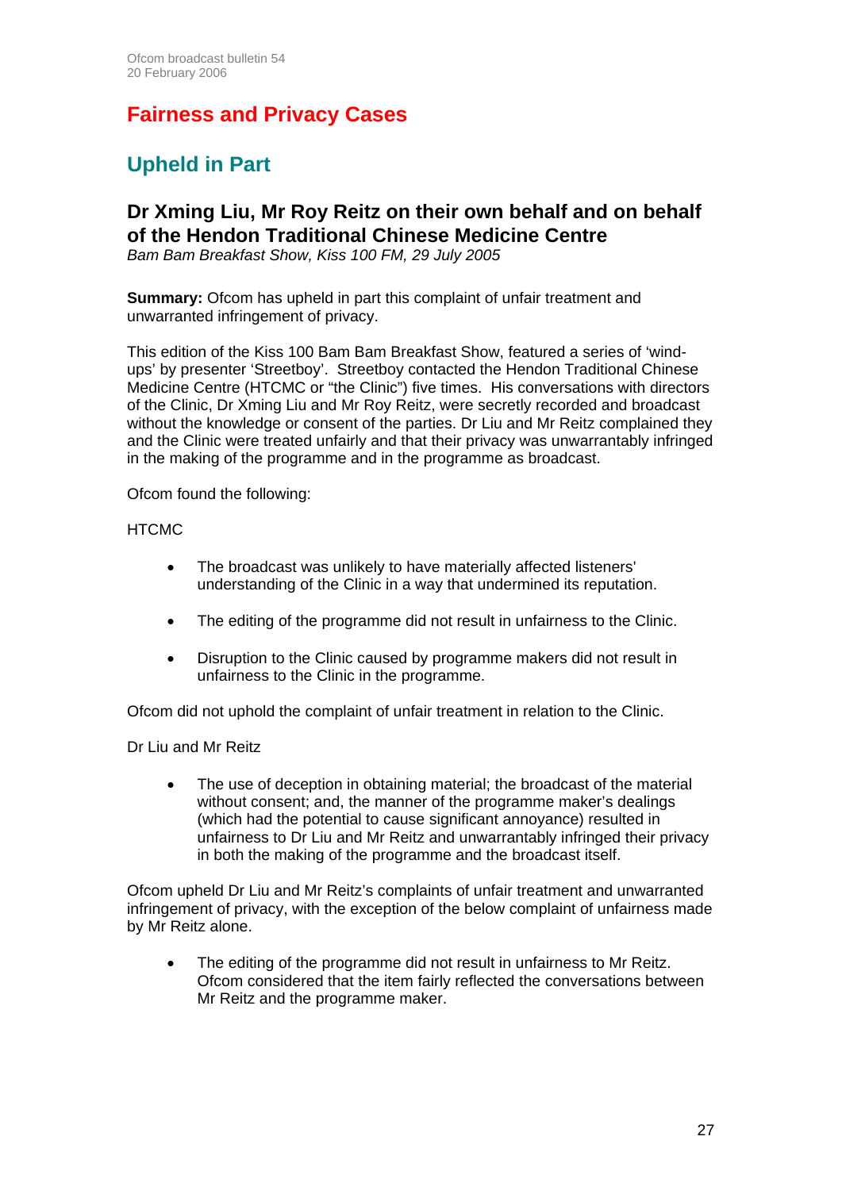# Fairness and Privacy Cases

## Upheld in Part

### Dr Xming Liu, Mr Roy Reitz on their own behalf and on behalf of the Hendon Traditional Chinese Medicine Centre

*Bam Bam Breakfast Show, Kiss 100 FM, 29 July 2005*

**Summary:** Ofcom has upheld in part this complaint of unfair treatment and unwarranted infringement of privacy.

This edition of the Kiss 100 Bam Bam Breakfast Show, featured a series of 'wind-ups' by presenter 'Streetboy'. Streetboy contacted the Hendon Traditional Chinese Medicine Centre (HTCMC or "the Clinic") five times. His conversations with directors of the Clinic, Dr Xming Liu and Mr Roy Reitz, were secretly recorded and broadcast without the knowledge or consent of the parties. Dr Liu and Mr Reitz complained they and the Clinic were treated unfairly and that their privacy was unwarrantably infringed in the making of the programme and in the programme as broadcast.

Ofcom found the following:

HTCMC

- The broadcast was unlikely to have materially affected listeners' understanding of the Clinic in a way that undermined its reputation.
- The editing of the programme did not result in unfairness to the Clinic.
- Disruption to the Clinic caused by programme makers did not result in unfairness to the Clinic in the programme.

Ofcom did not uphold the complaint of unfair treatment in relation to the Clinic.

Dr Liu and Mr Reitz

- The use of deception in obtaining material; the broadcast of the material without consent; and, the manner of the programme maker's dealings (which had the potential to cause significant annoyance) resulted in unfairness to Dr Liu and Mr Reitz and unwarrantably infringed their privacy in both the making of the programme and the broadcast itself.

Ofcom upheld Dr Liu and Mr Reitz's complaints of unfair treatment and unwarranted infringement of privacy, with the exception of the below complaint of unfairness made by Mr Reitz alone.

- The editing of the programme did not result in unfairness to Mr Reitz. Ofcom considered that the item fairly reflected the conversations between Mr Reitz and the programme maker.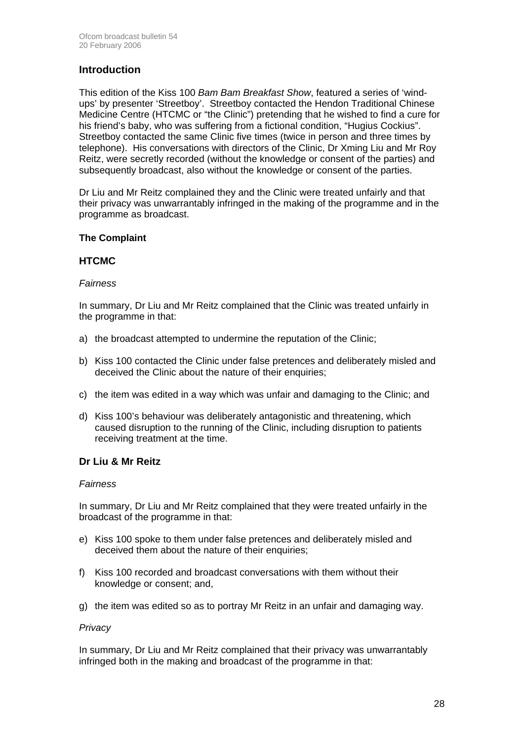## Introduction

This edition of the Kiss 100 *Bam Bam Breakfast Show*, featured a series of 'wind-ups' by presenter 'Streetboy'. Streetboy contacted the Hendon Traditional Chinese Medicine Centre (HTCMC or "the Clinic") pretending that he wished to find a cure for his friend's baby, who was suffering from a fictional condition, "Hugius Cockius". Streetboy contacted the same Clinic five times (twice in person and three times by telephone). His conversations with directors of the Clinic, Dr Xming Liu and Mr Roy Reitz, were secretly recorded (without the knowledge or consent of the parties) and subsequently broadcast, also without the knowledge or consent of the parties.

Dr Liu and Mr Reitz complained they and the Clinic were treated unfairly and that their privacy was unwarrantably infringed in the making of the programme and in the programme as broadcast.

### The Complaint

### HTCMC

*Fairness*

In summary, Dr Liu and Mr Reitz complained that the Clinic was treated unfairly in the programme in that:

a) the broadcast attempted to undermine the reputation of the Clinic;

b) Kiss 100 contacted the Clinic under false pretences and deliberately misled and deceived the Clinic about the nature of their enquiries;

c) the item was edited in a way which was unfair and damaging to the Clinic; and

d) Kiss 100's behaviour was deliberately antagonistic and threatening, which caused disruption to the running of the Clinic, including disruption to patients receiving treatment at the time.

### Dr Liu & Mr Reitz

*Fairness*

In summary, Dr Liu and Mr Reitz complained that they were treated unfairly in the broadcast of the programme in that:

e) Kiss 100 spoke to them under false pretences and deliberately misled and deceived them about the nature of their enquiries;

f) Kiss 100 recorded and broadcast conversations with them without their knowledge or consent; and,

g) the item was edited so as to portray Mr Reitz in an unfair and damaging way.

*Privacy*

In summary, Dr Liu and Mr Reitz complained that their privacy was unwarrantably infringed both in the making and broadcast of the programme in that: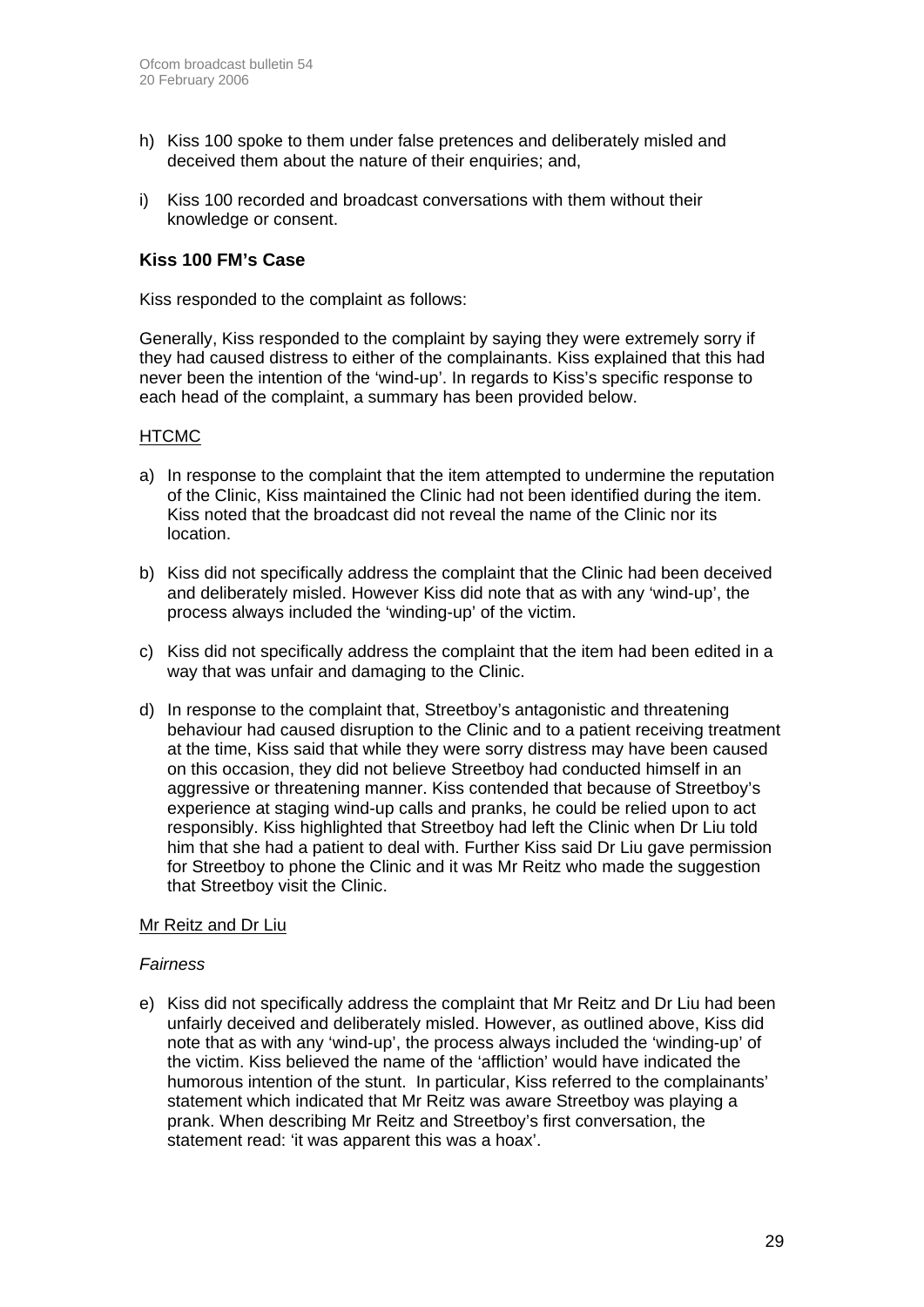h) Kiss 100 spoke to them under false pretences and deliberately misled and deceived them about the nature of their enquiries; and,

i) Kiss 100 recorded and broadcast conversations with them without their knowledge or consent.

### Kiss 100 FM's Case

Kiss responded to the complaint as follows:

Generally, Kiss responded to the complaint by saying they were extremely sorry if they had caused distress to either of the complainants. Kiss explained that this had never been the intention of the 'wind-up'. In regards to Kiss's specific response to each head of the complaint, a summary has been provided below.

HTCMC

a) In response to the complaint that the item attempted to undermine the reputation of the Clinic, Kiss maintained the Clinic had not been identified during the item. Kiss noted that the broadcast did not reveal the name of the Clinic nor its location.

b) Kiss did not specifically address the complaint that the Clinic had been deceived and deliberately misled. However Kiss did note that as with any 'wind-up', the process always included the 'winding-up' of the victim.

c) Kiss did not specifically address the complaint that the item had been edited in a way that was unfair and damaging to the Clinic.

d) In response to the complaint that, Streetboy's antagonistic and threatening behaviour had caused disruption to the Clinic and to a patient receiving treatment at the time, Kiss said that while they were sorry distress may have been caused on this occasion, they did not believe Streetboy had conducted himself in an aggressive or threatening manner. Kiss contended that because of Streetboy's experience at staging wind-up calls and pranks, he could be relied upon to act responsibly. Kiss highlighted that Streetboy had left the Clinic when Dr Liu told him that she had a patient to deal with. Further Kiss said Dr Liu gave permission for Streetboy to phone the Clinic and it was Mr Reitz who made the suggestion that Streetboy visit the Clinic.

Mr Reitz and Dr Liu

*Fairness*

e) Kiss did not specifically address the complaint that Mr Reitz and Dr Liu had been unfairly deceived and deliberately misled. However, as outlined above, Kiss did note that as with any 'wind-up', the process always included the 'winding-up' of the victim. Kiss believed the name of the 'affliction' would have indicated the humorous intention of the stunt. In particular, Kiss referred to the complainants' statement which indicated that Mr Reitz was aware Streetboy was playing a prank. When describing Mr Reitz and Streetboy's first conversation, the statement read: 'it was apparent this was a hoax'.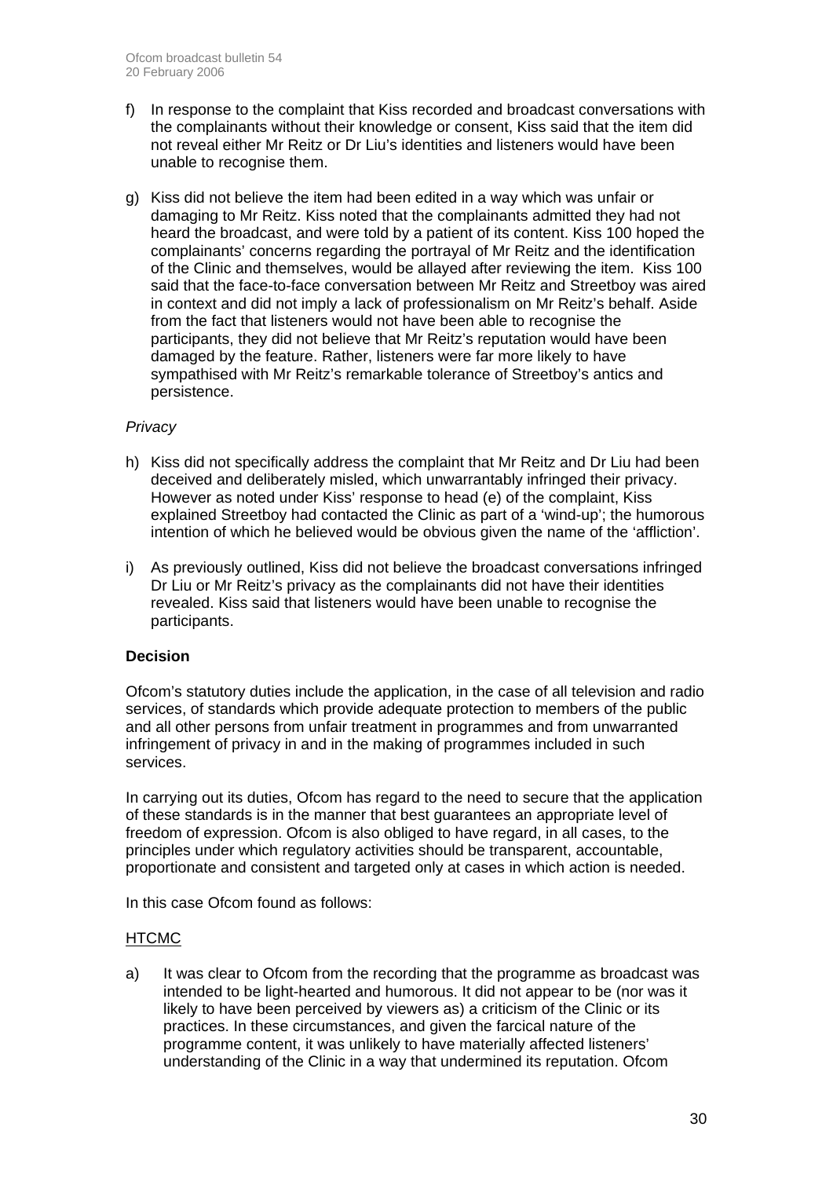f) In response to the complaint that Kiss recorded and broadcast conversations with the complainants without their knowledge or consent, Kiss said that the item did not reveal either Mr Reitz or Dr Liu's identities and listeners would have been unable to recognise them.

g) Kiss did not believe the item had been edited in a way which was unfair or damaging to Mr Reitz. Kiss noted that the complainants admitted they had not heard the broadcast, and were told by a patient of its content. Kiss 100 hoped the complainants' concerns regarding the portrayal of Mr Reitz and the identification of the Clinic and themselves, would be allayed after reviewing the item. Kiss 100 said that the face-to-face conversation between Mr Reitz and Streetboy was aired in context and did not imply a lack of professionalism on Mr Reitz's behalf. Aside from the fact that listeners would not have been able to recognise the participants, they did not believe that Mr Reitz's reputation would have been damaged by the feature. Rather, listeners were far more likely to have sympathised with Mr Reitz's remarkable tolerance of Streetboy's antics and persistence.

*Privacy*

h) Kiss did not specifically address the complaint that Mr Reitz and Dr Liu had been deceived and deliberately misled, which unwarrantably infringed their privacy. However as noted under Kiss' response to head (e) of the complaint, Kiss explained Streetboy had contacted the Clinic as part of a 'wind-up'; the humorous intention of which he believed would be obvious given the name of the 'affliction'.

i) As previously outlined, Kiss did not believe the broadcast conversations infringed Dr Liu or Mr Reitz's privacy as the complainants did not have their identities revealed. Kiss said that listeners would have been unable to recognise the participants.

**Decision**

Ofcom's statutory duties include the application, in the case of all television and radio services, of standards which provide adequate protection to members of the public and all other persons from unfair treatment in programmes and from unwarranted infringement of privacy in and in the making of programmes included in such services.

In carrying out its duties, Ofcom has regard to the need to secure that the application of these standards is in the manner that best guarantees an appropriate level of freedom of expression. Ofcom is also obliged to have regard, in all cases, to the principles under which regulatory activities should be transparent, accountable, proportionate and consistent and targeted only at cases in which action is needed.

In this case Ofcom found as follows:

<u>HTCMC</u>

a) It was clear to Ofcom from the recording that the programme as broadcast was intended to be light-hearted and humorous. It did not appear to be (nor was it likely to have been perceived by viewers as) a criticism of the Clinic or its practices. In these circumstances, and given the farcical nature of the programme content, it was unlikely to have materially affected listeners' understanding of the Clinic in a way that undermined its reputation. Ofcom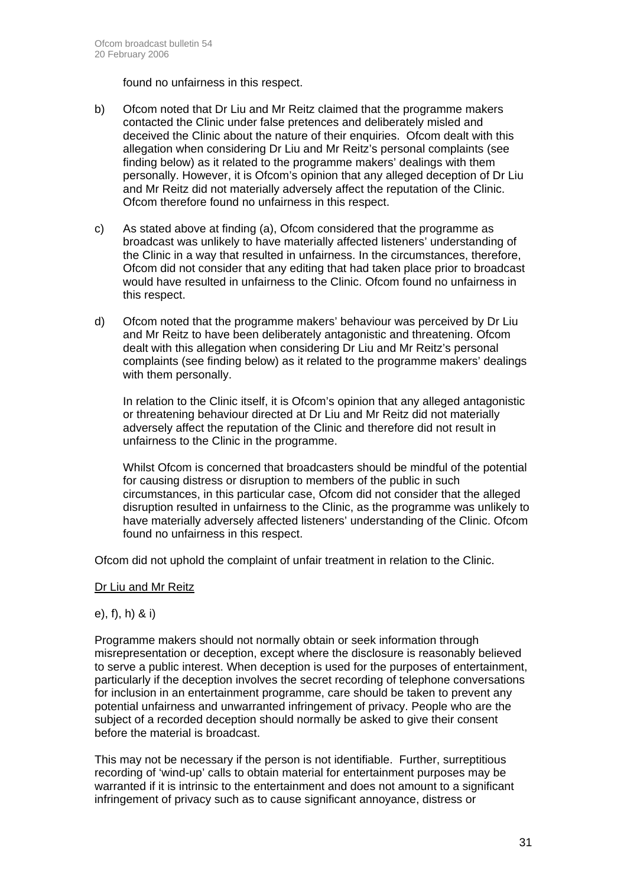found no unfairness in this respect.

b) Ofcom noted that Dr Liu and Mr Reitz claimed that the programme makers contacted the Clinic under false pretences and deliberately misled and deceived the Clinic about the nature of their enquiries. Ofcom dealt with this allegation when considering Dr Liu and Mr Reitz's personal complaints (see finding below) as it related to the programme makers' dealings with them personally. However, it is Ofcom's opinion that any alleged deception of Dr Liu and Mr Reitz did not materially adversely affect the reputation of the Clinic. Ofcom therefore found no unfairness in this respect.

c) As stated above at finding (a), Ofcom considered that the programme as broadcast was unlikely to have materially affected listeners' understanding of the Clinic in a way that resulted in unfairness. In the circumstances, therefore, Ofcom did not consider that any editing that had taken place prior to broadcast would have resulted in unfairness to the Clinic. Ofcom found no unfairness in this respect.

d) Ofcom noted that the programme makers' behaviour was perceived by Dr Liu and Mr Reitz to have been deliberately antagonistic and threatening. Ofcom dealt with this allegation when considering Dr Liu and Mr Reitz's personal complaints (see finding below) as it related to the programme makers' dealings with them personally.

   In relation to the Clinic itself, it is Ofcom's opinion that any alleged antagonistic or threatening behaviour directed at Dr Liu and Mr Reitz did not materially adversely affect the reputation of the Clinic and therefore did not result in unfairness to the Clinic in the programme.

   Whilst Ofcom is concerned that broadcasters should be mindful of the potential for causing distress or disruption to members of the public in such circumstances, in this particular case, Ofcom did not consider that the alleged disruption resulted in unfairness to the Clinic, as the programme was unlikely to have materially adversely affected listeners' understanding of the Clinic. Ofcom found no unfairness in this respect.

Ofcom did not uphold the complaint of unfair treatment in relation to the Clinic.

<u>Dr Liu and Mr Reitz</u>

e), f), h) & i)

Programme makers should not normally obtain or seek information through misrepresentation or deception, except where the disclosure is reasonably believed to serve a public interest. When deception is used for the purposes of entertainment, particularly if the deception involves the secret recording of telephone conversations for inclusion in an entertainment programme, care should be taken to prevent any potential unfairness and unwarranted infringement of privacy. People who are the subject of a recorded deception should normally be asked to give their consent before the material is broadcast.

This may not be necessary if the person is not identifiable. Further, surreptitious recording of 'wind-up' calls to obtain material for entertainment purposes may be warranted if it is intrinsic to the entertainment and does not amount to a significant infringement of privacy such as to cause significant annoyance, distress or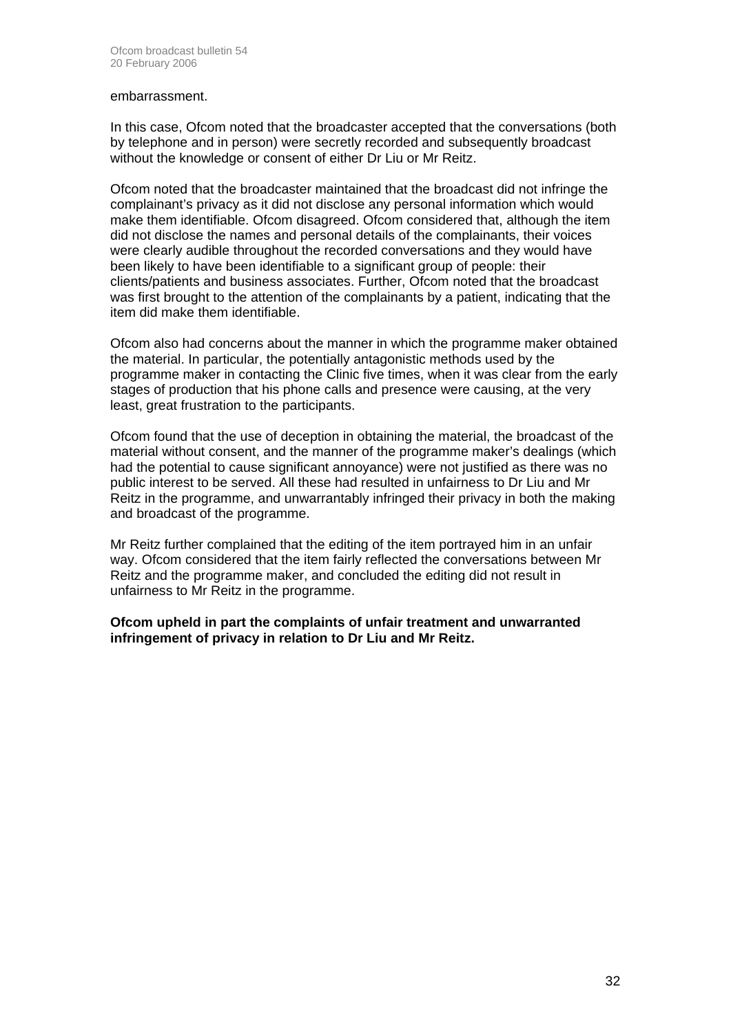embarrassment.

In this case, Ofcom noted that the broadcaster accepted that the conversations (both by telephone and in person) were secretly recorded and subsequently broadcast without the knowledge or consent of either Dr Liu or Mr Reitz.

Ofcom noted that the broadcaster maintained that the broadcast did not infringe the complainant's privacy as it did not disclose any personal information which would make them identifiable. Ofcom disagreed. Ofcom considered that, although the item did not disclose the names and personal details of the complainants, their voices were clearly audible throughout the recorded conversations and they would have been likely to have been identifiable to a significant group of people: their clients/patients and business associates. Further, Ofcom noted that the broadcast was first brought to the attention of the complainants by a patient, indicating that the item did make them identifiable.

Ofcom also had concerns about the manner in which the programme maker obtained the material. In particular, the potentially antagonistic methods used by the programme maker in contacting the Clinic five times, when it was clear from the early stages of production that his phone calls and presence were causing, at the very least, great frustration to the participants.

Ofcom found that the use of deception in obtaining the material, the broadcast of the material without consent, and the manner of the programme maker's dealings (which had the potential to cause significant annoyance) were not justified as there was no public interest to be served. All these had resulted in unfairness to Dr Liu and Mr Reitz in the programme, and unwarrantably infringed their privacy in both the making and broadcast of the programme.

Mr Reitz further complained that the editing of the item portrayed him in an unfair way. Ofcom considered that the item fairly reflected the conversations between Mr Reitz and the programme maker, and concluded the editing did not result in unfairness to Mr Reitz in the programme.

**Ofcom upheld in part the complaints of unfair treatment and unwarranted infringement of privacy in relation to Dr Liu and Mr Reitz.**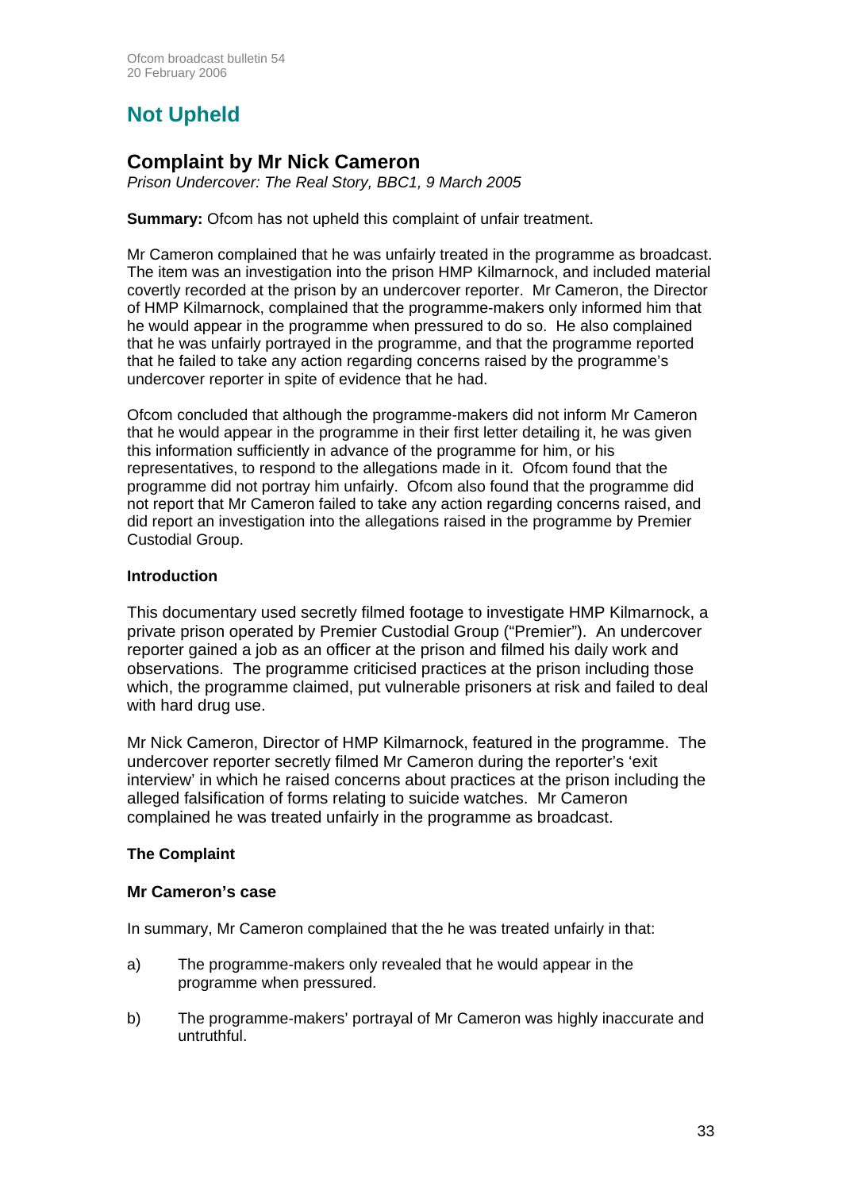## Not Upheld

### Complaint by Mr Nick Cameron

*Prison Undercover: The Real Story, BBC1, 9 March 2005*

**Summary:** Ofcom has not upheld this complaint of unfair treatment.

Mr Cameron complained that he was unfairly treated in the programme as broadcast. The item was an investigation into the prison HMP Kilmarnock, and included material covertly recorded at the prison by an undercover reporter. Mr Cameron, the Director of HMP Kilmarnock, complained that the programme-makers only informed him that he would appear in the programme when pressured to do so. He also complained that he was unfairly portrayed in the programme, and that the programme reported that he failed to take any action regarding concerns raised by the programme's undercover reporter in spite of evidence that he had.

Ofcom concluded that although the programme-makers did not inform Mr Cameron that he would appear in the programme in their first letter detailing it, he was given this information sufficiently in advance of the programme for him, or his representatives, to respond to the allegations made in it. Ofcom found that the programme did not portray him unfairly. Ofcom also found that the programme did not report that Mr Cameron failed to take any action regarding concerns raised, and did report an investigation into the allegations raised in the programme by Premier Custodial Group.

**Introduction**

This documentary used secretly filmed footage to investigate HMP Kilmarnock, a private prison operated by Premier Custodial Group ("Premier"). An undercover reporter gained a job as an officer at the prison and filmed his daily work and observations. The programme criticised practices at the prison including those which, the programme claimed, put vulnerable prisoners at risk and failed to deal with hard drug use.

Mr Nick Cameron, Director of HMP Kilmarnock, featured in the programme. The undercover reporter secretly filmed Mr Cameron during the reporter's 'exit interview' in which he raised concerns about practices at the prison including the alleged falsification of forms relating to suicide watches. Mr Cameron complained he was treated unfairly in the programme as broadcast.

**The Complaint**

**Mr Cameron's case**

In summary, Mr Cameron complained that the he was treated unfairly in that:

a) The programme-makers only revealed that he would appear in the programme when pressured.

b) The programme-makers' portrayal of Mr Cameron was highly inaccurate and untruthful.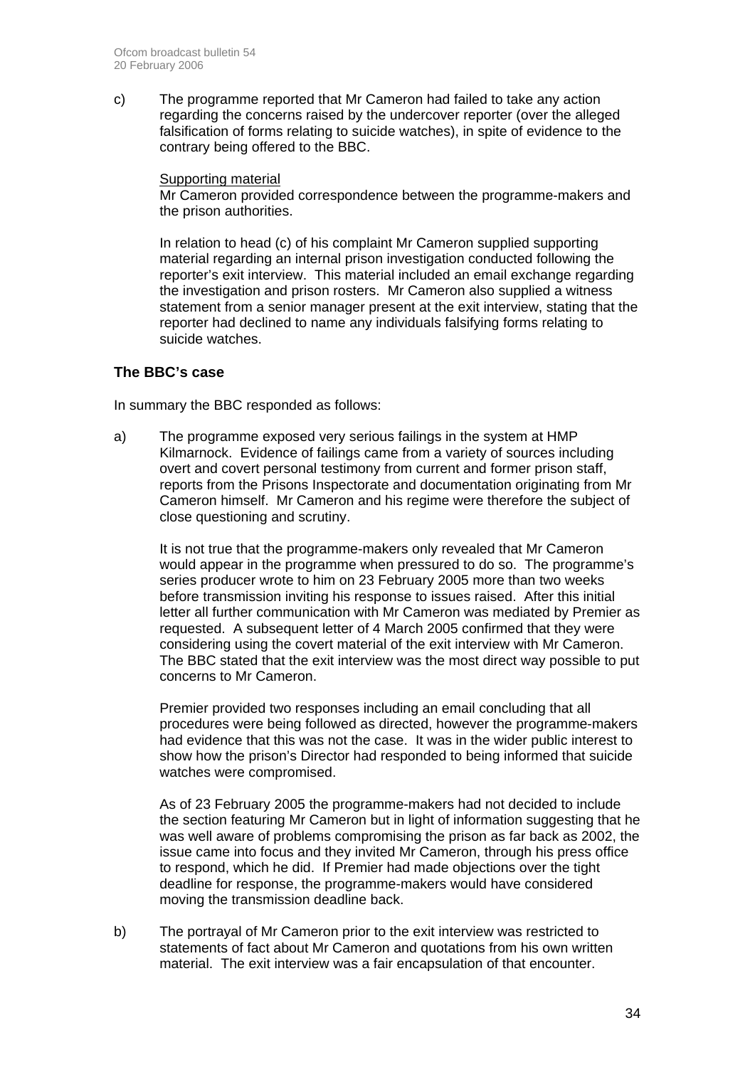c) The programme reported that Mr Cameron had failed to take any action regarding the concerns raised by the undercover reporter (over the alleged falsification of forms relating to suicide watches), in spite of evidence to the contrary being offered to the BBC.

Supporting material

Mr Cameron provided correspondence between the programme-makers and the prison authorities.

In relation to head (c) of his complaint Mr Cameron supplied supporting material regarding an internal prison investigation conducted following the reporter's exit interview. This material included an email exchange regarding the investigation and prison rosters. Mr Cameron also supplied a witness statement from a senior manager present at the exit interview, stating that the reporter had declined to name any individuals falsifying forms relating to suicide watches.

### The BBC's case

In summary the BBC responded as follows:

a) The programme exposed very serious failings in the system at HMP Kilmarnock. Evidence of failings came from a variety of sources including overt and covert personal testimony from current and former prison staff, reports from the Prisons Inspectorate and documentation originating from Mr Cameron himself. Mr Cameron and his regime were therefore the subject of close questioning and scrutiny.

It is not true that the programme-makers only revealed that Mr Cameron would appear in the programme when pressured to do so. The programme's series producer wrote to him on 23 February 2005 more than two weeks before transmission inviting his response to issues raised. After this initial letter all further communication with Mr Cameron was mediated by Premier as requested. A subsequent letter of 4 March 2005 confirmed that they were considering using the covert material of the exit interview with Mr Cameron. The BBC stated that the exit interview was the most direct way possible to put concerns to Mr Cameron.

Premier provided two responses including an email concluding that all procedures were being followed as directed, however the programme-makers had evidence that this was not the case. It was in the wider public interest to show how the prison's Director had responded to being informed that suicide watches were compromised.

As of 23 February 2005 the programme-makers had not decided to include the section featuring Mr Cameron but in light of information suggesting that he was well aware of problems compromising the prison as far back as 2002, the issue came into focus and they invited Mr Cameron, through his press office to respond, which he did. If Premier had made objections over the tight deadline for response, the programme-makers would have considered moving the transmission deadline back.

b) The portrayal of Mr Cameron prior to the exit interview was restricted to statements of fact about Mr Cameron and quotations from his own written material. The exit interview was a fair encapsulation of that encounter.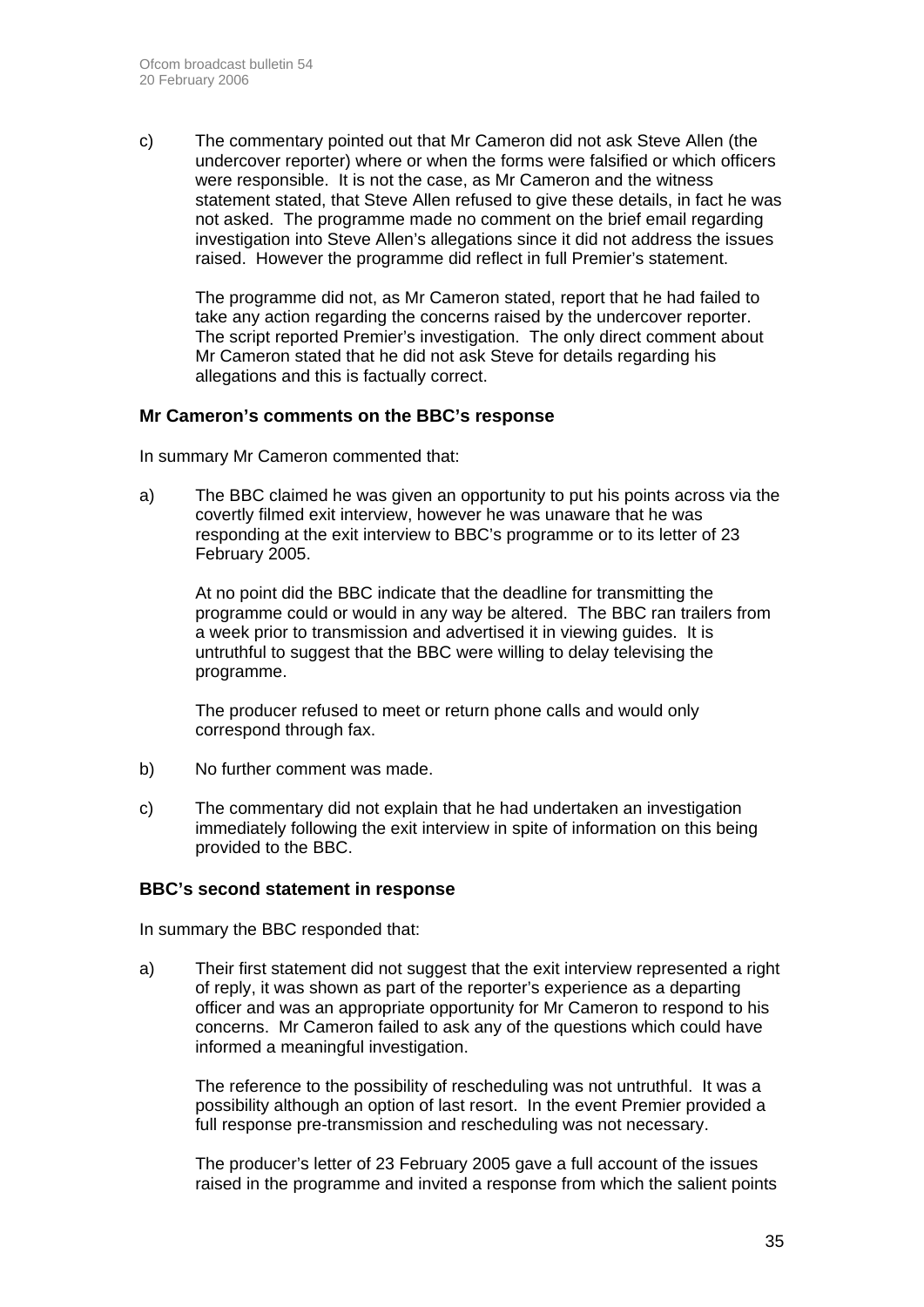c) The commentary pointed out that Mr Cameron did not ask Steve Allen (the undercover reporter) where or when the forms were falsified or which officers were responsible. It is not the case, as Mr Cameron and the witness statement stated, that Steve Allen refused to give these details, in fact he was not asked. The programme made no comment on the brief email regarding investigation into Steve Allen's allegations since it did not address the issues raised. However the programme did reflect in full Premier's statement.

   The programme did not, as Mr Cameron stated, report that he had failed to take any action regarding the concerns raised by the undercover reporter. The script reported Premier's investigation. The only direct comment about Mr Cameron stated that he did not ask Steve for details regarding his allegations and this is factually correct.

### Mr Cameron's comments on the BBC's response

In summary Mr Cameron commented that:

a) The BBC claimed he was given an opportunity to put his points across via the covertly filmed exit interview, however he was unaware that he was responding at the exit interview to BBC's programme or to its letter of 23 February 2005.

   At no point did the BBC indicate that the deadline for transmitting the programme could or would in any way be altered. The BBC ran trailers from a week prior to transmission and advertised it in viewing guides. It is untruthful to suggest that the BBC were willing to delay televising the programme.

   The producer refused to meet or return phone calls and would only correspond through fax.

b) No further comment was made.

c) The commentary did not explain that he had undertaken an investigation immediately following the exit interview in spite of information on this being provided to the BBC.

### BBC's second statement in response

In summary the BBC responded that:

a) Their first statement did not suggest that the exit interview represented a right of reply, it was shown as part of the reporter's experience as a departing officer and was an appropriate opportunity for Mr Cameron to respond to his concerns. Mr Cameron failed to ask any of the questions which could have informed a meaningful investigation.

   The reference to the possibility of rescheduling was not untruthful. It was a possibility although an option of last resort. In the event Premier provided a full response pre-transmission and rescheduling was not necessary.

   The producer's letter of 23 February 2005 gave a full account of the issues raised in the programme and invited a response from which the salient points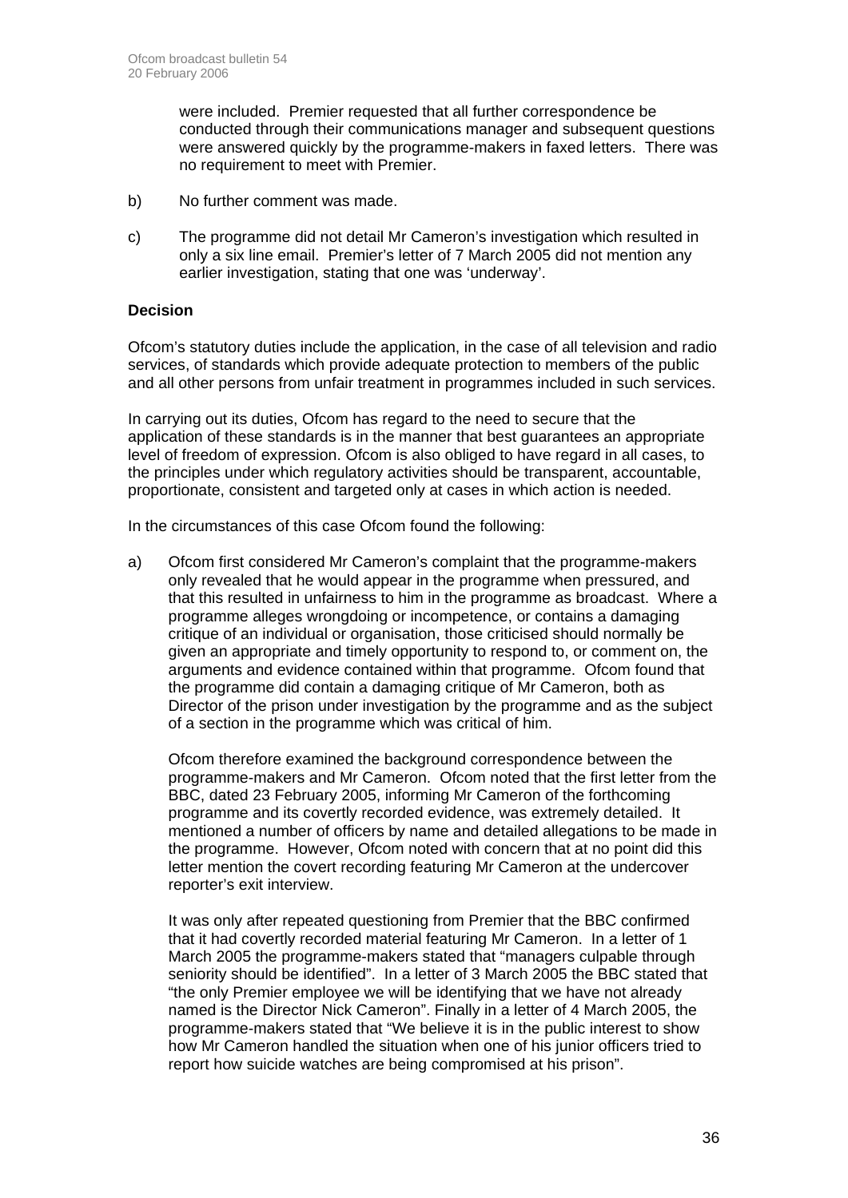were included. Premier requested that all further correspondence be conducted through their communications manager and subsequent questions were answered quickly by the programme-makers in faxed letters. There was no requirement to meet with Premier.

b) No further comment was made.

c) The programme did not detail Mr Cameron's investigation which resulted in only a six line email. Premier's letter of 7 March 2005 did not mention any earlier investigation, stating that one was 'underway'.

**Decision**

Ofcom's statutory duties include the application, in the case of all television and radio services, of standards which provide adequate protection to members of the public and all other persons from unfair treatment in programmes included in such services.

In carrying out its duties, Ofcom has regard to the need to secure that the application of these standards is in the manner that best guarantees an appropriate level of freedom of expression. Ofcom is also obliged to have regard in all cases, to the principles under which regulatory activities should be transparent, accountable, proportionate, consistent and targeted only at cases in which action is needed.

In the circumstances of this case Ofcom found the following:

a) Ofcom first considered Mr Cameron's complaint that the programme-makers only revealed that he would appear in the programme when pressured, and that this resulted in unfairness to him in the programme as broadcast. Where a programme alleges wrongdoing or incompetence, or contains a damaging critique of an individual or organisation, those criticised should normally be given an appropriate and timely opportunity to respond to, or comment on, the arguments and evidence contained within that programme. Ofcom found that the programme did contain a damaging critique of Mr Cameron, both as Director of the prison under investigation by the programme and as the subject of a section in the programme which was critical of him.

   Ofcom therefore examined the background correspondence between the programme-makers and Mr Cameron. Ofcom noted that the first letter from the BBC, dated 23 February 2005, informing Mr Cameron of the forthcoming programme and its covertly recorded evidence, was extremely detailed. It mentioned a number of officers by name and detailed allegations to be made in the programme. However, Ofcom noted with concern that at no point did this letter mention the covert recording featuring Mr Cameron at the undercover reporter's exit interview.

   It was only after repeated questioning from Premier that the BBC confirmed that it had covertly recorded material featuring Mr Cameron. In a letter of 1 March 2005 the programme-makers stated that "managers culpable through seniority should be identified". In a letter of 3 March 2005 the BBC stated that "the only Premier employee we will be identifying that we have not already named is the Director Nick Cameron". Finally in a letter of 4 March 2005, the programme-makers stated that "We believe it is in the public interest to show how Mr Cameron handled the situation when one of his junior officers tried to report how suicide watches are being compromised at his prison".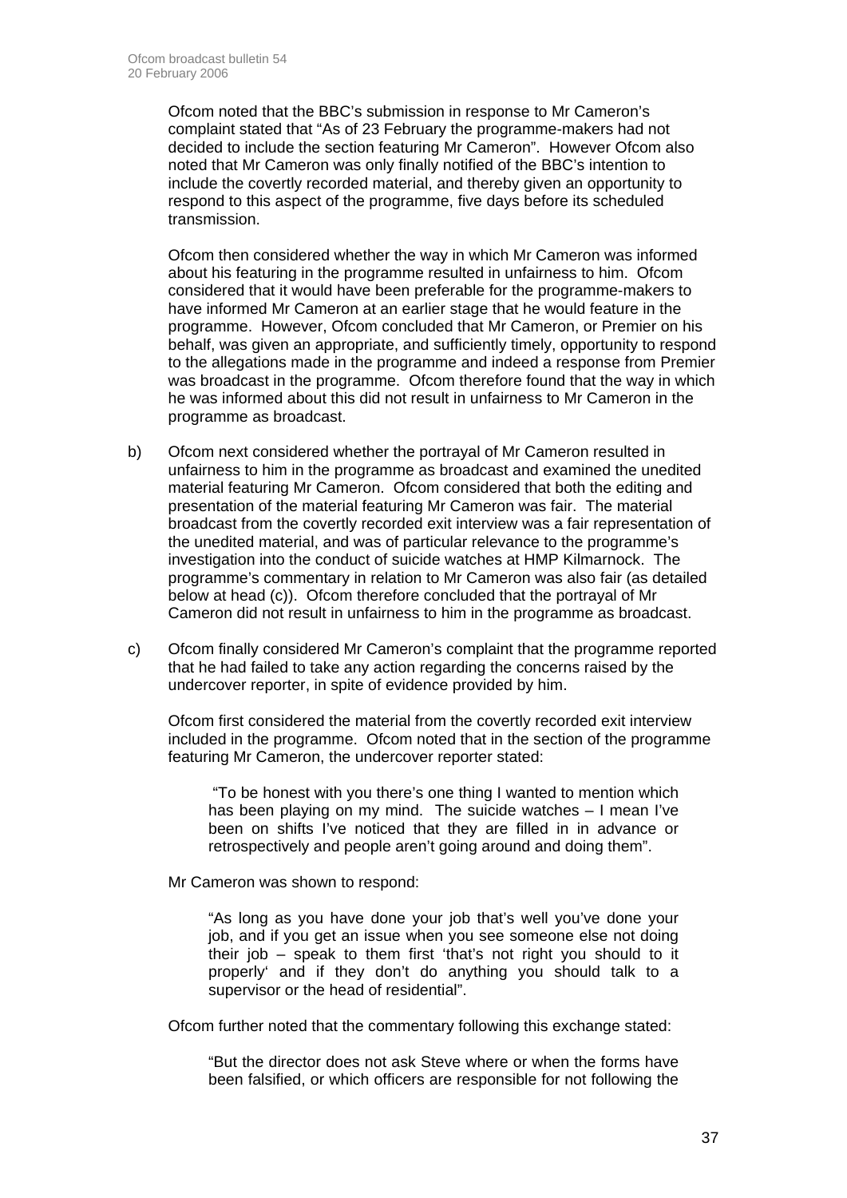Ofcom noted that the BBC's submission in response to Mr Cameron's complaint stated that "As of 23 February the programme-makers had not decided to include the section featuring Mr Cameron". However Ofcom also noted that Mr Cameron was only finally notified of the BBC's intention to include the covertly recorded material, and thereby given an opportunity to respond to this aspect of the programme, five days before its scheduled transmission.

Ofcom then considered whether the way in which Mr Cameron was informed about his featuring in the programme resulted in unfairness to him. Ofcom considered that it would have been preferable for the programme-makers to have informed Mr Cameron at an earlier stage that he would feature in the programme. However, Ofcom concluded that Mr Cameron, or Premier on his behalf, was given an appropriate, and sufficiently timely, opportunity to respond to the allegations made in the programme and indeed a response from Premier was broadcast in the programme. Ofcom therefore found that the way in which he was informed about this did not result in unfairness to Mr Cameron in the programme as broadcast.

b) Ofcom next considered whether the portrayal of Mr Cameron resulted in unfairness to him in the programme as broadcast and examined the unedited material featuring Mr Cameron. Ofcom considered that both the editing and presentation of the material featuring Mr Cameron was fair. The material broadcast from the covertly recorded exit interview was a fair representation of the unedited material, and was of particular relevance to the programme's investigation into the conduct of suicide watches at HMP Kilmarnock. The programme's commentary in relation to Mr Cameron was also fair (as detailed below at head (c)). Ofcom therefore concluded that the portrayal of Mr Cameron did not result in unfairness to him in the programme as broadcast.

c) Ofcom finally considered Mr Cameron's complaint that the programme reported that he had failed to take any action regarding the concerns raised by the undercover reporter, in spite of evidence provided by him.

Ofcom first considered the material from the covertly recorded exit interview included in the programme. Ofcom noted that in the section of the programme featuring Mr Cameron, the undercover reporter stated:

> "To be honest with you there's one thing I wanted to mention which has been playing on my mind. The suicide watches – I mean I've been on shifts I've noticed that they are filled in in advance or retrospectively and people aren't going around and doing them".

Mr Cameron was shown to respond:

> "As long as you have done your job that's well you've done your job, and if you get an issue when you see someone else not doing their job – speak to them first 'that's not right you should to it properly' and if they don't do anything you should talk to a supervisor or the head of residential".

Ofcom further noted that the commentary following this exchange stated:

> "But the director does not ask Steve where or when the forms have been falsified, or which officers are responsible for not following the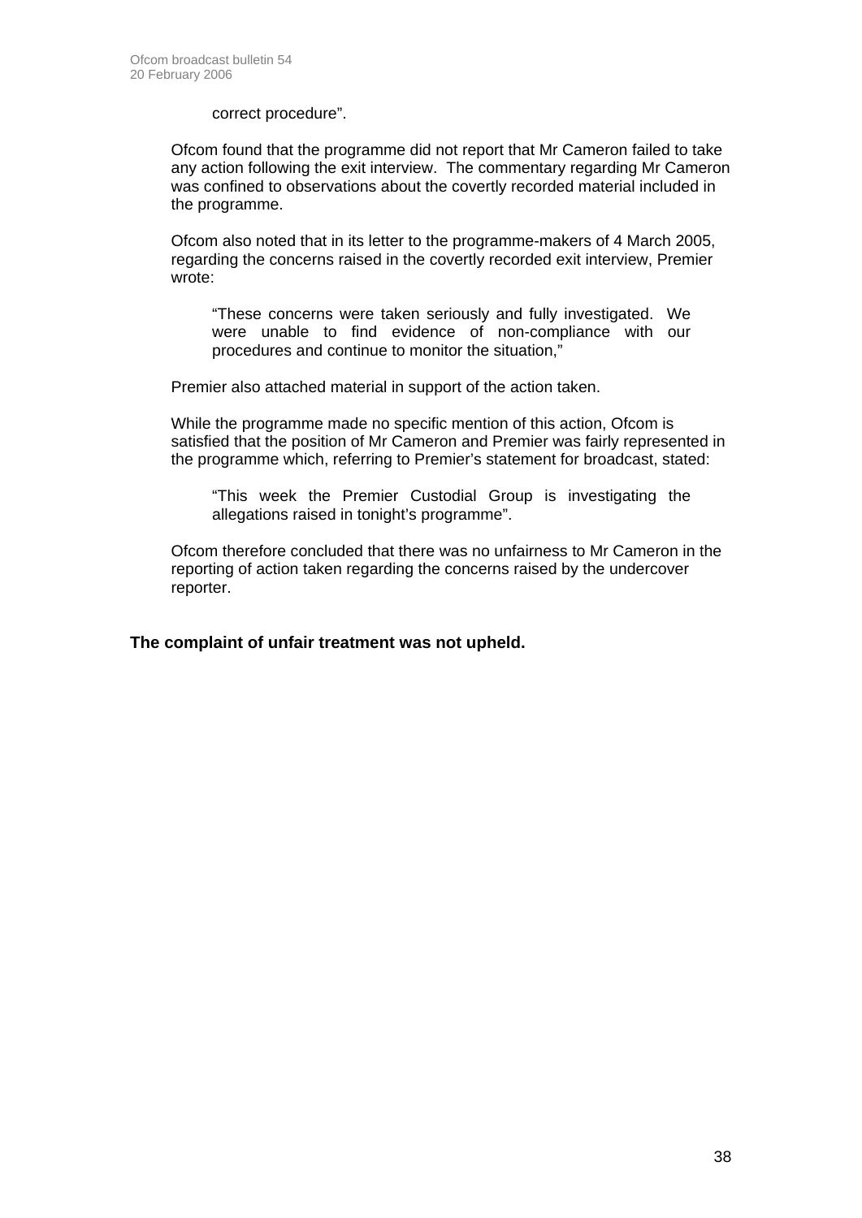correct procedure".

Ofcom found that the programme did not report that Mr Cameron failed to take any action following the exit interview. The commentary regarding Mr Cameron was confined to observations about the covertly recorded material included in the programme.

Ofcom also noted that in its letter to the programme-makers of 4 March 2005, regarding the concerns raised in the covertly recorded exit interview, Premier wrote:

> "These concerns were taken seriously and fully investigated. We were unable to find evidence of non-compliance with our procedures and continue to monitor the situation,"

Premier also attached material in support of the action taken.

While the programme made no specific mention of this action, Ofcom is satisfied that the position of Mr Cameron and Premier was fairly represented in the programme which, referring to Premier's statement for broadcast, stated:

> "This week the Premier Custodial Group is investigating the allegations raised in tonight's programme".

Ofcom therefore concluded that there was no unfairness to Mr Cameron in the reporting of action taken regarding the concerns raised by the undercover reporter.

**The complaint of unfair treatment was not upheld.**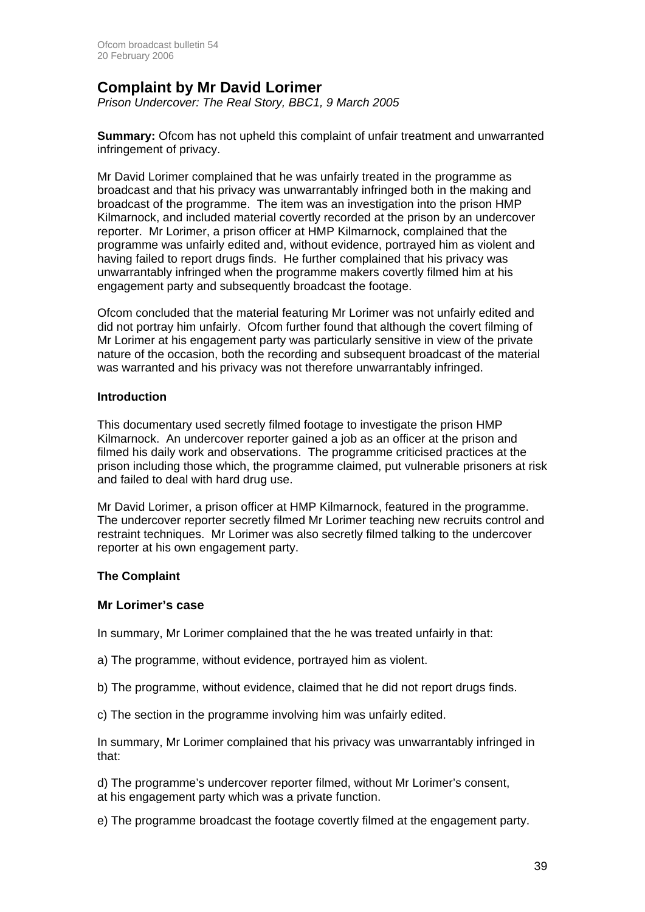## Complaint by Mr David Lorimer

*Prison Undercover: The Real Story, BBC1, 9 March 2005*

**Summary:** Ofcom has not upheld this complaint of unfair treatment and unwarranted infringement of privacy.

Mr David Lorimer complained that he was unfairly treated in the programme as broadcast and that his privacy was unwarrantably infringed both in the making and broadcast of the programme. The item was an investigation into the prison HMP Kilmarnock, and included material covertly recorded at the prison by an undercover reporter. Mr Lorimer, a prison officer at HMP Kilmarnock, complained that the programme was unfairly edited and, without evidence, portrayed him as violent and having failed to report drugs finds. He further complained that his privacy was unwarrantably infringed when the programme makers covertly filmed him at his engagement party and subsequently broadcast the footage.

Ofcom concluded that the material featuring Mr Lorimer was not unfairly edited and did not portray him unfairly. Ofcom further found that although the covert filming of Mr Lorimer at his engagement party was particularly sensitive in view of the private nature of the occasion, both the recording and subsequent broadcast of the material was warranted and his privacy was not therefore unwarrantably infringed.

### Introduction

This documentary used secretly filmed footage to investigate the prison HMP Kilmarnock. An undercover reporter gained a job as an officer at the prison and filmed his daily work and observations. The programme criticised practices at the prison including those which, the programme claimed, put vulnerable prisoners at risk and failed to deal with hard drug use.

Mr David Lorimer, a prison officer at HMP Kilmarnock, featured in the programme. The undercover reporter secretly filmed Mr Lorimer teaching new recruits control and restraint techniques. Mr Lorimer was also secretly filmed talking to the undercover reporter at his own engagement party.

### The Complaint

### Mr Lorimer's case

In summary, Mr Lorimer complained that the he was treated unfairly in that:

a) The programme, without evidence, portrayed him as violent.

b) The programme, without evidence, claimed that he did not report drugs finds.

c) The section in the programme involving him was unfairly edited.

In summary, Mr Lorimer complained that his privacy was unwarrantably infringed in that:

d) The programme's undercover reporter filmed, without Mr Lorimer's consent, at his engagement party which was a private function.

e) The programme broadcast the footage covertly filmed at the engagement party.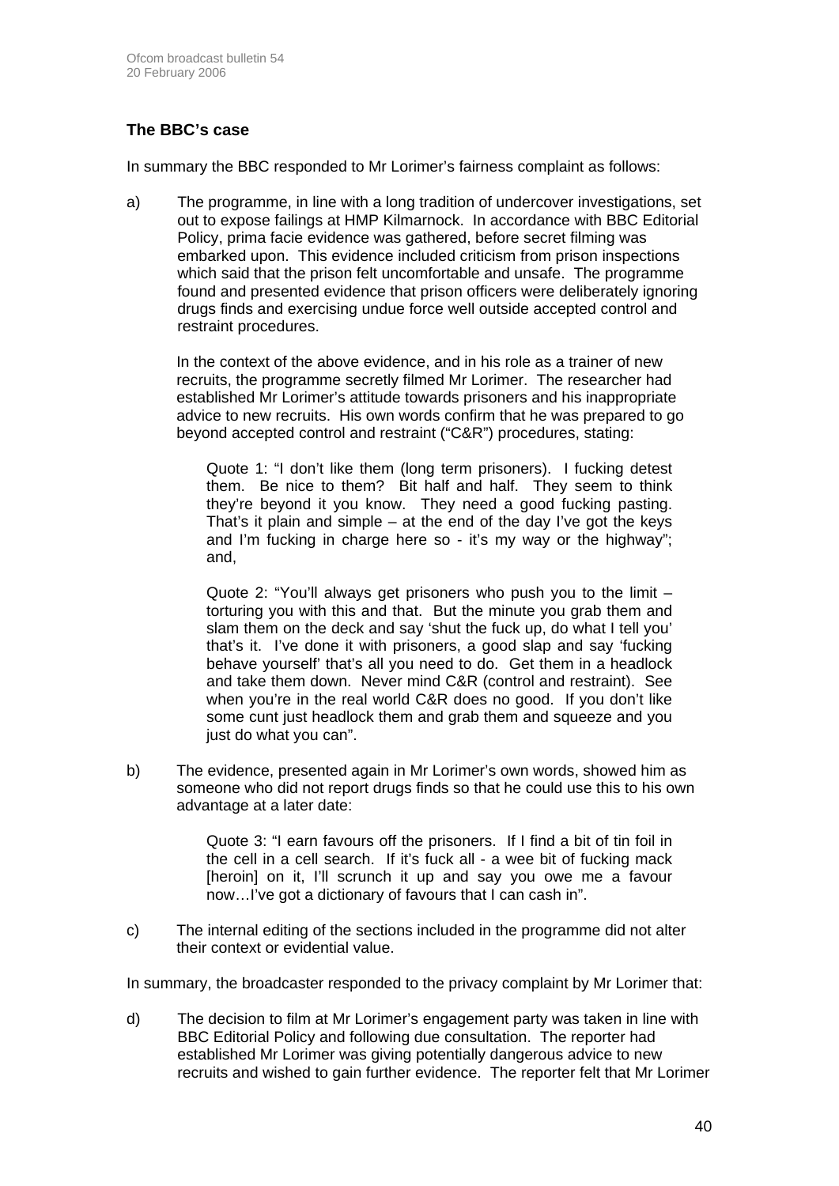### The BBC's case

In summary the BBC responded to Mr Lorimer's fairness complaint as follows:

a) The programme, in line with a long tradition of undercover investigations, set out to expose failings at HMP Kilmarnock. In accordance with BBC Editorial Policy, prima facie evidence was gathered, before secret filming was embarked upon. This evidence included criticism from prison inspections which said that the prison felt uncomfortable and unsafe. The programme found and presented evidence that prison officers were deliberately ignoring drugs finds and exercising undue force well outside accepted control and restraint procedures.

   In the context of the above evidence, and in his role as a trainer of new recruits, the programme secretly filmed Mr Lorimer. The researcher had established Mr Lorimer's attitude towards prisoners and his inappropriate advice to new recruits. His own words confirm that he was prepared to go beyond accepted control and restraint ("C&R") procedures, stating:

   > Quote 1: "I don't like them (long term prisoners). I fucking detest them. Be nice to them? Bit half and half. They seem to think they're beyond it you know. They need a good fucking pasting. That's it plain and simple – at the end of the day I've got the keys and I'm fucking in charge here so - it's my way or the highway"; and,
   >
   > Quote 2: "You'll always get prisoners who push you to the limit – torturing you with this and that. But the minute you grab them and slam them on the deck and say 'shut the fuck up, do what I tell you' that's it. I've done it with prisoners, a good slap and say 'fucking behave yourself' that's all you need to do. Get them in a headlock and take them down. Never mind C&R (control and restraint). See when you're in the real world C&R does no good. If you don't like some cunt just headlock them and grab them and squeeze and you just do what you can".

b) The evidence, presented again in Mr Lorimer's own words, showed him as someone who did not report drugs finds so that he could use this to his own advantage at a later date:

   > Quote 3: "I earn favours off the prisoners. If I find a bit of tin foil in the cell in a cell search. If it's fuck all - a wee bit of fucking mack [heroin] on it, I'll scrunch it up and say you owe me a favour now…I've got a dictionary of favours that I can cash in".

c) The internal editing of the sections included in the programme did not alter their context or evidential value.

In summary, the broadcaster responded to the privacy complaint by Mr Lorimer that:

d) The decision to film at Mr Lorimer's engagement party was taken in line with BBC Editorial Policy and following due consultation. The reporter had established Mr Lorimer was giving potentially dangerous advice to new recruits and wished to gain further evidence. The reporter felt that Mr Lorimer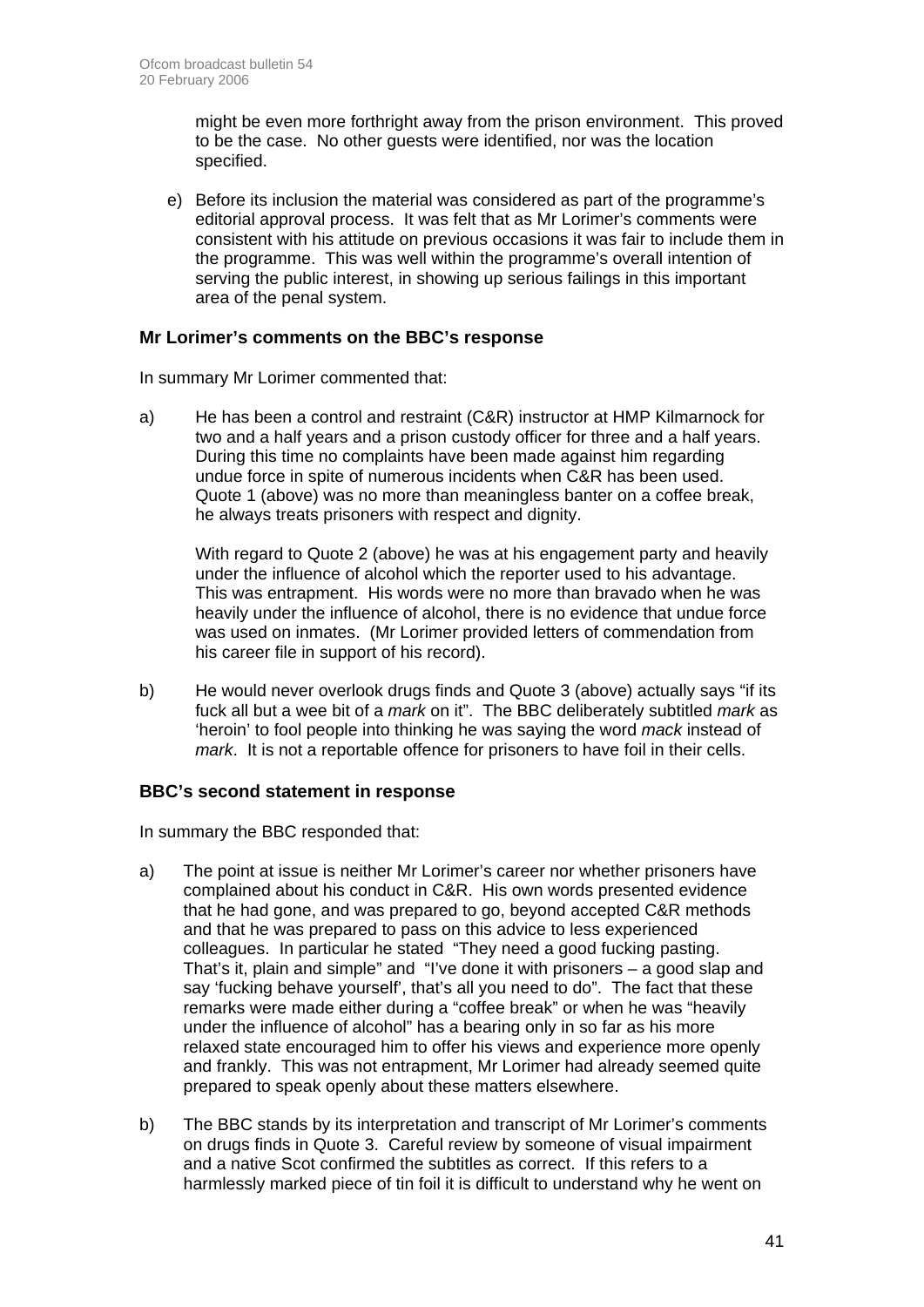might be even more forthright away from the prison environment. This proved to be the case. No other guests were identified, nor was the location specified.

e) Before its inclusion the material was considered as part of the programme's editorial approval process. It was felt that as Mr Lorimer's comments were consistent with his attitude on previous occasions it was fair to include them in the programme. This was well within the programme's overall intention of serving the public interest, in showing up serious failings in this important area of the penal system.

### Mr Lorimer's comments on the BBC's response

In summary Mr Lorimer commented that:

a) He has been a control and restraint (C&R) instructor at HMP Kilmarnock for two and a half years and a prison custody officer for three and a half years. During this time no complaints have been made against him regarding undue force in spite of numerous incidents when C&R has been used. Quote 1 (above) was no more than meaningless banter on a coffee break, he always treats prisoners with respect and dignity.

   With regard to Quote 2 (above) he was at his engagement party and heavily under the influence of alcohol which the reporter used to his advantage. This was entrapment. His words were no more than bravado when he was heavily under the influence of alcohol, there is no evidence that undue force was used on inmates. (Mr Lorimer provided letters of commendation from his career file in support of his record).

b) He would never overlook drugs finds and Quote 3 (above) actually says "if its fuck all but a wee bit of a *mark* on it". The BBC deliberately subtitled *mark* as 'heroin' to fool people into thinking he was saying the word *mack* instead of *mark*. It is not a reportable offence for prisoners to have foil in their cells.

### BBC's second statement in response

In summary the BBC responded that:

a) The point at issue is neither Mr Lorimer's career nor whether prisoners have complained about his conduct in C&R. His own words presented evidence that he had gone, and was prepared to go, beyond accepted C&R methods and that he was prepared to pass on this advice to less experienced colleagues. In particular he stated "They need a good fucking pasting. That's it, plain and simple" and "I've done it with prisoners – a good slap and say 'fucking behave yourself', that's all you need to do". The fact that these remarks were made either during a "coffee break" or when he was "heavily under the influence of alcohol" has a bearing only in so far as his more relaxed state encouraged him to offer his views and experience more openly and frankly. This was not entrapment, Mr Lorimer had already seemed quite prepared to speak openly about these matters elsewhere.

b) The BBC stands by its interpretation and transcript of Mr Lorimer's comments on drugs finds in Quote 3. Careful review by someone of visual impairment and a native Scot confirmed the subtitles as correct. If this refers to a harmlessly marked piece of tin foil it is difficult to understand why he went on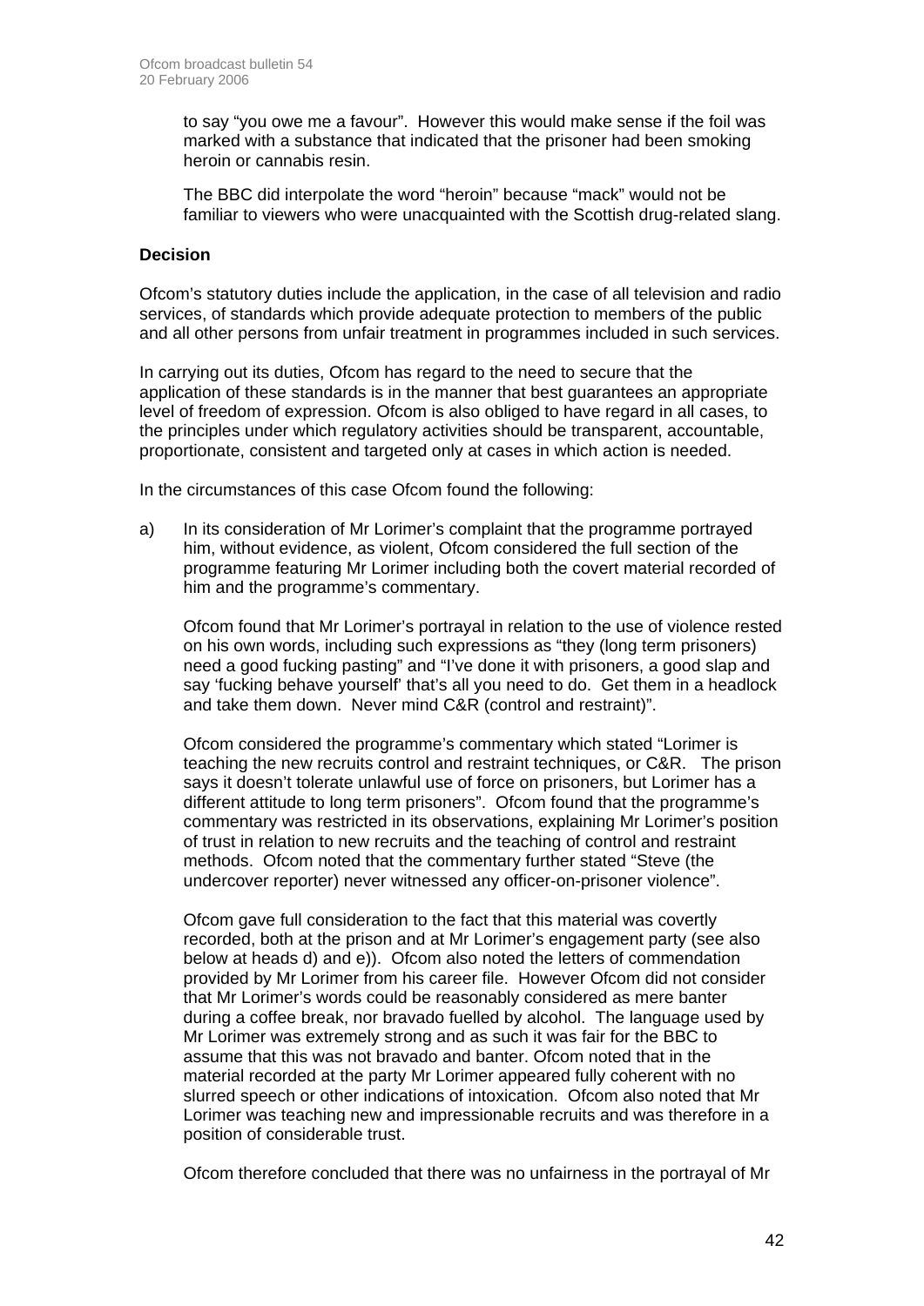to say "you owe me a favour". However this would make sense if the foil was marked with a substance that indicated that the prisoner had been smoking heroin or cannabis resin.

The BBC did interpolate the word "heroin" because "mack" would not be familiar to viewers who were unacquainted with the Scottish drug-related slang.

**Decision**

Ofcom's statutory duties include the application, in the case of all television and radio services, of standards which provide adequate protection to members of the public and all other persons from unfair treatment in programmes included in such services.

In carrying out its duties, Ofcom has regard to the need to secure that the application of these standards is in the manner that best guarantees an appropriate level of freedom of expression. Ofcom is also obliged to have regard in all cases, to the principles under which regulatory activities should be transparent, accountable, proportionate, consistent and targeted only at cases in which action is needed.

In the circumstances of this case Ofcom found the following:

a) In its consideration of Mr Lorimer's complaint that the programme portrayed him, without evidence, as violent, Ofcom considered the full section of the programme featuring Mr Lorimer including both the covert material recorded of him and the programme's commentary.

Ofcom found that Mr Lorimer's portrayal in relation to the use of violence rested on his own words, including such expressions as "they (long term prisoners) need a good fucking pasting" and "I've done it with prisoners, a good slap and say 'fucking behave yourself' that's all you need to do. Get them in a headlock and take them down. Never mind C&R (control and restraint)".

Ofcom considered the programme's commentary which stated "Lorimer is teaching the new recruits control and restraint techniques, or C&R. The prison says it doesn't tolerate unlawful use of force on prisoners, but Lorimer has a different attitude to long term prisoners". Ofcom found that the programme's commentary was restricted in its observations, explaining Mr Lorimer's position of trust in relation to new recruits and the teaching of control and restraint methods. Ofcom noted that the commentary further stated "Steve (the undercover reporter) never witnessed any officer-on-prisoner violence".

Ofcom gave full consideration to the fact that this material was covertly recorded, both at the prison and at Mr Lorimer's engagement party (see also below at heads d) and e)). Ofcom also noted the letters of commendation provided by Mr Lorimer from his career file. However Ofcom did not consider that Mr Lorimer's words could be reasonably considered as mere banter during a coffee break, nor bravado fuelled by alcohol. The language used by Mr Lorimer was extremely strong and as such it was fair for the BBC to assume that this was not bravado and banter. Ofcom noted that in the material recorded at the party Mr Lorimer appeared fully coherent with no slurred speech or other indications of intoxication. Ofcom also noted that Mr Lorimer was teaching new and impressionable recruits and was therefore in a position of considerable trust.

Ofcom therefore concluded that there was no unfairness in the portrayal of Mr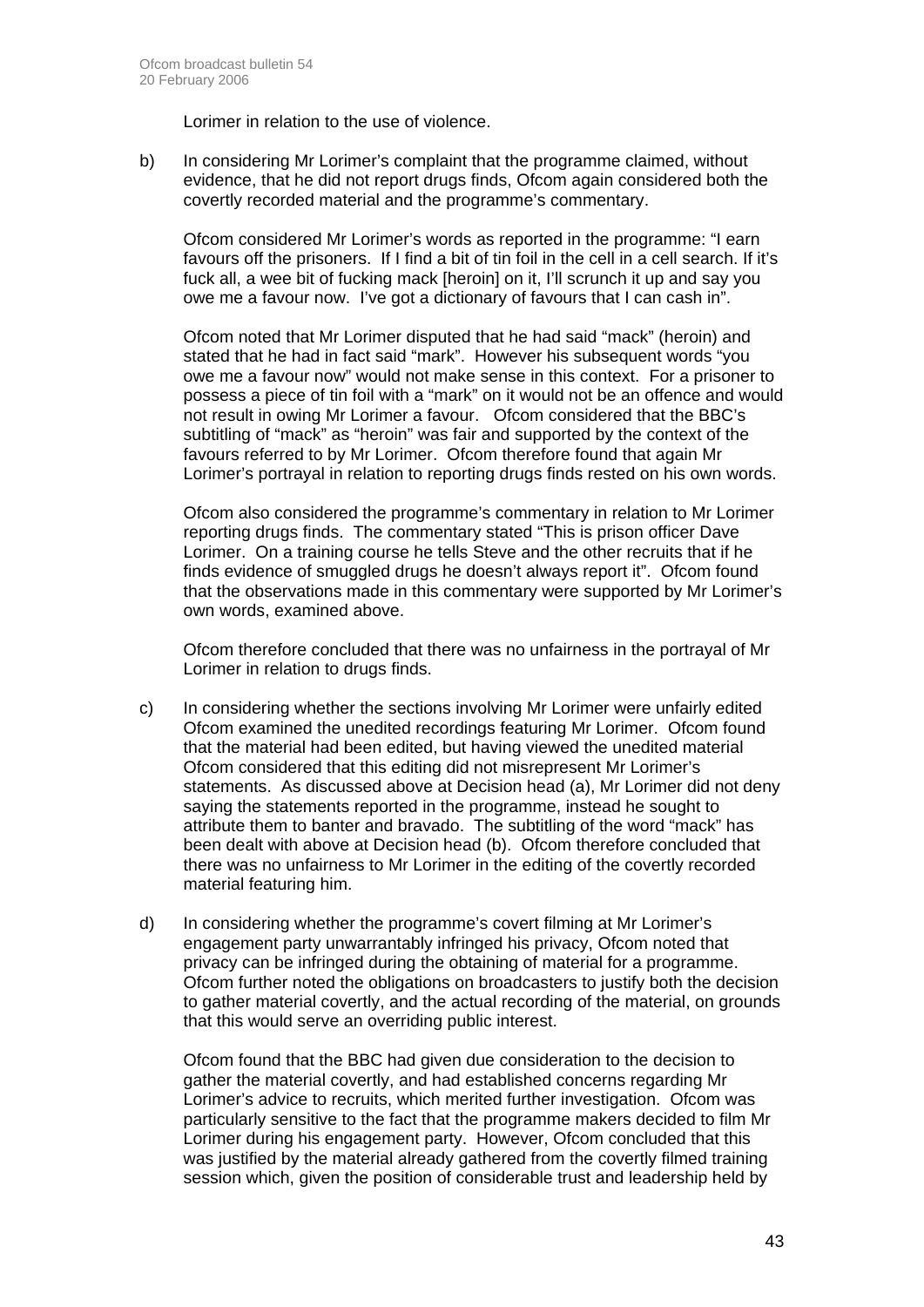Lorimer in relation to the use of violence.

b) In considering Mr Lorimer's complaint that the programme claimed, without evidence, that he did not report drugs finds, Ofcom again considered both the covertly recorded material and the programme's commentary.

   Ofcom considered Mr Lorimer's words as reported in the programme: "I earn favours off the prisoners. If I find a bit of tin foil in the cell in a cell search. If it's fuck all, a wee bit of fucking mack [heroin] on it, I'll scrunch it up and say you owe me a favour now. I've got a dictionary of favours that I can cash in".

   Ofcom noted that Mr Lorimer disputed that he had said "mack" (heroin) and stated that he had in fact said "mark". However his subsequent words "you owe me a favour now" would not make sense in this context. For a prisoner to possess a piece of tin foil with a "mark" on it would not be an offence and would not result in owing Mr Lorimer a favour. Ofcom considered that the BBC's subtitling of "mack" as "heroin" was fair and supported by the context of the favours referred to by Mr Lorimer. Ofcom therefore found that again Mr Lorimer's portrayal in relation to reporting drugs finds rested on his own words.

   Ofcom also considered the programme's commentary in relation to Mr Lorimer reporting drugs finds. The commentary stated "This is prison officer Dave Lorimer. On a training course he tells Steve and the other recruits that if he finds evidence of smuggled drugs he doesn't always report it". Ofcom found that the observations made in this commentary were supported by Mr Lorimer's own words, examined above.

   Ofcom therefore concluded that there was no unfairness in the portrayal of Mr Lorimer in relation to drugs finds.

c) In considering whether the sections involving Mr Lorimer were unfairly edited Ofcom examined the unedited recordings featuring Mr Lorimer. Ofcom found that the material had been edited, but having viewed the unedited material Ofcom considered that this editing did not misrepresent Mr Lorimer's statements. As discussed above at Decision head (a), Mr Lorimer did not deny saying the statements reported in the programme, instead he sought to attribute them to banter and bravado. The subtitling of the word "mack" has been dealt with above at Decision head (b). Ofcom therefore concluded that there was no unfairness to Mr Lorimer in the editing of the covertly recorded material featuring him.

d) In considering whether the programme's covert filming at Mr Lorimer's engagement party unwarrantably infringed his privacy, Ofcom noted that privacy can be infringed during the obtaining of material for a programme. Ofcom further noted the obligations on broadcasters to justify both the decision to gather material covertly, and the actual recording of the material, on grounds that this would serve an overriding public interest.

   Ofcom found that the BBC had given due consideration to the decision to gather the material covertly, and had established concerns regarding Mr Lorimer's advice to recruits, which merited further investigation. Ofcom was particularly sensitive to the fact that the programme makers decided to film Mr Lorimer during his engagement party. However, Ofcom concluded that this was justified by the material already gathered from the covertly filmed training session which, given the position of considerable trust and leadership held by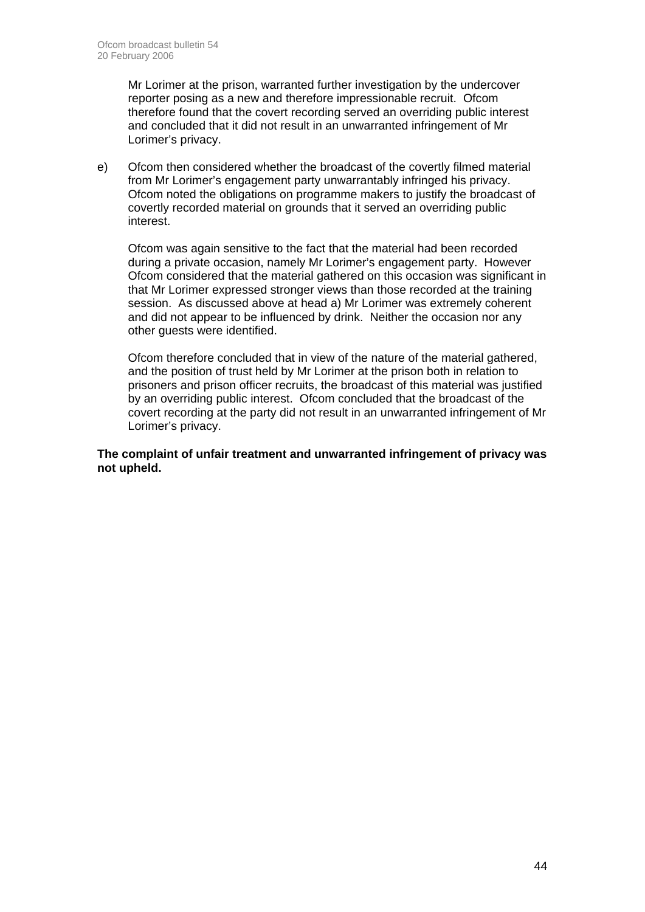Mr Lorimer at the prison, warranted further investigation by the undercover reporter posing as a new and therefore impressionable recruit. Ofcom therefore found that the covert recording served an overriding public interest and concluded that it did not result in an unwarranted infringement of Mr Lorimer's privacy.

e) Ofcom then considered whether the broadcast of the covertly filmed material from Mr Lorimer's engagement party unwarrantably infringed his privacy. Ofcom noted the obligations on programme makers to justify the broadcast of covertly recorded material on grounds that it served an overriding public interest.

Ofcom was again sensitive to the fact that the material had been recorded during a private occasion, namely Mr Lorimer's engagement party. However Ofcom considered that the material gathered on this occasion was significant in that Mr Lorimer expressed stronger views than those recorded at the training session. As discussed above at head a) Mr Lorimer was extremely coherent and did not appear to be influenced by drink. Neither the occasion nor any other guests were identified.

Ofcom therefore concluded that in view of the nature of the material gathered, and the position of trust held by Mr Lorimer at the prison both in relation to prisoners and prison officer recruits, the broadcast of this material was justified by an overriding public interest. Ofcom concluded that the broadcast of the covert recording at the party did not result in an unwarranted infringement of Mr Lorimer's privacy.

**The complaint of unfair treatment and unwarranted infringement of privacy was not upheld.**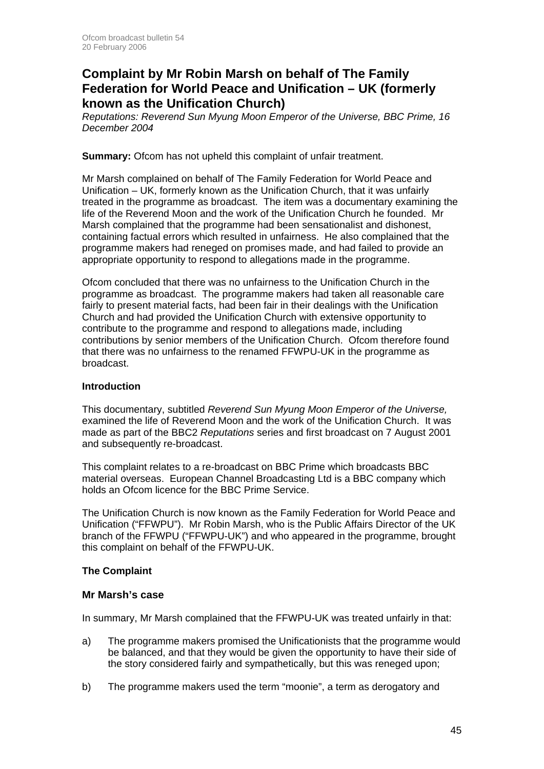## Complaint by Mr Robin Marsh on behalf of The Family Federation for World Peace and Unification – UK (formerly known as the Unification Church)

*Reputations: Reverend Sun Myung Moon Emperor of the Universe, BBC Prime, 16 December 2004*

**Summary:** Ofcom has not upheld this complaint of unfair treatment.

Mr Marsh complained on behalf of The Family Federation for World Peace and Unification – UK, formerly known as the Unification Church, that it was unfairly treated in the programme as broadcast. The item was a documentary examining the life of the Reverend Moon and the work of the Unification Church he founded. Mr Marsh complained that the programme had been sensationalist and dishonest, containing factual errors which resulted in unfairness. He also complained that the programme makers had reneged on promises made, and had failed to provide an appropriate opportunity to respond to allegations made in the programme.

Ofcom concluded that there was no unfairness to the Unification Church in the programme as broadcast. The programme makers had taken all reasonable care fairly to present material facts, had been fair in their dealings with the Unification Church and had provided the Unification Church with extensive opportunity to contribute to the programme and respond to allegations made, including contributions by senior members of the Unification Church. Ofcom therefore found that there was no unfairness to the renamed FFWPU-UK in the programme as broadcast.

### Introduction

This documentary, subtitled *Reverend Sun Myung Moon Emperor of the Universe,* examined the life of Reverend Moon and the work of the Unification Church. It was made as part of the BBC2 *Reputations* series and first broadcast on 7 August 2001 and subsequently re-broadcast.

This complaint relates to a re-broadcast on BBC Prime which broadcasts BBC material overseas. European Channel Broadcasting Ltd is a BBC company which holds an Ofcom licence for the BBC Prime Service.

The Unification Church is now known as the Family Federation for World Peace and Unification ("FFWPU"). Mr Robin Marsh, who is the Public Affairs Director of the UK branch of the FFWPU ("FFWPU-UK") and who appeared in the programme, brought this complaint on behalf of the FFWPU-UK.

### The Complaint

#### Mr Marsh's case

In summary, Mr Marsh complained that the FFWPU-UK was treated unfairly in that:

a) The programme makers promised the Unificationists that the programme would be balanced, and that they would be given the opportunity to have their side of the story considered fairly and sympathetically, but this was reneged upon;

b) The programme makers used the term "moonie", a term as derogatory and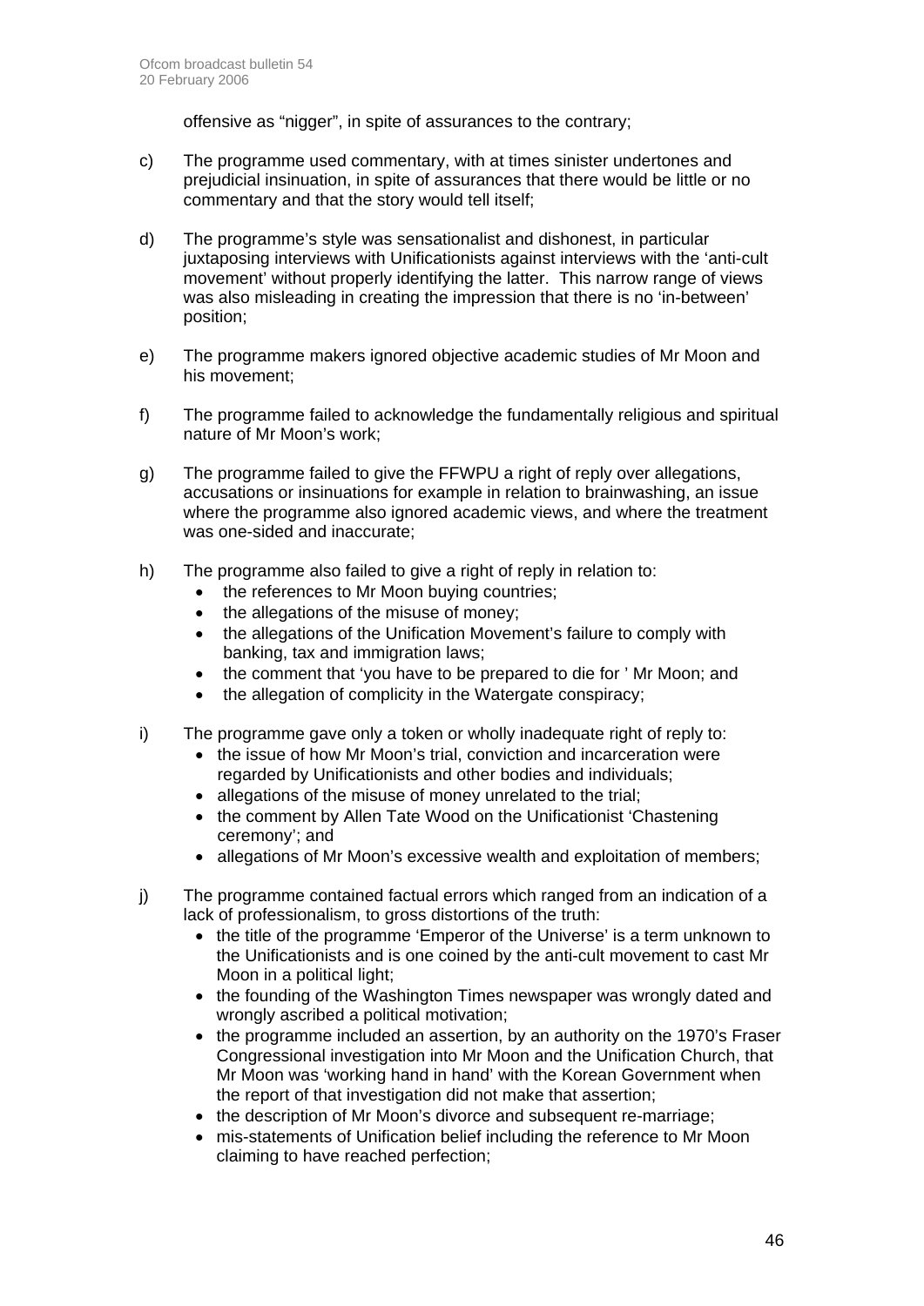offensive as “nigger”, in spite of assurances to the contrary;

c) The programme used commentary, with at times sinister undertones and prejudicial insinuation, in spite of assurances that there would be little or no commentary and that the story would tell itself;

d) The programme's style was sensationalist and dishonest, in particular juxtaposing interviews with Unificationists against interviews with the ‘anti-cult movement’ without properly identifying the latter. This narrow range of views was also misleading in creating the impression that there is no ‘in-between’ position;

e) The programme makers ignored objective academic studies of Mr Moon and his movement;

f) The programme failed to acknowledge the fundamentally religious and spiritual nature of Mr Moon's work;

g) The programme failed to give the FFWPU a right of reply over allegations, accusations or insinuations for example in relation to brainwashing, an issue where the programme also ignored academic views, and where the treatment was one-sided and inaccurate;

h) The programme also failed to give a right of reply in relation to:
   - the references to Mr Moon buying countries;
   - the allegations of the misuse of money;
   - the allegations of the Unification Movement's failure to comply with banking, tax and immigration laws;
   - the comment that ‘you have to be prepared to die for ’ Mr Moon; and
   - the allegation of complicity in the Watergate conspiracy;

i) The programme gave only a token or wholly inadequate right of reply to:
   - the issue of how Mr Moon's trial, conviction and incarceration were regarded by Unificationists and other bodies and individuals;
   - allegations of the misuse of money unrelated to the trial;
   - the comment by Allen Tate Wood on the Unificationist ‘Chastening ceremony’; and
   - allegations of Mr Moon's excessive wealth and exploitation of members;

j) The programme contained factual errors which ranged from an indication of a lack of professionalism, to gross distortions of the truth:
   - the title of the programme ‘Emperor of the Universe’ is a term unknown to the Unificationists and is one coined by the anti-cult movement to cast Mr Moon in a political light;
   - the founding of the Washington Times newspaper was wrongly dated and wrongly ascribed a political motivation;
   - the programme included an assertion, by an authority on the 1970's Fraser Congressional investigation into Mr Moon and the Unification Church, that Mr Moon was ‘working hand in hand’ with the Korean Government when the report of that investigation did not make that assertion;
   - the description of Mr Moon's divorce and subsequent re-marriage;
   - mis-statements of Unification belief including the reference to Mr Moon claiming to have reached perfection;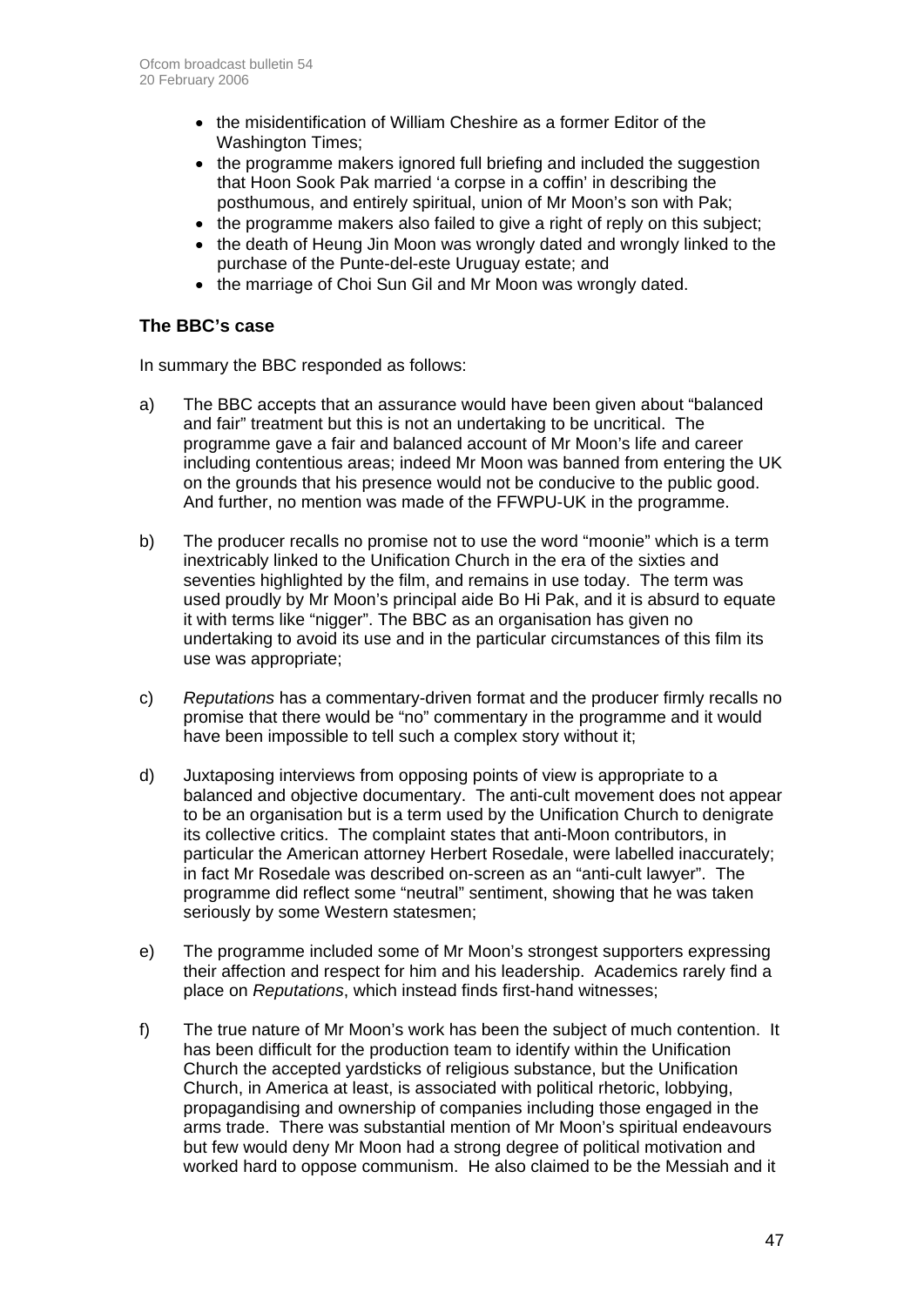- the misidentification of William Cheshire as a former Editor of the Washington Times;
- the programme makers ignored full briefing and included the suggestion that Hoon Sook Pak married 'a corpse in a coffin' in describing the posthumous, and entirely spiritual, union of Mr Moon's son with Pak;
- the programme makers also failed to give a right of reply on this subject;
- the death of Heung Jin Moon was wrongly dated and wrongly linked to the purchase of the Punte-del-este Uruguay estate; and
- the marriage of Choi Sun Gil and Mr Moon was wrongly dated.

### The BBC's case

In summary the BBC responded as follows:

a) The BBC accepts that an assurance would have been given about "balanced and fair" treatment but this is not an undertaking to be uncritical. The programme gave a fair and balanced account of Mr Moon's life and career including contentious areas; indeed Mr Moon was banned from entering the UK on the grounds that his presence would not be conducive to the public good. And further, no mention was made of the FFWPU-UK in the programme.

b) The producer recalls no promise not to use the word "moonie" which is a term inextricably linked to the Unification Church in the era of the sixties and seventies highlighted by the film, and remains in use today. The term was used proudly by Mr Moon's principal aide Bo Hi Pak, and it is absurd to equate it with terms like "nigger". The BBC as an organisation has given no undertaking to avoid its use and in the particular circumstances of this film its use was appropriate;

c) *Reputations* has a commentary-driven format and the producer firmly recalls no promise that there would be "no" commentary in the programme and it would have been impossible to tell such a complex story without it;

d) Juxtaposing interviews from opposing points of view is appropriate to a balanced and objective documentary. The anti-cult movement does not appear to be an organisation but is a term used by the Unification Church to denigrate its collective critics. The complaint states that anti-Moon contributors, in particular the American attorney Herbert Rosedale, were labelled inaccurately; in fact Mr Rosedale was described on-screen as an "anti-cult lawyer". The programme did reflect some "neutral" sentiment, showing that he was taken seriously by some Western statesmen;

e) The programme included some of Mr Moon's strongest supporters expressing their affection and respect for him and his leadership. Academics rarely find a place on *Reputations*, which instead finds first-hand witnesses;

f) The true nature of Mr Moon's work has been the subject of much contention. It has been difficult for the production team to identify within the Unification Church the accepted yardsticks of religious substance, but the Unification Church, in America at least, is associated with political rhetoric, lobbying, propagandising and ownership of companies including those engaged in the arms trade. There was substantial mention of Mr Moon's spiritual endeavours but few would deny Mr Moon had a strong degree of political motivation and worked hard to oppose communism. He also claimed to be the Messiah and it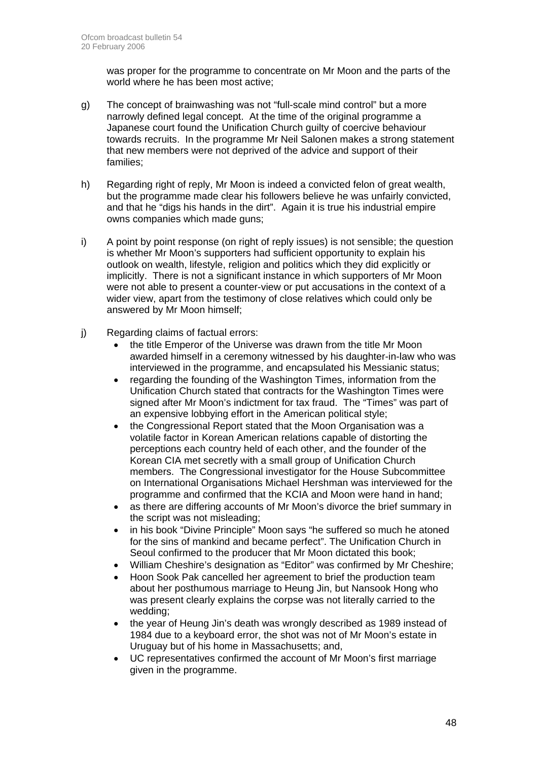was proper for the programme to concentrate on Mr Moon and the parts of the world where he has been most active;

g) The concept of brainwashing was not "full-scale mind control" but a more narrowly defined legal concept. At the time of the original programme a Japanese court found the Unification Church guilty of coercive behaviour towards recruits. In the programme Mr Neil Salonen makes a strong statement that new members were not deprived of the advice and support of their families;

h) Regarding right of reply, Mr Moon is indeed a convicted felon of great wealth, but the programme made clear his followers believe he was unfairly convicted, and that he "digs his hands in the dirt". Again it is true his industrial empire owns companies which made guns;

i) A point by point response (on right of reply issues) is not sensible; the question is whether Mr Moon's supporters had sufficient opportunity to explain his outlook on wealth, lifestyle, religion and politics which they did explicitly or implicitly. There is not a significant instance in which supporters of Mr Moon were not able to present a counter-view or put accusations in the context of a wider view, apart from the testimony of close relatives which could only be answered by Mr Moon himself;

j) Regarding claims of factual errors:
   - the title Emperor of the Universe was drawn from the title Mr Moon awarded himself in a ceremony witnessed by his daughter-in-law who was interviewed in the programme, and encapsulated his Messianic status;
   - regarding the founding of the Washington Times, information from the Unification Church stated that contracts for the Washington Times were signed after Mr Moon's indictment for tax fraud. The "Times" was part of an expensive lobbying effort in the American political style;
   - the Congressional Report stated that the Moon Organisation was a volatile factor in Korean American relations capable of distorting the perceptions each country held of each other, and the founder of the Korean CIA met secretly with a small group of Unification Church members. The Congressional investigator for the House Subcommittee on International Organisations Michael Hershman was interviewed for the programme and confirmed that the KCIA and Moon were hand in hand;
   - as there are differing accounts of Mr Moon's divorce the brief summary in the script was not misleading;
   - in his book "Divine Principle" Moon says "he suffered so much he atoned for the sins of mankind and became perfect". The Unification Church in Seoul confirmed to the producer that Mr Moon dictated this book;
   - William Cheshire's designation as "Editor" was confirmed by Mr Cheshire;
   - Hoon Sook Pak cancelled her agreement to brief the production team about her posthumous marriage to Heung Jin, but Nansook Hong who was present clearly explains the corpse was not literally carried to the wedding;
   - the year of Heung Jin's death was wrongly described as 1989 instead of 1984 due to a keyboard error, the shot was not of Mr Moon's estate in Uruguay but of his home in Massachusetts; and,
   - UC representatives confirmed the account of Mr Moon's first marriage given in the programme.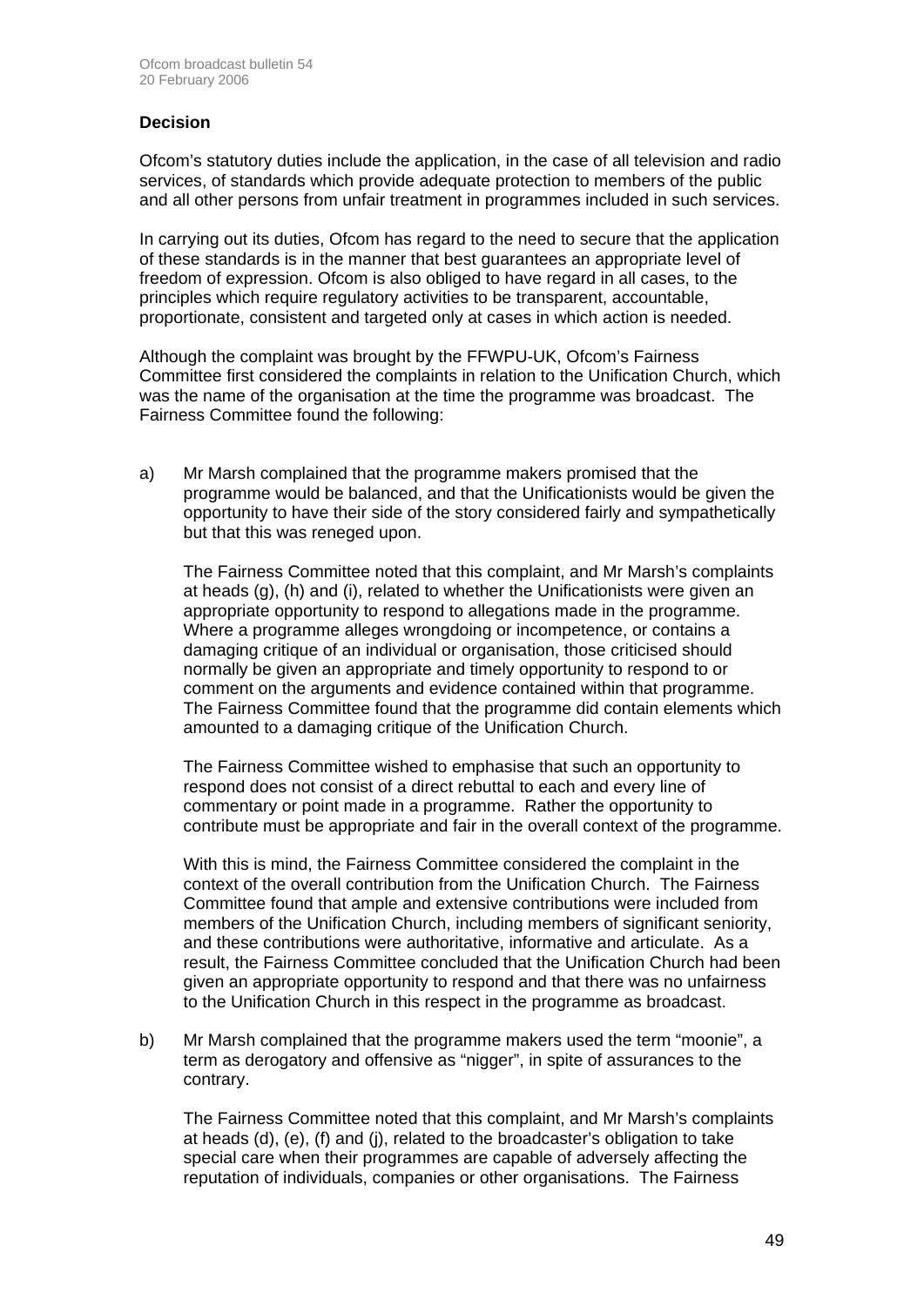### Decision

Ofcom's statutory duties include the application, in the case of all television and radio services, of standards which provide adequate protection to members of the public and all other persons from unfair treatment in programmes included in such services.

In carrying out its duties, Ofcom has regard to the need to secure that the application of these standards is in the manner that best guarantees an appropriate level of freedom of expression. Ofcom is also obliged to have regard in all cases, to the principles which require regulatory activities to be transparent, accountable, proportionate, consistent and targeted only at cases in which action is needed.

Although the complaint was brought by the FFWPU-UK, Ofcom's Fairness Committee first considered the complaints in relation to the Unification Church, which was the name of the organisation at the time the programme was broadcast. The Fairness Committee found the following:

a) Mr Marsh complained that the programme makers promised that the programme would be balanced, and that the Unificationists would be given the opportunity to have their side of the story considered fairly and sympathetically but that this was reneged upon.

   The Fairness Committee noted that this complaint, and Mr Marsh's complaints at heads (g), (h) and (i), related to whether the Unificationists were given an appropriate opportunity to respond to allegations made in the programme. Where a programme alleges wrongdoing or incompetence, or contains a damaging critique of an individual or organisation, those criticised should normally be given an appropriate and timely opportunity to respond to or comment on the arguments and evidence contained within that programme. The Fairness Committee found that the programme did contain elements which amounted to a damaging critique of the Unification Church.

   The Fairness Committee wished to emphasise that such an opportunity to respond does not consist of a direct rebuttal to each and every line of commentary or point made in a programme. Rather the opportunity to contribute must be appropriate and fair in the overall context of the programme.

   With this is mind, the Fairness Committee considered the complaint in the context of the overall contribution from the Unification Church. The Fairness Committee found that ample and extensive contributions were included from members of the Unification Church, including members of significant seniority, and these contributions were authoritative, informative and articulate. As a result, the Fairness Committee concluded that the Unification Church had been given an appropriate opportunity to respond and that there was no unfairness to the Unification Church in this respect in the programme as broadcast.

b) Mr Marsh complained that the programme makers used the term "moonie", a term as derogatory and offensive as "nigger", in spite of assurances to the contrary.

   The Fairness Committee noted that this complaint, and Mr Marsh's complaints at heads (d), (e), (f) and (j), related to the broadcaster's obligation to take special care when their programmes are capable of adversely affecting the reputation of individuals, companies or other organisations. The Fairness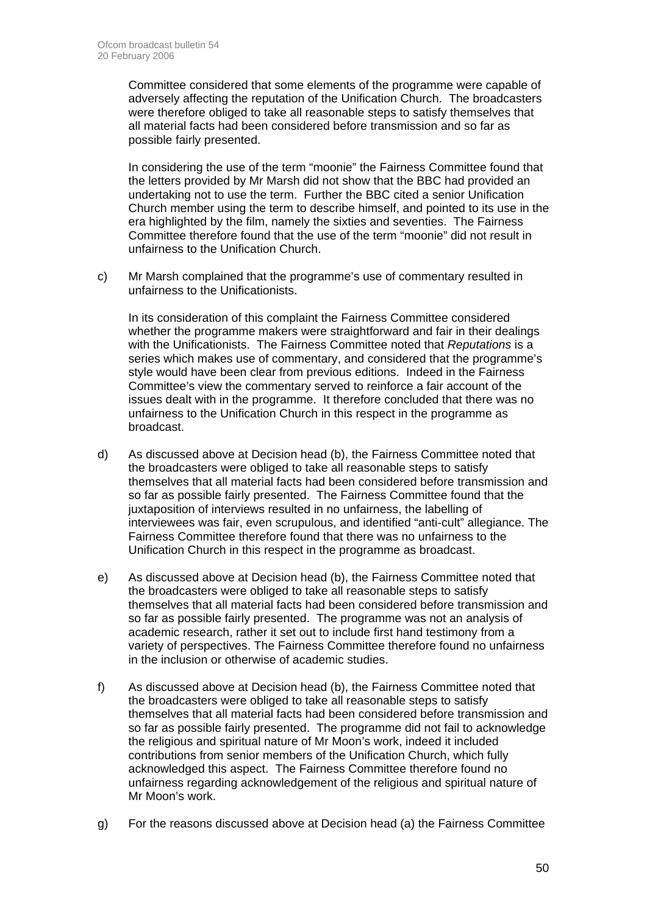Committee considered that some elements of the programme were capable of adversely affecting the reputation of the Unification Church. The broadcasters were therefore obliged to take all reasonable steps to satisfy themselves that all material facts had been considered before transmission and so far as possible fairly presented.

In considering the use of the term "moonie" the Fairness Committee found that the letters provided by Mr Marsh did not show that the BBC had provided an undertaking not to use the term. Further the BBC cited a senior Unification Church member using the term to describe himself, and pointed to its use in the era highlighted by the film, namely the sixties and seventies. The Fairness Committee therefore found that the use of the term "moonie" did not result in unfairness to the Unification Church.

c) Mr Marsh complained that the programme's use of commentary resulted in unfairness to the Unificationists.

   In its consideration of this complaint the Fairness Committee considered whether the programme makers were straightforward and fair in their dealings with the Unificationists. The Fairness Committee noted that *Reputations* is a series which makes use of commentary, and considered that the programme's style would have been clear from previous editions. Indeed in the Fairness Committee's view the commentary served to reinforce a fair account of the issues dealt with in the programme. It therefore concluded that there was no unfairness to the Unification Church in this respect in the programme as broadcast.

d) As discussed above at Decision head (b), the Fairness Committee noted that the broadcasters were obliged to take all reasonable steps to satisfy themselves that all material facts had been considered before transmission and so far as possible fairly presented. The Fairness Committee found that the juxtaposition of interviews resulted in no unfairness, the labelling of interviewees was fair, even scrupulous, and identified "anti-cult" allegiance. The Fairness Committee therefore found that there was no unfairness to the Unification Church in this respect in the programme as broadcast.

e) As discussed above at Decision head (b), the Fairness Committee noted that the broadcasters were obliged to take all reasonable steps to satisfy themselves that all material facts had been considered before transmission and so far as possible fairly presented. The programme was not an analysis of academic research, rather it set out to include first hand testimony from a variety of perspectives. The Fairness Committee therefore found no unfairness in the inclusion or otherwise of academic studies.

f) As discussed above at Decision head (b), the Fairness Committee noted that the broadcasters were obliged to take all reasonable steps to satisfy themselves that all material facts had been considered before transmission and so far as possible fairly presented. The programme did not fail to acknowledge the religious and spiritual nature of Mr Moon's work, indeed it included contributions from senior members of the Unification Church, which fully acknowledged this aspect. The Fairness Committee therefore found no unfairness regarding acknowledgement of the religious and spiritual nature of Mr Moon's work.

g) For the reasons discussed above at Decision head (a) the Fairness Committee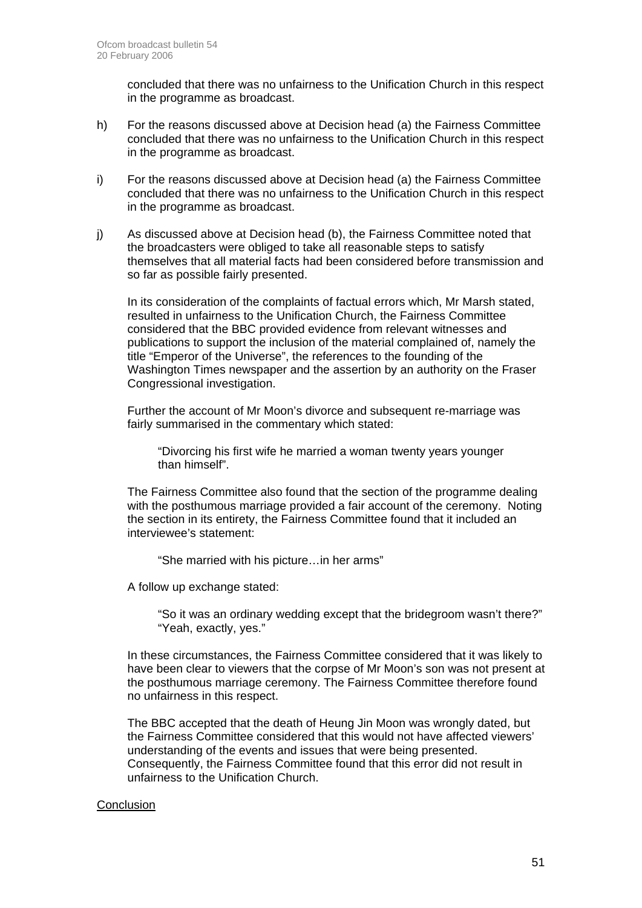concluded that there was no unfairness to the Unification Church in this respect in the programme as broadcast.

h) For the reasons discussed above at Decision head (a) the Fairness Committee concluded that there was no unfairness to the Unification Church in this respect in the programme as broadcast.

i) For the reasons discussed above at Decision head (a) the Fairness Committee concluded that there was no unfairness to the Unification Church in this respect in the programme as broadcast.

j) As discussed above at Decision head (b), the Fairness Committee noted that the broadcasters were obliged to take all reasonable steps to satisfy themselves that all material facts had been considered before transmission and so far as possible fairly presented.

   In its consideration of the complaints of factual errors which, Mr Marsh stated, resulted in unfairness to the Unification Church, the Fairness Committee considered that the BBC provided evidence from relevant witnesses and publications to support the inclusion of the material complained of, namely the title "Emperor of the Universe", the references to the founding of the Washington Times newspaper and the assertion by an authority on the Fraser Congressional investigation.

   Further the account of Mr Moon's divorce and subsequent re-marriage was fairly summarised in the commentary which stated:

   > "Divorcing his first wife he married a woman twenty years younger than himself".

   The Fairness Committee also found that the section of the programme dealing with the posthumous marriage provided a fair account of the ceremony. Noting the section in its entirety, the Fairness Committee found that it included an interviewee's statement:

   > "She married with his picture…in her arms"

   A follow up exchange stated:

   > "So it was an ordinary wedding except that the bridegroom wasn't there?"
   > "Yeah, exactly, yes."

   In these circumstances, the Fairness Committee considered that it was likely to have been clear to viewers that the corpse of Mr Moon's son was not present at the posthumous marriage ceremony. The Fairness Committee therefore found no unfairness in this respect.

   The BBC accepted that the death of Heung Jin Moon was wrongly dated, but the Fairness Committee considered that this would not have affected viewers' understanding of the events and issues that were being presented. Consequently, the Fairness Committee found that this error did not result in unfairness to the Unification Church.

<u>Conclusion</u>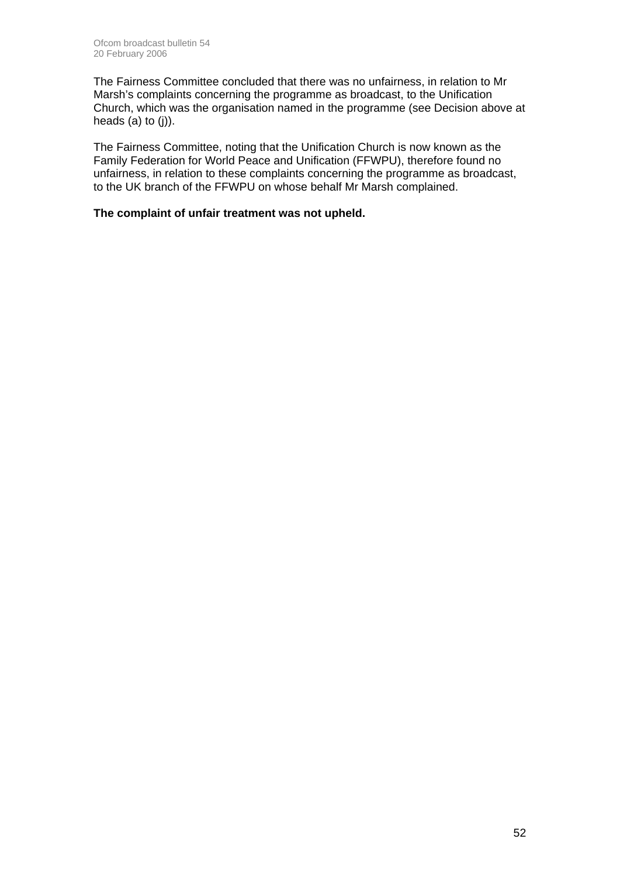The Fairness Committee concluded that there was no unfairness, in relation to Mr Marsh's complaints concerning the programme as broadcast, to the Unification Church, which was the organisation named in the programme (see Decision above at heads (a) to (j)).

The Fairness Committee, noting that the Unification Church is now known as the Family Federation for World Peace and Unification (FFWPU), therefore found no unfairness, in relation to these complaints concerning the programme as broadcast, to the UK branch of the FFWPU on whose behalf Mr Marsh complained.

**The complaint of unfair treatment was not upheld.**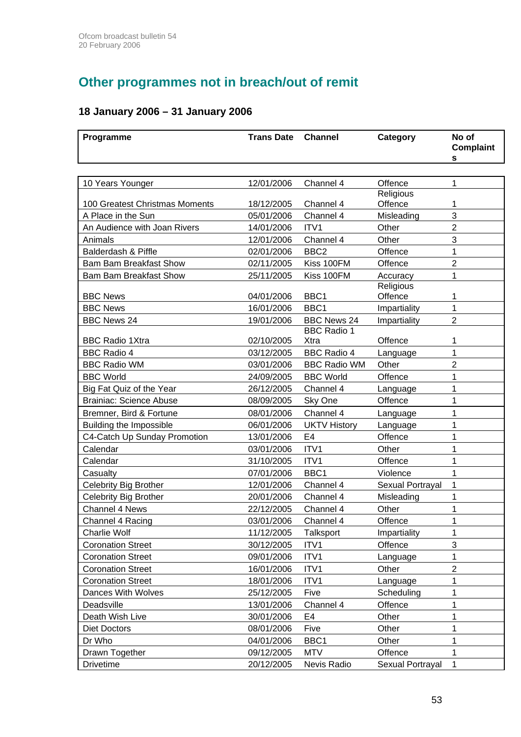## Other programmes not in breach/out of remit

### 18 January 2006 – 31 January 2006

| Programme | Trans Date | Channel | Category | No of Complaints |
|---|---|---|---|---|
| 10 Years Younger | 12/01/2006 | Channel 4 | Offence | 1 |
| 100 Greatest Christmas Moments | 18/12/2005 | Channel 4 | Religious Offence | 1 |
| A Place in the Sun | 05/01/2006 | Channel 4 | Misleading | 3 |
| An Audience with Joan Rivers | 14/01/2006 | ITV1 | Other | 2 |
| Animals | 12/01/2006 | Channel 4 | Other | 3 |
| Balderdash & Piffle | 02/01/2006 | BBC2 | Offence | 1 |
| Bam Bam Breakfast Show | 02/11/2005 | Kiss 100FM | Offence | 2 |
| Bam Bam Breakfast Show | 25/11/2005 | Kiss 100FM | Accuracy | 1 |
| BBC News | 04/01/2006 | BBC1 | Religious Offence | 1 |
| BBC News | 16/01/2006 | BBC1 | Impartiality | 1 |
| BBC News 24 | 19/01/2006 | BBC News 24 | Impartiality | 2 |
| BBC Radio 1Xtra | 02/10/2005 | BBC Radio 1 Xtra | Offence | 1 |
| BBC Radio 4 | 03/12/2005 | BBC Radio 4 | Language | 1 |
| BBC Radio WM | 03/01/2006 | BBC Radio WM | Other | 2 |
| BBC World | 24/09/2005 | BBC World | Offence | 1 |
| Big Fat Quiz of the Year | 26/12/2005 | Channel 4 | Language | 1 |
| Brainiac: Science Abuse | 08/09/2005 | Sky One | Offence | 1 |
| Bremner, Bird & Fortune | 08/01/2006 | Channel 4 | Language | 1 |
| Building the Impossible | 06/01/2006 | UKTV History | Language | 1 |
| C4-Catch Up Sunday Promotion | 13/01/2006 | E4 | Offence | 1 |
| Calendar | 03/01/2006 | ITV1 | Other | 1 |
| Calendar | 31/10/2005 | ITV1 | Offence | 1 |
| Casualty | 07/01/2006 | BBC1 | Violence | 1 |
| Celebrity Big Brother | 12/01/2006 | Channel 4 | Sexual Portrayal | 1 |
| Celebrity Big Brother | 20/01/2006 | Channel 4 | Misleading | 1 |
| Channel 4 News | 22/12/2005 | Channel 4 | Other | 1 |
| Channel 4 Racing | 03/01/2006 | Channel 4 | Offence | 1 |
| Charlie Wolf | 11/12/2005 | Talksport | Impartiality | 1 |
| Coronation Street | 30/12/2005 | ITV1 | Offence | 3 |
| Coronation Street | 09/01/2006 | ITV1 | Language | 1 |
| Coronation Street | 16/01/2006 | ITV1 | Other | 2 |
| Coronation Street | 18/01/2006 | ITV1 | Language | 1 |
| Dances With Wolves | 25/12/2005 | Five | Scheduling | 1 |
| Deadsville | 13/01/2006 | Channel 4 | Offence | 1 |
| Death Wish Live | 30/01/2006 | E4 | Other | 1 |
| Diet Doctors | 08/01/2006 | Five | Other | 1 |
| Dr Who | 04/01/2006 | BBC1 | Other | 1 |
| Drawn Together | 09/12/2005 | MTV | Offence | 1 |
| Drivetime | 20/12/2005 | Nevis Radio | Sexual Portrayal | 1 |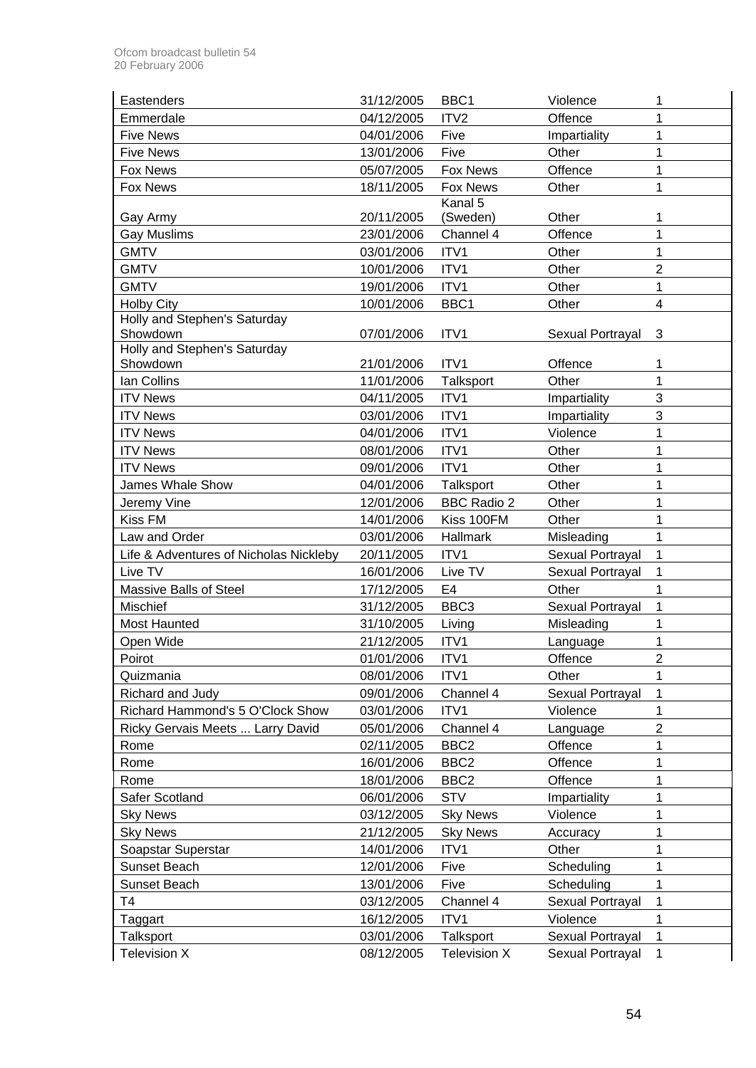| | | | | |
|---|---|---|---|---|
| Eastenders | 31/12/2005 | BBC1 | Violence | 1 |
| Emmerdale | 04/12/2005 | ITV2 | Offence | 1 |
| Five News | 04/01/2006 | Five | Impartiality | 1 |
| Five News | 13/01/2006 | Five | Other | 1 |
| Fox News | 05/07/2005 | Fox News | Offence | 1 |
| Fox News | 18/11/2005 | Fox News | Other | 1 |
| Gay Army | 20/11/2005 | Kanal 5 (Sweden) | Other | 1 |
| Gay Muslims | 23/01/2006 | Channel 4 | Offence | 1 |
| GMTV | 03/01/2006 | ITV1 | Other | 1 |
| GMTV | 10/01/2006 | ITV1 | Other | 2 |
| GMTV | 19/01/2006 | ITV1 | Other | 1 |
| Holby City | 10/01/2006 | BBC1 | Other | 4 |
| Holly and Stephen's Saturday Showdown | 07/01/2006 | ITV1 | Sexual Portrayal | 3 |
| Holly and Stephen's Saturday Showdown | 21/01/2006 | ITV1 | Offence | 1 |
| Ian Collins | 11/01/2006 | Talksport | Other | 1 |
| ITV News | 04/11/2005 | ITV1 | Impartiality | 3 |
| ITV News | 03/01/2006 | ITV1 | Impartiality | 3 |
| ITV News | 04/01/2006 | ITV1 | Violence | 1 |
| ITV News | 08/01/2006 | ITV1 | Other | 1 |
| ITV News | 09/01/2006 | ITV1 | Other | 1 |
| James Whale Show | 04/01/2006 | Talksport | Other | 1 |
| Jeremy Vine | 12/01/2006 | BBC Radio 2 | Other | 1 |
| Kiss FM | 14/01/2006 | Kiss 100FM | Other | 1 |
| Law and Order | 03/01/2006 | Hallmark | Misleading | 1 |
| Life & Adventures of Nicholas Nickleby | 20/11/2005 | ITV1 | Sexual Portrayal | 1 |
| Live TV | 16/01/2006 | Live TV | Sexual Portrayal | 1 |
| Massive Balls of Steel | 17/12/2005 | E4 | Other | 1 |
| Mischief | 31/12/2005 | BBC3 | Sexual Portrayal | 1 |
| Most Haunted | 31/10/2005 | Living | Misleading | 1 |
| Open Wide | 21/12/2005 | ITV1 | Language | 1 |
| Poirot | 01/01/2006 | ITV1 | Offence | 2 |
| Quizmania | 08/01/2006 | ITV1 | Other | 1 |
| Richard and Judy | 09/01/2006 | Channel 4 | Sexual Portrayal | 1 |
| Richard Hammond's 5 O'Clock Show | 03/01/2006 | ITV1 | Violence | 1 |
| Ricky Gervais Meets ... Larry David | 05/01/2006 | Channel 4 | Language | 2 |
| Rome | 02/11/2005 | BBC2 | Offence | 1 |
| Rome | 16/01/2006 | BBC2 | Offence | 1 |
| Rome | 18/01/2006 | BBC2 | Offence | 1 |
| Safer Scotland | 06/01/2006 | STV | Impartiality | 1 |
| Sky News | 03/12/2005 | Sky News | Violence | 1 |
| Sky News | 21/12/2005 | Sky News | Accuracy | 1 |
| Soapstar Superstar | 14/01/2006 | ITV1 | Other | 1 |
| Sunset Beach | 12/01/2006 | Five | Scheduling | 1 |
| Sunset Beach | 13/01/2006 | Five | Scheduling | 1 |
| T4 | 03/12/2005 | Channel 4 | Sexual Portrayal | 1 |
| Taggart | 16/12/2005 | ITV1 | Violence | 1 |
| Talksport | 03/01/2006 | Talksport | Sexual Portrayal | 1 |
| Television X | 08/12/2005 | Television X | Sexual Portrayal | 1 |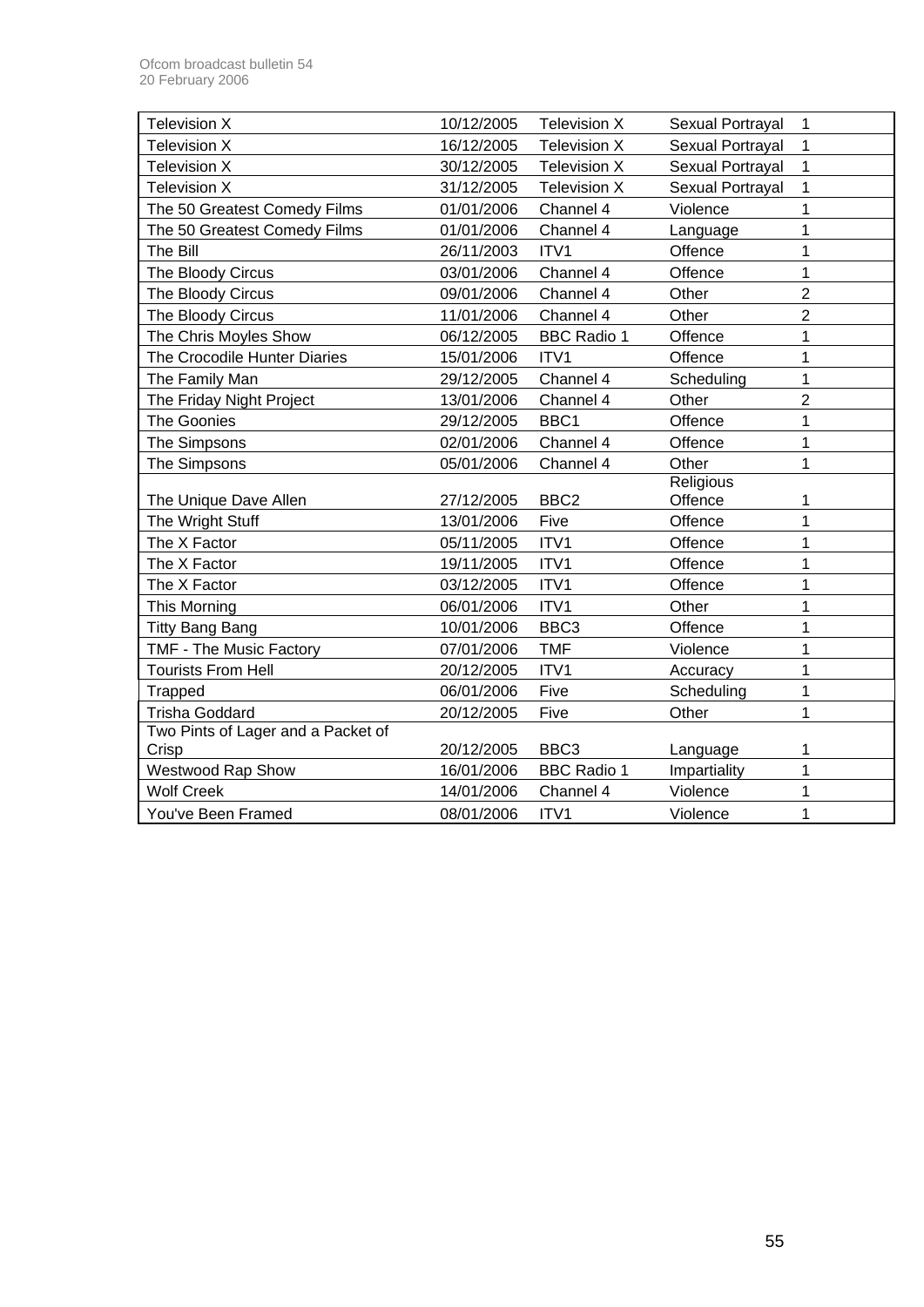| | | | | |
|---|---|---|---|---|
| Television X | 10/12/2005 | Television X | Sexual Portrayal | 1 |
| Television X | 16/12/2005 | Television X | Sexual Portrayal | 1 |
| Television X | 30/12/2005 | Television X | Sexual Portrayal | 1 |
| Television X | 31/12/2005 | Television X | Sexual Portrayal | 1 |
| The 50 Greatest Comedy Films | 01/01/2006 | Channel 4 | Violence | 1 |
| The 50 Greatest Comedy Films | 01/01/2006 | Channel 4 | Language | 1 |
| The Bill | 26/11/2003 | ITV1 | Offence | 1 |
| The Bloody Circus | 03/01/2006 | Channel 4 | Offence | 1 |
| The Bloody Circus | 09/01/2006 | Channel 4 | Other | 2 |
| The Bloody Circus | 11/01/2006 | Channel 4 | Other | 2 |
| The Chris Moyles Show | 06/12/2005 | BBC Radio 1 | Offence | 1 |
| The Crocodile Hunter Diaries | 15/01/2006 | ITV1 | Offence | 1 |
| The Family Man | 29/12/2005 | Channel 4 | Scheduling | 1 |
| The Friday Night Project | 13/01/2006 | Channel 4 | Other | 2 |
| The Goonies | 29/12/2005 | BBC1 | Offence | 1 |
| The Simpsons | 02/01/2006 | Channel 4 | Offence | 1 |
| The Simpsons | 05/01/2006 | Channel 4 | Other | 1 |
| The Unique Dave Allen | 27/12/2005 | BBC2 | Religious Offence | 1 |
| The Wright Stuff | 13/01/2006 | Five | Offence | 1 |
| The X Factor | 05/11/2005 | ITV1 | Offence | 1 |
| The X Factor | 19/11/2005 | ITV1 | Offence | 1 |
| The X Factor | 03/12/2005 | ITV1 | Offence | 1 |
| This Morning | 06/01/2006 | ITV1 | Other | 1 |
| Titty Bang Bang | 10/01/2006 | BBC3 | Offence | 1 |
| TMF - The Music Factory | 07/01/2006 | TMF | Violence | 1 |
| Tourists From Hell | 20/12/2005 | ITV1 | Accuracy | 1 |
| Trapped | 06/01/2006 | Five | Scheduling | 1 |
| Trisha Goddard | 20/12/2005 | Five | Other | 1 |
| Two Pints of Lager and a Packet of Crisp | 20/12/2005 | BBC3 | Language | 1 |
| Westwood Rap Show | 16/01/2006 | BBC Radio 1 | Impartiality | 1 |
| Wolf Creek | 14/01/2006 | Channel 4 | Violence | 1 |
| You've Been Framed | 08/01/2006 | ITV1 | Violence | 1 |